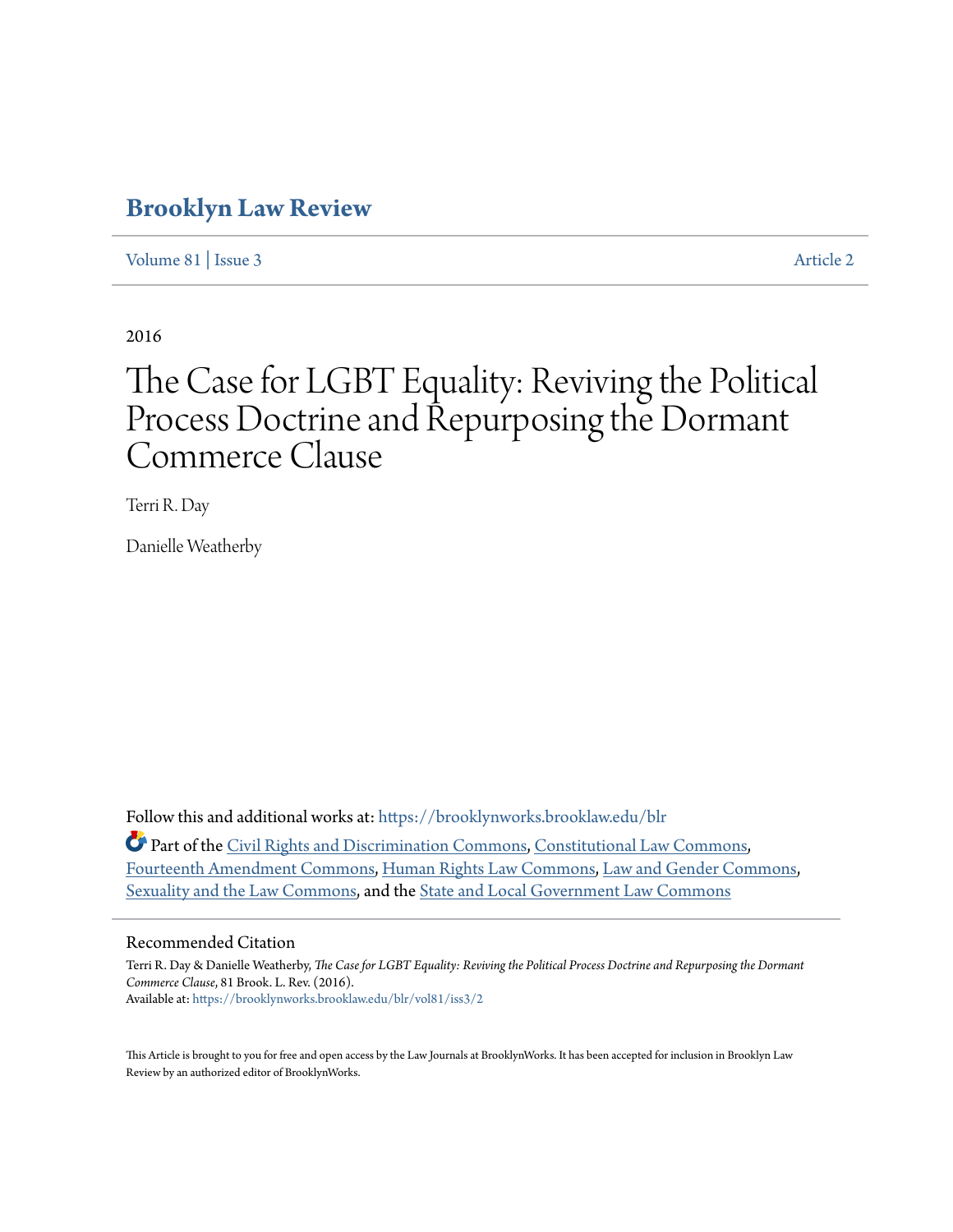# Brooklyn Law Review

Volume 81 | Issue 3 Article 2

2016

# The Case for LGBT Equality: Reviving the Political Process Doctrine and Repurposing the Dormant Commerce Clause

Terri R. Day

Danielle Weatherby

Follow this and additional works at: https://brooklynworks.brooklaw.edu/blr

Part of the Civil Rights and Discrimination Commons, Constitutional Law Commons, Fourteenth Amendment Commons, Human Rights Law Commons, Law and Gender Commons, Sexuality and the Law Commons, and the State and Local Government Law Commons

## Recommended Citation

Terri R. Day & Danielle Weatherby, *The Case for LGBT Equality: Reviving the Political Process Doctrine and Repurposing the Dormant Commerce Clause*, 81 Brook. L. Rev. (2016).
Available at: https://brooklynworks.brooklaw.edu/blr/vol81/iss3/2

This Article is brought to you for free and open access by the Law Journals at BrooklynWorks. It has been accepted for inclusion in Brooklyn Law Review by an authorized editor of BrooklynWorks.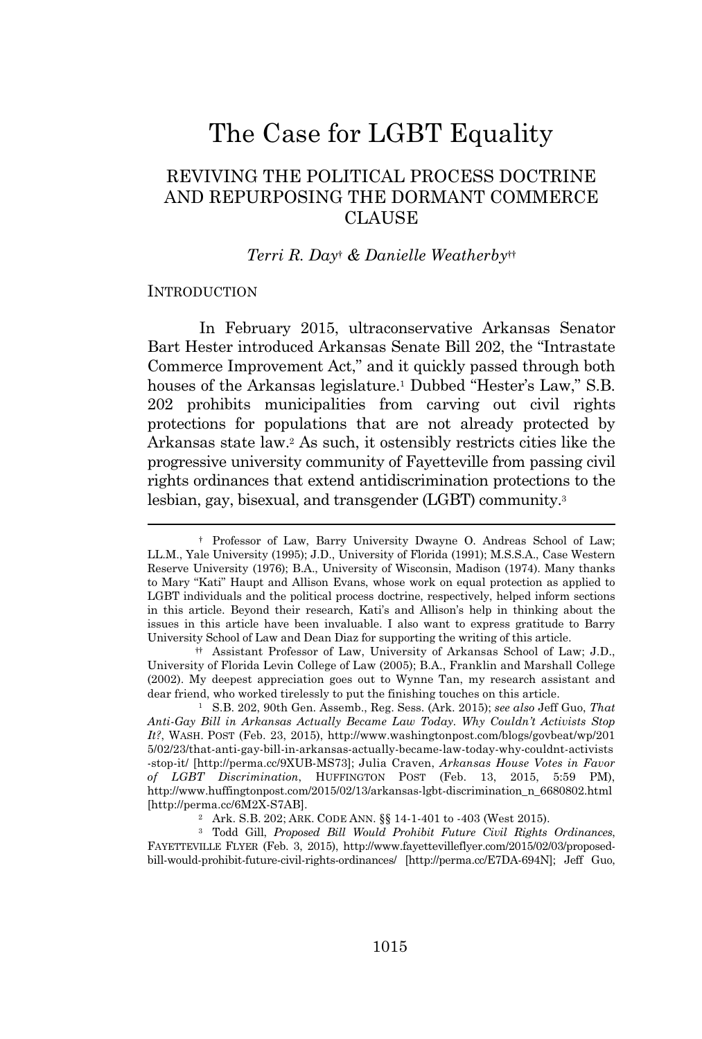# The Case for LGBT Equality

## REVIVING THE POLITICAL PROCESS DOCTRINE AND REPURPOSING THE DORMANT COMMERCE CLAUSE

*Terri R. Day*[†] *& Danielle Weatherby*[††]

### INTRODUCTION

In February 2015, ultraconservative Arkansas Senator Bart Hester introduced Arkansas Senate Bill 202, the "Intrastate Commerce Improvement Act," and it quickly passed through both houses of the Arkansas legislature.[1] Dubbed "Hester's Law," S.B. 202 prohibits municipalities from carving out civil rights protections for populations that are not already protected by Arkansas state law.[2] As such, it ostensibly restricts cities like the progressive university community of Fayetteville from passing civil rights ordinances that extend antidiscrimination protections to the lesbian, gay, bisexual, and transgender (LGBT) community.[3]

---

[†] Professor of Law, Barry University Dwayne O. Andreas School of Law; LL.M., Yale University (1995); J.D., University of Florida (1991); M.S.S.A., Case Western Reserve University (1976); B.A., University of Wisconsin, Madison (1974). Many thanks to Mary "Kati" Haupt and Allison Evans, whose work on equal protection as applied to LGBT individuals and the political process doctrine, respectively, helped inform sections in this article. Beyond their research, Kati's and Allison's help in thinking about the issues in this article have been invaluable. I also want to express gratitude to Barry University School of Law and Dean Diaz for supporting the writing of this article.

[††] Assistant Professor of Law, University of Arkansas School of Law; J.D., University of Florida Levin College of Law (2005); B.A., Franklin and Marshall College (2002). My deepest appreciation goes out to Wynne Tan, my research assistant and dear friend, who worked tirelessly to put the finishing touches on this article.

[1] S.B. 202, 90th Gen. Assemb., Reg. Sess. (Ark. 2015); *see also* Jeff Guo, *That Anti-Gay Bill in Arkansas Actually Became Law Today. Why Couldn't Activists Stop It?*, WASH. POST (Feb. 23, 2015), http://www.washingtonpost.com/blogs/govbeat/wp/2015/02/23/that-anti-gay-bill-in-arkansas-actually-became-law-today-why-couldnt-activists-stop-it/ [http://perma.cc/9XUB-MS73]; Julia Craven, *Arkansas House Votes in Favor of LGBT Discrimination*, HUFFINGTON POST (Feb. 13, 2015, 5:59 PM), http://www.huffingtonpost.com/2015/02/13/arkansas-lgbt-discrimination_n_6680802.html [http://perma.cc/6M2X-S7AB].

[2] Ark. S.B. 202; ARK. CODE ANN. §§ 14-1-401 to -403 (West 2015).

[3] Todd Gill, *Proposed Bill Would Prohibit Future Civil Rights Ordinances*, FAYETTEVILLE FLYER (Feb. 3, 2015), http://www.fayettevilleflyer.com/2015/02/03/proposed-bill-would-prohibit-future-civil-rights-ordinances/ [http://perma.cc/E7DA-694N]; Jeff Guo,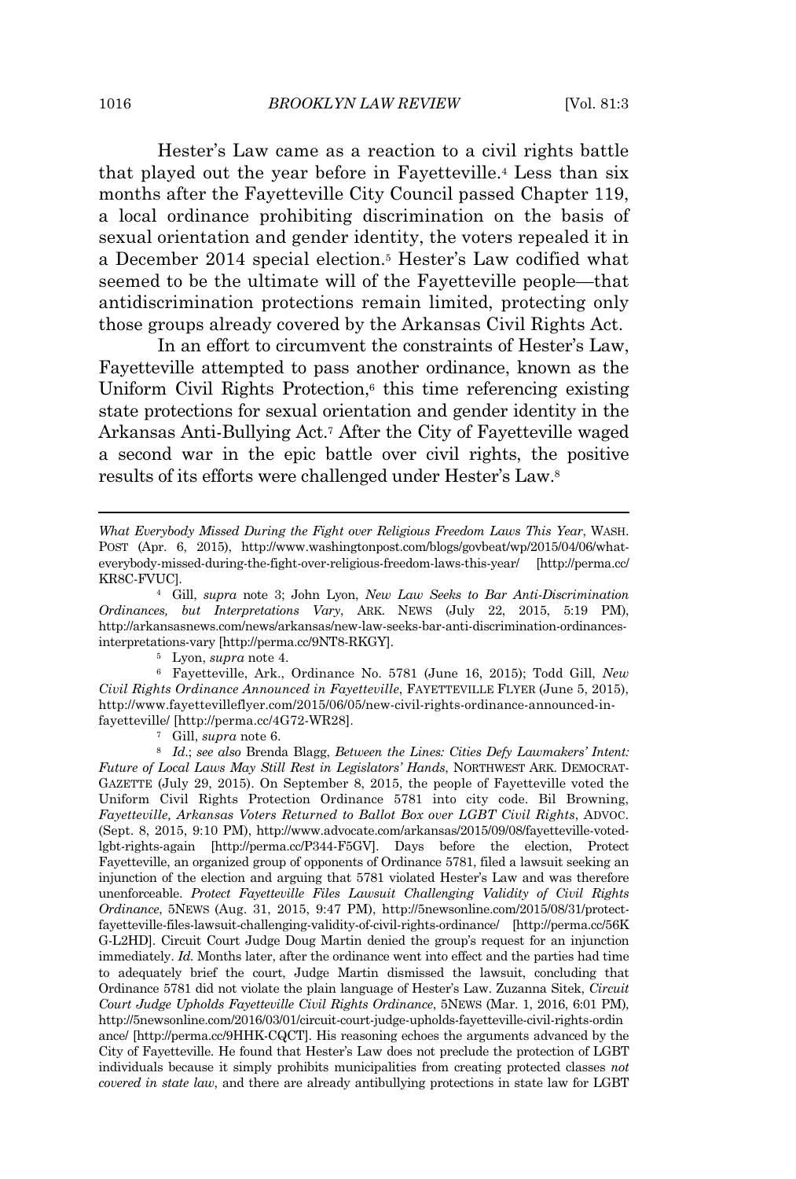Hester's Law came as a reaction to a civil rights battle that played out the year before in Fayetteville.[4] Less than six months after the Fayetteville City Council passed Chapter 119, a local ordinance prohibiting discrimination on the basis of sexual orientation and gender identity, the voters repealed it in a December 2014 special election.[5] Hester's Law codified what seemed to be the ultimate will of the Fayetteville people—that antidiscrimination protections remain limited, protecting only those groups already covered by the Arkansas Civil Rights Act.

In an effort to circumvent the constraints of Hester's Law, Fayetteville attempted to pass another ordinance, known as the Uniform Civil Rights Protection,[6] this time referencing existing state protections for sexual orientation and gender identity in the Arkansas Anti-Bullying Act.[7] After the City of Fayetteville waged a second war in the epic battle over civil rights, the positive results of its efforts were challenged under Hester's Law.[8]

---

*What Everybody Missed During the Fight over Religious Freedom Laws This Year*, WASH. POST (Apr. 6, 2015), http://www.washingtonpost.com/blogs/govbeat/wp/2015/04/06/what-everybody-missed-during-the-fight-over-religious-freedom-laws-this-year/ [http://perma.cc/KR8C-FVUC].

[4] Gill, *supra* note 3; John Lyon, *New Law Seeks to Bar Anti-Discrimination Ordinances, but Interpretations Vary*, ARK. NEWS (July 22, 2015, 5:19 PM), http://arkansasnews.com/news/arkansas/new-law-seeks-bar-anti-discrimination-ordinances-interpretations-vary [http://perma.cc/9NT8-RKGY].

[5] Lyon, *supra* note 4.

[6] Fayetteville, Ark., Ordinance No. 5781 (June 16, 2015); Todd Gill, *New Civil Rights Ordinance Announced in Fayetteville*, FAYETTEVILLE FLYER (June 5, 2015), http://www.fayettevilleflyer.com/2015/06/05/new-civil-rights-ordinance-announced-in-fayetteville/ [http://perma.cc/4G72-WR28].

[7] Gill, *supra* note 6.

[8] *Id.*; *see also* Brenda Blagg, *Between the Lines: Cities Defy Lawmakers' Intent: Future of Local Laws May Still Rest in Legislators' Hands*, NORTHWEST ARK. DEMOCRAT-GAZETTE (July 29, 2015). On September 8, 2015, the people of Fayetteville voted the Uniform Civil Rights Protection Ordinance 5781 into city code. Bil Browning, *Fayetteville, Arkansas Voters Returned to Ballot Box over LGBT Civil Rights*, ADVOC. (Sept. 8, 2015, 9:10 PM), http://www.advocate.com/arkansas/2015/09/08/fayetteville-voted-lgbt-rights-again [http://perma.cc/P344-F5GV]. Days before the election, Protect Fayetteville, an organized group of opponents of Ordinance 5781, filed a lawsuit seeking an injunction of the election and arguing that 5781 violated Hester's Law and was therefore unenforceable. *Protect Fayetteville Files Lawsuit Challenging Validity of Civil Rights Ordinance*, 5NEWS (Aug. 31, 2015, 9:47 PM), http://5newsonline.com/2015/08/31/protect-fayetteville-files-lawsuit-challenging-validity-of-civil-rights-ordinance/ [http://perma.cc/56KG-L2HD]. Circuit Court Judge Doug Martin denied the group's request for an injunction immediately. *Id.* Months later, after the ordinance went into effect and the parties had time to adequately brief the court, Judge Martin dismissed the lawsuit, concluding that Ordinance 5781 did not violate the plain language of Hester's Law. Zuzanna Sitek, *Circuit Court Judge Upholds Fayetteville Civil Rights Ordinance*, 5NEWS (Mar. 1, 2016, 6:01 PM), http://5newsonline.com/2016/03/01/circuit-court-judge-upholds-fayetteville-civil-rights-ordinance/ [http://perma.cc/9HHK-CQCT]. His reasoning echoes the arguments advanced by the City of Fayetteville. He found that Hester's Law does not preclude the protection of LGBT individuals because it simply prohibits municipalities from creating protected classes *not covered in state law*, and there are already antibullying protections in state law for LGBT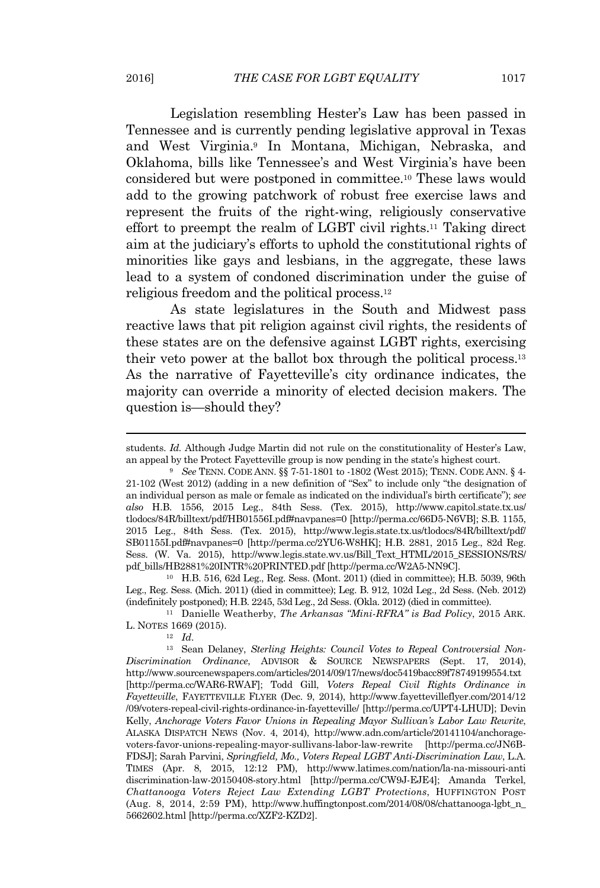Legislation resembling Hester's Law has been passed in Tennessee and is currently pending legislative approval in Texas and West Virginia.[9] In Montana, Michigan, Nebraska, and Oklahoma, bills like Tennessee's and West Virginia's have been considered but were postponed in committee.[10] These laws would add to the growing patchwork of robust free exercise laws and represent the fruits of the right-wing, religiously conservative effort to preempt the realm of LGBT civil rights.[11] Taking direct aim at the judiciary's efforts to uphold the constitutional rights of minorities like gays and lesbians, in the aggregate, these laws lead to a system of condoned discrimination under the guise of religious freedom and the political process.[12]

As state legislatures in the South and Midwest pass reactive laws that pit religion against civil rights, the residents of these states are on the defensive against LGBT rights, exercising their veto power at the ballot box through the political process.[13] As the narrative of Fayetteville's city ordinance indicates, the majority can override a minority of elected decision makers. The question is—should they?

---

students. *Id.* Although Judge Martin did not rule on the constitutionality of Hester's Law, an appeal by the Protect Fayetteville group is now pending in the state's highest court.

[9] *See* TENN. CODE ANN. §§ 7-51-1801 to -1802 (West 2015); TENN. CODE ANN. § 4-21-102 (West 2012) (adding in a new definition of "Sex" to include only "the designation of an individual person as male or female as indicated on the individual's birth certificate"); *see also* H.B. 1556, 2015 Leg., 84th Sess. (Tex. 2015), http://www.capitol.state.tx.us/tlodocs/84R/billtext/pdf/HB01556I.pdf#navpanes=0 [http://perma.cc/66D5-N6VB]; S.B. 1155, 2015 Leg., 84th Sess. (Tex. 2015), http://www.legis.state.tx.us/tlodocs/84R/billtext/pdf/SB01155I.pdf#navpanes=0 [http://perma.cc/2YU6-W8HK]; H.B. 2881, 2015 Leg., 82d Reg. Sess. (W. Va. 2015), http://www.legis.state.wv.us/Bill_Text_HTML/2015_SESSIONS/RS/pdf_bills/HB2881%20INTR%20PRINTED.pdf [http://perma.cc/W2A5-NN9C].

[10] H.B. 516, 62d Leg., Reg. Sess. (Mont. 2011) (died in committee); H.B. 5039, 96th Leg., Reg. Sess. (Mich. 2011) (died in committee); Leg. B. 912, 102d Leg., 2d Sess. (Neb. 2012) (indefinitely postponed); H.B. 2245, 53d Leg., 2d Sess. (Okla. 2012) (died in committee).

[11] Danielle Weatherby, *The Arkansas "Mini-RFRA" is Bad Policy*, 2015 ARK. L. NOTES 1669 (2015).

[12] *Id.*

[13] Sean Delaney, *Sterling Heights: Council Votes to Repeal Controversial Non-Discrimination Ordinance*, ADVISOR & SOURCE NEWSPAPERS (Sept. 17, 2014), http://www.sourcenewspapers.com/articles/2014/09/17/news/doc5419bacc89f78749199554.txt [http://perma.cc/WAR6-RWAF]; Todd Gill, *Voters Repeal Civil Rights Ordinance in Fayetteville*, FAYETTEVILLE FLYER (Dec. 9, 2014), http://www.fayettevilleflyer.com/2014/12/09/voters-repeal-civil-rights-ordinance-in-fayetteville/ [http://perma.cc/UPT4-LHUD]; Devin Kelly, *Anchorage Voters Favor Unions in Repealing Mayor Sullivan's Labor Law Rewrite*, ALASKA DISPATCH NEWS (Nov. 4, 2014), http://www.adn.com/article/20141104/anchorage-voters-favor-unions-repealing-mayor-sullivans-labor-law-rewrite [http://perma.cc/JN6B-FDSJ]; Sarah Parvini, *Springfield, Mo., Voters Repeal LGBT Anti-Discrimination Law*, L.A. TIMES (Apr. 8, 2015, 12:12 PM), http://www.latimes.com/nation/la-na-missouri-anti discrimination-law-20150408-story.html [http://perma.cc/CW9J-EJE4]; Amanda Terkel, *Chattanooga Voters Reject Law Extending LGBT Protections*, HUFFINGTON POST (Aug. 8, 2014, 2:59 PM), http://www.huffingtonpost.com/2014/08/08/chattanooga-lgbt_n_5662602.html [http://perma.cc/XZF2-KZD2].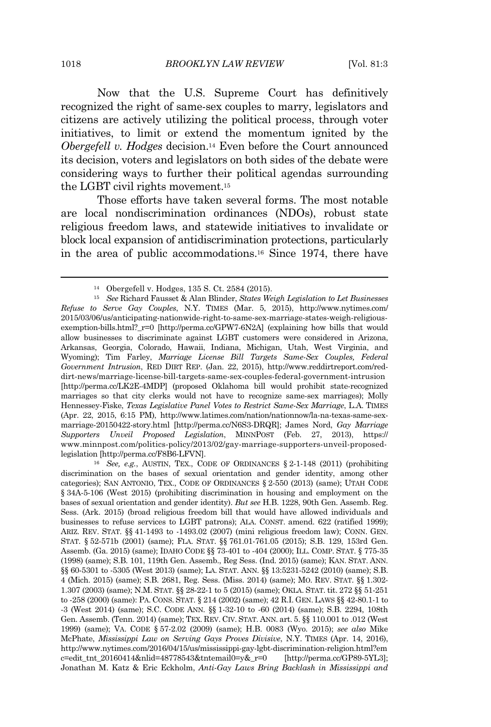Now that the U.S. Supreme Court has definitively recognized the right of same-sex couples to marry, legislators and citizens are actively utilizing the political process, through voter initiatives, to limit or extend the momentum ignited by the *Obergefell v. Hodges* decision.[14] Even before the Court announced its decision, voters and legislators on both sides of the debate were considering ways to further their political agendas surrounding the LGBT civil rights movement.[15]

Those efforts have taken several forms. The most notable are local nondiscrimination ordinances (NDOs), robust state religious freedom laws, and statewide initiatives to invalidate or block local expansion of antidiscrimination protections, particularly in the area of public accommodations.[16] Since 1974, there have

---

[14] Obergefell v. Hodges, 135 S. Ct. 2584 (2015).

[15] *See* Richard Fausset & Alan Blinder, *States Weigh Legislation to Let Businesses Refuse to Serve Gay Couples*, N.Y. TIMES (Mar. 5, 2015), http://www.nytimes.com/2015/03/06/us/anticipating-nationwide-right-to-same-sex-marriage-states-weigh-religious-exemption-bills.html?_r=0 [http://perma.cc/GPW7-6N2A] (explaining how bills that would allow businesses to discriminate against LGBT customers were considered in Arizona, Arkansas, Georgia, Colorado, Hawaii, Indiana, Michigan, Utah, West Virginia, and Wyoming); Tim Farley, *Marriage License Bill Targets Same-Sex Couples, Federal Government Intrusion*, RED DIRT REP. (Jan. 22, 2015), http://www.reddirtreport.com/red-dirt-news/marriage-license-bill-targets-same-sex-couples-federal-government-intrusion [http://perma.cc/LK2E-4MDP] (proposed Oklahoma bill would prohibit state-recognized marriages so that city clerks would not have to recognize same-sex marriages); Molly Hennessey-Fiske, *Texas Legislative Panel Votes to Restrict Same-Sex Marriage*, L.A. TIMES (Apr. 22, 2015, 6:15 PM), http://www.latimes.com/nation/nationnow/la-na-texas-same-sex-marriage-20150422-story.html [http://perma.cc/N6S3-DRQR]; James Nord, *Gay Marriage Supporters Unveil Proposed Legislation*, MINNPOST (Feb. 27, 2013), https://www.minnpost.com/politics-policy/2013/02/gay-marriage-supporters-unveil-proposed-legislation [http://perma.cc/F8B6-LFVN].

[16] *See, e.g.*, AUSTIN, TEX., CODE OF ORDINANCES § 2-1-148 (2011) (prohibiting discrimination on the bases of sexual orientation and gender identity, among other categories); SAN ANTONIO, TEX., CODE OF ORDINANCES § 2-550 (2013) (same); UTAH CODE § 34A-5-106 (West 2015) (prohibiting discrimination in housing and employment on the bases of sexual orientation and gender identity). *But see* H.B. 1228, 90th Gen. Assemb. Reg. Sess. (Ark. 2015) (broad religious freedom bill that would have allowed individuals and businesses to refuse services to LGBT patrons); ALA. CONST. amend. 622 (ratified 1999); ARIZ. REV. STAT. §§ 41-1493 to -1493.02 (2007) (mini religious freedom law); CONN. GEN. STAT. § 52-571b (2001) (same); FLA. STAT. §§ 761.01-761.05 (2015); S.B. 129, 153rd Gen. Assemb. (Ga. 2015) (same); IDAHO CODE §§ 73-401 to -404 (2000); ILL. COMP. STAT. § 775-35 (1998) (same); S.B. 101, 119th Gen. Assemb., Reg Sess. (Ind. 2015) (same); KAN. STAT. ANN. §§ 60-5301 to -5305 (West 2013) (same); LA. STAT. ANN. §§ 13:5231-5242 (2010) (same); S.B. 4 (Mich. 2015) (same); S.B. 2681, Reg. Sess. (Miss. 2014) (same); MO. REV. STAT. §§ 1.302-1.307 (2003) (same); N.M. STAT. §§ 28-22-1 to 5 (2015) (same); OKLA. STAT. tit. 272 §§ 51-251 to -258 (2000) (same): PA. CONS. STAT. § 214 (2002) (same); 42 R.I. GEN. LAWS §§ 42-80.1-1 to -3 (West 2014) (same); S.C. CODE ANN. §§ 1-32-10 to -60 (2014) (same); S.B. 2294, 108th Gen. Assemb. (Tenn. 2014) (same); TEX. REV. CIV. STAT. ANN. art. 5. §§ 110.001 to .012 (West 1999) (same); VA. CODE § 57-2.02 (2009) (same); H.B. 0083 (Wyo. 2015); *see also* Mike McPhate, *Mississippi Law on Serving Gays Proves Divisive*, N.Y. TIMES (Apr. 14, 2016), http://www.nytimes.com/2016/04/15/us/mississippi-gay-lgbt-discrimination-religion.html?emc=edit_tnt_20160414&nlid=48778543&tntemail0=y&_r=0 [http://perma.cc/GP89-5YL3]; Jonathan M. Katz & Eric Eckholm, *Anti-Gay Laws Bring Backlash in Mississippi and*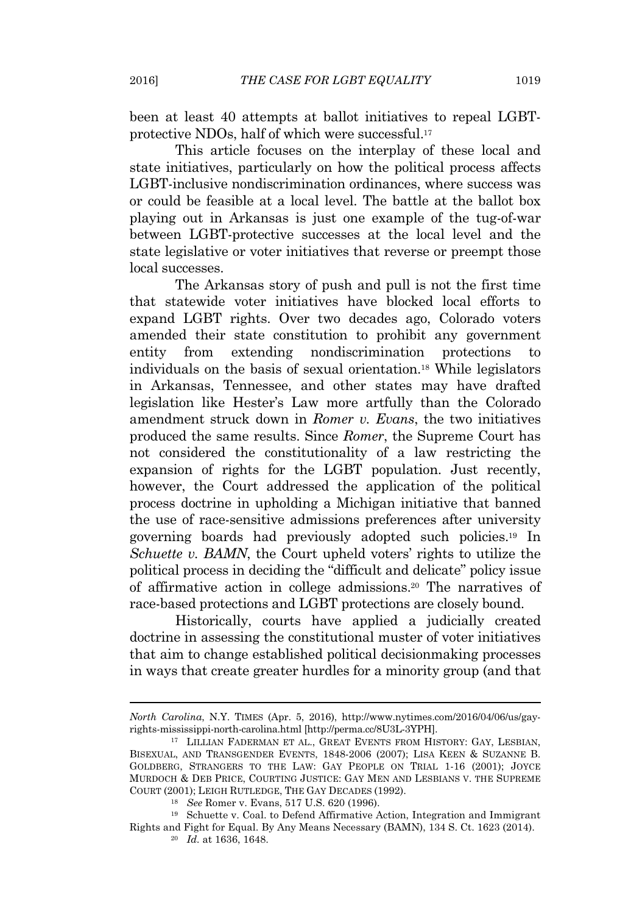been at least 40 attempts at ballot initiatives to repeal LGBT-protective NDOs, half of which were successful.[17]

This article focuses on the interplay of these local and state initiatives, particularly on how the political process affects LGBT-inclusive nondiscrimination ordinances, where success was or could be feasible at a local level. The battle at the ballot box playing out in Arkansas is just one example of the tug-of-war between LGBT-protective successes at the local level and the state legislative or voter initiatives that reverse or preempt those local successes.

The Arkansas story of push and pull is not the first time that statewide voter initiatives have blocked local efforts to expand LGBT rights. Over two decades ago, Colorado voters amended their state constitution to prohibit any government entity from extending nondiscrimination protections to individuals on the basis of sexual orientation.[18] While legislators in Arkansas, Tennessee, and other states may have drafted legislation like Hester's Law more artfully than the Colorado amendment struck down in *Romer v. Evans*, the two initiatives produced the same results. Since *Romer*, the Supreme Court has not considered the constitutionality of a law restricting the expansion of rights for the LGBT population. Just recently, however, the Court addressed the application of the political process doctrine in upholding a Michigan initiative that banned the use of race-sensitive admissions preferences after university governing boards had previously adopted such policies.[19] In *Schuette v. BAMN*, the Court upheld voters' rights to utilize the political process in deciding the "difficult and delicate" policy issue of affirmative action in college admissions.[20] The narratives of race-based protections and LGBT protections are closely bound.

Historically, courts have applied a judicially created doctrine in assessing the constitutional muster of voter initiatives that aim to change established political decisionmaking processes in ways that create greater hurdles for a minority group (and that

---

*North Carolina*, N.Y. TIMES (Apr. 5, 2016), http://www.nytimes.com/2016/04/06/us/gay-rights-mississippi-north-carolina.html [http://perma.cc/8U3L-3YPH].

[17] LILLIAN FADERMAN ET AL., GREAT EVENTS FROM HISTORY: GAY, LESBIAN, BISEXUAL, AND TRANSGENDER EVENTS, 1848-2006 (2007); LISA KEEN & SUZANNE B. GOLDBERG, STRANGERS TO THE LAW: GAY PEOPLE ON TRIAL 1-16 (2001); JOYCE MURDOCH & DEB PRICE, COURTING JUSTICE: GAY MEN AND LESBIANS V. THE SUPREME COURT (2001); LEIGH RUTLEDGE, THE GAY DECADES (1992).

[18] *See* Romer v. Evans, 517 U.S. 620 (1996).

[19] Schuette v. Coal. to Defend Affirmative Action, Integration and Immigrant Rights and Fight for Equal. By Any Means Necessary (BAMN), 134 S. Ct. 1623 (2014).

[20] *Id.* at 1636, 1648.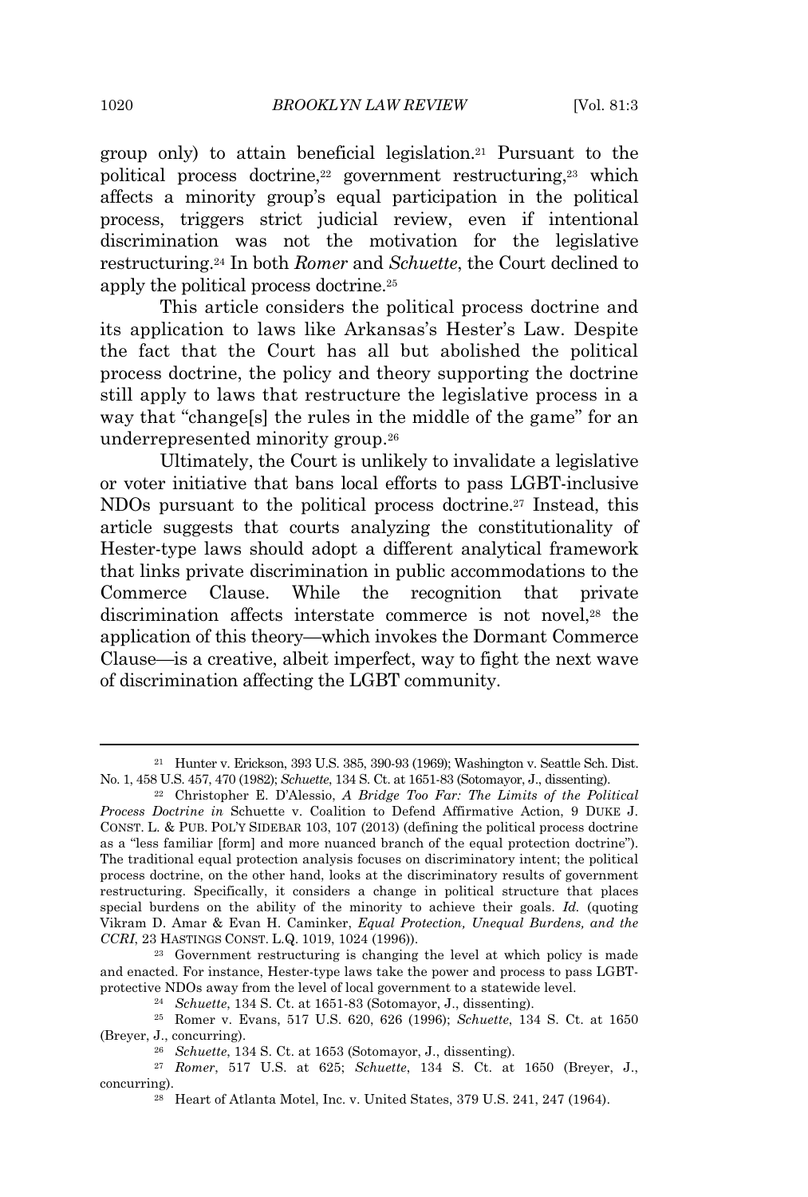group only) to attain beneficial legislation.[21] Pursuant to the political process doctrine,[22] government restructuring,[23] which affects a minority group's equal participation in the political process, triggers strict judicial review, even if intentional discrimination was not the motivation for the legislative restructuring.[24] In both *Romer* and *Schuette*, the Court declined to apply the political process doctrine.[25]

This article considers the political process doctrine and its application to laws like Arkansas's Hester's Law. Despite the fact that the Court has all but abolished the political process doctrine, the policy and theory supporting the doctrine still apply to laws that restructure the legislative process in a way that "change[s] the rules in the middle of the game" for an underrepresented minority group.[26]

Ultimately, the Court is unlikely to invalidate a legislative or voter initiative that bans local efforts to pass LGBT-inclusive NDOs pursuant to the political process doctrine.[27] Instead, this article suggests that courts analyzing the constitutionality of Hester-type laws should adopt a different analytical framework that links private discrimination in public accommodations to the Commerce Clause. While the recognition that private discrimination affects interstate commerce is not novel,[28] the application of this theory—which invokes the Dormant Commerce Clause—is a creative, albeit imperfect, way to fight the next wave of discrimination affecting the LGBT community.

---

[21] Hunter v. Erickson, 393 U.S. 385, 390-93 (1969); Washington v. Seattle Sch. Dist. No. 1, 458 U.S. 457, 470 (1982); *Schuette*, 134 S. Ct. at 1651-83 (Sotomayor, J., dissenting).

[22] Christopher E. D'Alessio, *A Bridge Too Far: The Limits of the Political Process Doctrine in* Schuette v. Coalition to Defend Affirmative Action, 9 DUKE J. CONST. L. & PUB. POL'Y SIDEBAR 103, 107 (2013) (defining the political process doctrine as a "less familiar [form] and more nuanced branch of the equal protection doctrine"). The traditional equal protection analysis focuses on discriminatory intent; the political process doctrine, on the other hand, looks at the discriminatory results of government restructuring. Specifically, it considers a change in political structure that places special burdens on the ability of the minority to achieve their goals. *Id.* (quoting Vikram D. Amar & Evan H. Caminker, *Equal Protection, Unequal Burdens, and the CCRI*, 23 HASTINGS CONST. L.Q. 1019, 1024 (1996)).

[23] Government restructuring is changing the level at which policy is made and enacted. For instance, Hester-type laws take the power and process to pass LGBT-protective NDOs away from the level of local government to a statewide level.

[24] *Schuette*, 134 S. Ct. at 1651-83 (Sotomayor, J., dissenting).

[25] Romer v. Evans, 517 U.S. 620, 626 (1996); *Schuette*, 134 S. Ct. at 1650 (Breyer, J., concurring).

[26] *Schuette*, 134 S. Ct. at 1653 (Sotomayor, J., dissenting).

[27] *Romer*, 517 U.S. at 625; *Schuette*, 134 S. Ct. at 1650 (Breyer, J., concurring).

[28] Heart of Atlanta Motel, Inc. v. United States, 379 U.S. 241, 247 (1964).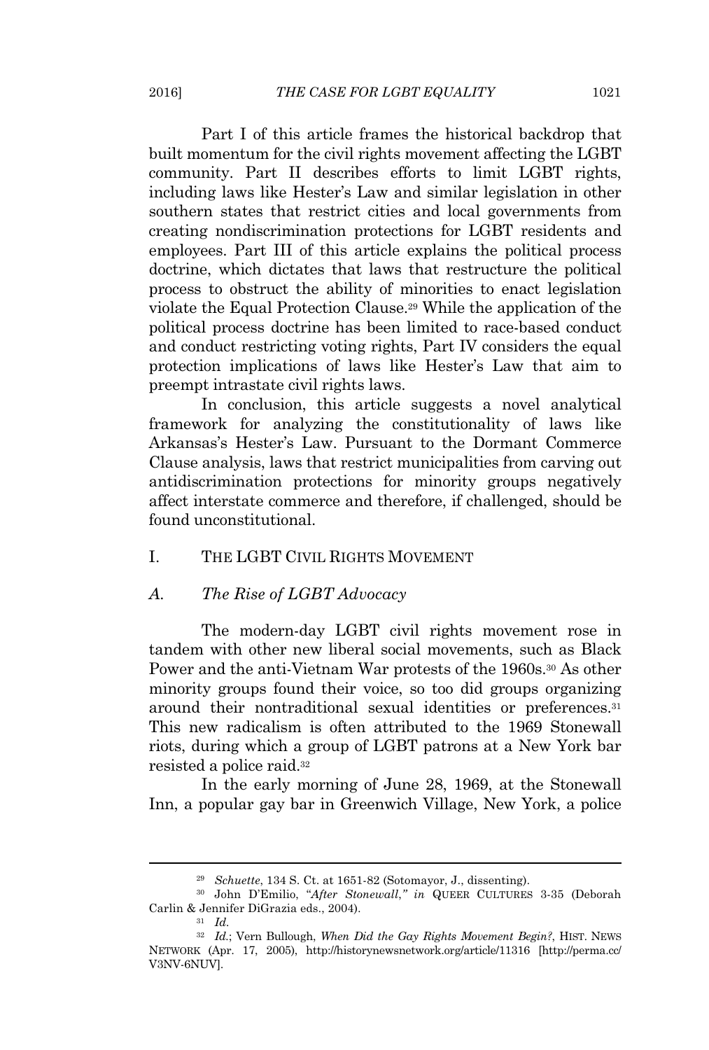Part I of this article frames the historical backdrop that built momentum for the civil rights movement affecting the LGBT community. Part II describes efforts to limit LGBT rights, including laws like Hester's Law and similar legislation in other southern states that restrict cities and local governments from creating nondiscrimination protections for LGBT residents and employees. Part III of this article explains the political process doctrine, which dictates that laws that restructure the political process to obstruct the ability of minorities to enact legislation violate the Equal Protection Clause.[29] While the application of the political process doctrine has been limited to race-based conduct and conduct restricting voting rights, Part IV considers the equal protection implications of laws like Hester's Law that aim to preempt intrastate civil rights laws.

In conclusion, this article suggests a novel analytical framework for analyzing the constitutionality of laws like Arkansas's Hester's Law. Pursuant to the Dormant Commerce Clause analysis, laws that restrict municipalities from carving out antidiscrimination protections for minority groups negatively affect interstate commerce and therefore, if challenged, should be found unconstitutional.

## I. THE LGBT CIVIL RIGHTS MOVEMENT

### *A. The Rise of LGBT Advocacy*

The modern-day LGBT civil rights movement rose in tandem with other new liberal social movements, such as Black Power and the anti-Vietnam War protests of the 1960s.[30] As other minority groups found their voice, so too did groups organizing around their nontraditional sexual identities or preferences.[31] This new radicalism is often attributed to the 1969 Stonewall riots, during which a group of LGBT patrons at a New York bar resisted a police raid.[32]

In the early morning of June 28, 1969, at the Stonewall Inn, a popular gay bar in Greenwich Village, New York, a police

---

[29] *Schuette*, 134 S. Ct. at 1651-82 (Sotomayor, J., dissenting).

[30] John D'Emilio, "*After Stonewall*," *in* QUEER CULTURES 3-35 (Deborah Carlin & Jennifer DiGrazia eds., 2004).

[31] *Id.*

[32] *Id.*; Vern Bullough, *When Did the Gay Rights Movement Begin?*, HIST. NEWS NETWORK (Apr. 17, 2005), http://historynewsnetwork.org/article/11316 [http://perma.cc/V3NV-6NUV].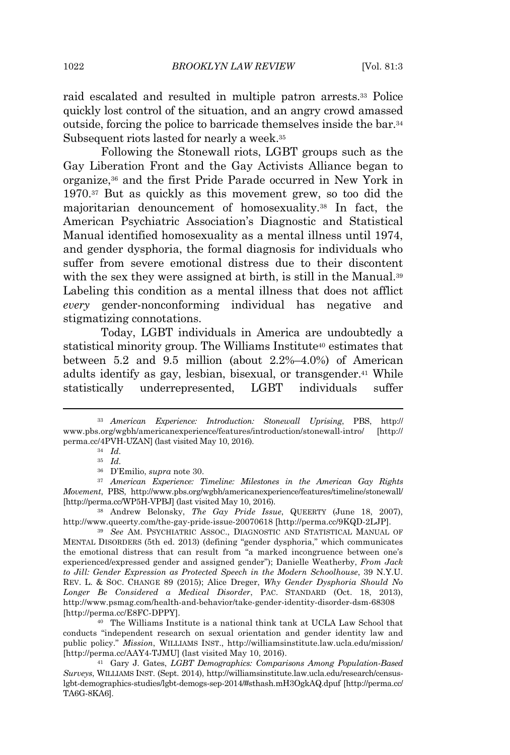raid escalated and resulted in multiple patron arrests.[33] Police quickly lost control of the situation, and an angry crowd amassed outside, forcing the police to barricade themselves inside the bar.[34] Subsequent riots lasted for nearly a week.[35]

Following the Stonewall riots, LGBT groups such as the Gay Liberation Front and the Gay Activists Alliance began to organize,[36] and the first Pride Parade occurred in New York in 1970.[37] But as quickly as this movement grew, so too did the majoritarian denouncement of homosexuality.[38] In fact, the American Psychiatric Association's Diagnostic and Statistical Manual identified homosexuality as a mental illness until 1974, and gender dysphoria, the formal diagnosis for individuals who suffer from severe emotional distress due to their discontent with the sex they were assigned at birth, is still in the Manual.[39] Labeling this condition as a mental illness that does not afflict *every* gender-nonconforming individual has negative and stigmatizing connotations.

Today, LGBT individuals in America are undoubtedly a statistical minority group. The Williams Institute[40] estimates that between 5.2 and 9.5 million (about 2.2%–4.0%) of American adults identify as gay, lesbian, bisexual, or transgender.[41] While statistically underrepresented, LGBT individuals suffer

---

[33] *American Experience: Introduction: Stonewall Uprising*, PBS, http://www.pbs.org/wgbh/americanexperience/features/introduction/stonewall-intro/ [http://perma.cc/4PVH-UZAN] (last visited May 10, 2016).

[34] *Id.*

[35] *Id.*

[36] D'Emilio, *supra* note 30.

[37] *American Experience: Timeline: Milestones in the American Gay Rights Movement*, PBS, http://www.pbs.org/wgbh/americanexperience/features/timeline/stonewall/ [http://perma.cc/WP5H-VPBJ] (last visited May 10, 2016).

[38] Andrew Belonsky, *The Gay Pride Issue*, QUEERTY (June 18, 2007), http://www.queerty.com/the-gay-pride-issue-20070618 [http://perma.cc/9KQD-2LJP].

[39] *See* AM. PSYCHIATRIC ASSOC., DIAGNOSTIC AND STATISTICAL MANUAL OF MENTAL DISORDERS (5th ed. 2013) (defining "gender dysphoria," which communicates the emotional distress that can result from "a marked incongruence between one's experienced/expressed gender and assigned gender"); Danielle Weatherby, *From Jack to Jill: Gender Expression as Protected Speech in the Modern Schoolhouse*, 39 N.Y.U. REV. L. & SOC. CHANGE 89 (2015); Alice Dreger, *Why Gender Dysphoria Should No Longer Be Considered a Medical Disorder*, PAC. STANDARD (Oct. 18, 2013), http://www.psmag.com/health-and-behavior/take-gender-identity-disorder-dsm-68308 [http://perma.cc/E8FC-DPPY].

[40] The Williams Institute is a national think tank at UCLA Law School that conducts "independent research on sexual orientation and gender identity law and public policy." *Mission*, WILLIAMS INST., http://williamsinstitute.law.ucla.edu/mission/ [http://perma.cc/AAY4-TJMU] (last visited May 10, 2016).

[41] Gary J. Gates, *LGBT Demographics: Comparisons Among Population-Based Surveys*, WILLIAMS INST. (Sept. 2014), http://williamsinstitute.law.ucla.edu/research/census-lgbt-demographics-studies/lgbt-demogs-sep-2014/#sthash.mH3OgkAQ.dpuf [http://perma.cc/TA6G-8KA6].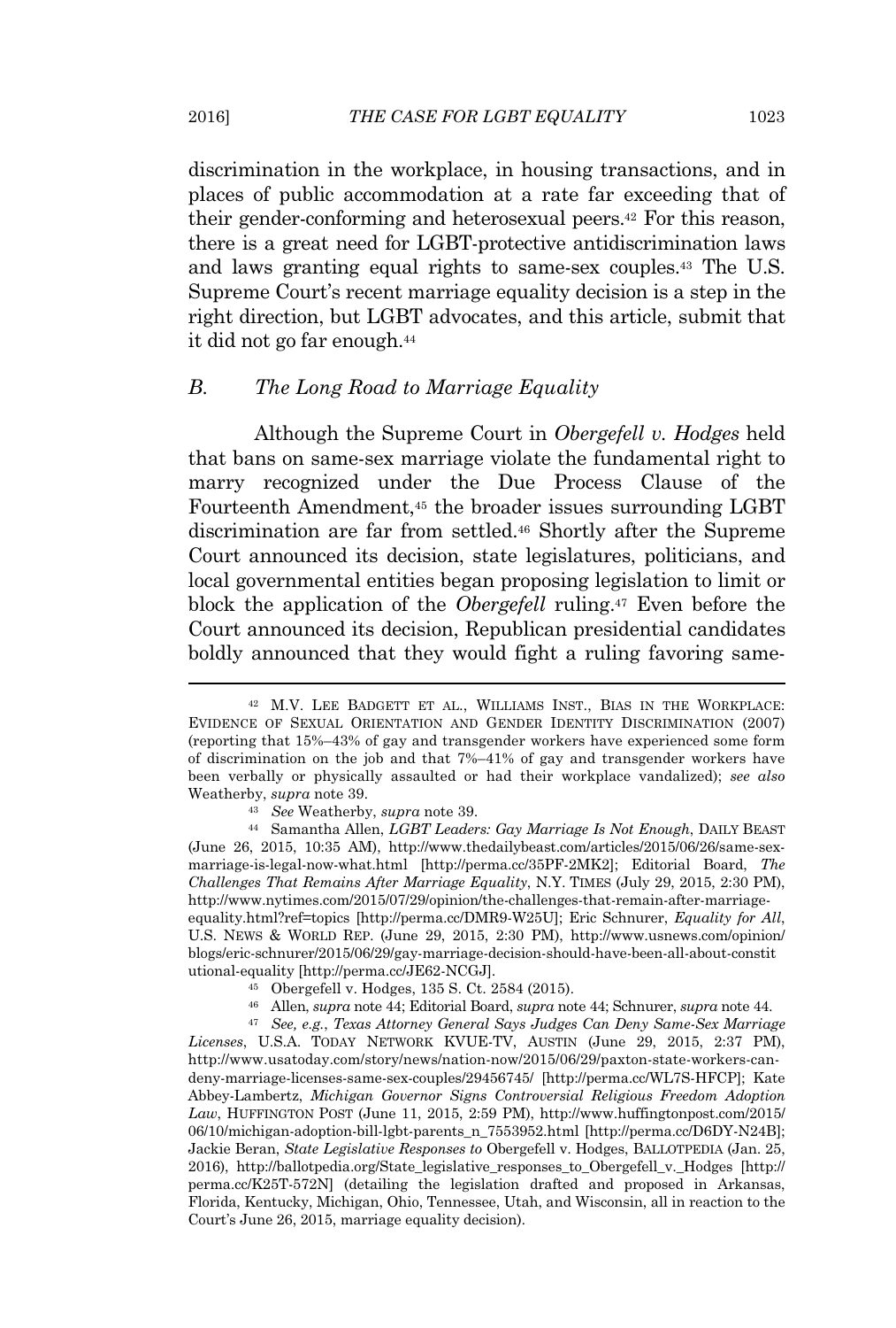discrimination in the workplace, in housing transactions, and in places of public accommodation at a rate far exceeding that of their gender-conforming and heterosexual peers.[42] For this reason, there is a great need for LGBT-protective antidiscrimination laws and laws granting equal rights to same-sex couples.[43] The U.S. Supreme Court's recent marriage equality decision is a step in the right direction, but LGBT advocates, and this article, submit that it did not go far enough.[44]

### B. *The Long Road to Marriage Equality*

Although the Supreme Court in *Obergefell v. Hodges* held that bans on same-sex marriage violate the fundamental right to marry recognized under the Due Process Clause of the Fourteenth Amendment,[45] the broader issues surrounding LGBT discrimination are far from settled.[46] Shortly after the Supreme Court announced its decision, state legislatures, politicians, and local governmental entities began proposing legislation to limit or block the application of the *Obergefell* ruling.[47] Even before the Court announced its decision, Republican presidential candidates boldly announced that they would fight a ruling favoring same-

---

[42] M.V. LEE BADGETT ET AL., WILLIAMS INST., BIAS IN THE WORKPLACE: EVIDENCE OF SEXUAL ORIENTATION AND GENDER IDENTITY DISCRIMINATION (2007) (reporting that 15%–43% of gay and transgender workers have experienced some form of discrimination on the job and that 7%–41% of gay and transgender workers have been verbally or physically assaulted or had their workplace vandalized); *see also* Weatherby, *supra* note 39.

[43] *See* Weatherby, *supra* note 39.

[44] Samantha Allen, *LGBT Leaders: Gay Marriage Is Not Enough*, DAILY BEAST (June 26, 2015, 10:35 AM), http://www.thedailybeast.com/articles/2015/06/26/same-sex-marriage-is-legal-now-what.html [http://perma.cc/35PF-2MK2]; Editorial Board, *The Challenges That Remains After Marriage Equality*, N.Y. TIMES (July 29, 2015, 2:30 PM), http://www.nytimes.com/2015/07/29/opinion/the-challenges-that-remain-after-marriage-equality.html?ref=topics [http://perma.cc/DMR9-W25U]; Eric Schnurer, *Equality for All*, U.S. NEWS & WORLD REP. (June 29, 2015, 2:30 PM), http://www.usnews.com/opinion/blogs/eric-schnurer/2015/06/29/gay-marriage-decision-should-have-been-all-about-constitutional-equality [http://perma.cc/JE62-NCGJ].

[45] Obergefell v. Hodges, 135 S. Ct. 2584 (2015).

[46] Allen, *supra* note 44; Editorial Board, *supra* note 44; Schnurer, *supra* note 44.

[47] *See, e.g.*, *Texas Attorney General Says Judges Can Deny Same-Sex Marriage Licenses*, U.S.A. TODAY NETWORK KVUE-TV, AUSTIN (June 29, 2015, 2:37 PM), http://www.usatoday.com/story/news/nation-now/2015/06/29/paxton-state-workers-can-deny-marriage-licenses-same-sex-couples/29456745/ [http://perma.cc/WL7S-HFCP]; Kate Abbey-Lambertz, *Michigan Governor Signs Controversial Religious Freedom Adoption Law*, HUFFINGTON POST (June 11, 2015, 2:59 PM), http://www.huffingtonpost.com/2015/06/10/michigan-adoption-bill-lgbt-parents_n_7553952.html [http://perma.cc/D6DY-N24B]; Jackie Beran, *State Legislative Responses to* Obergefell v. Hodges, BALLOTPEDIA (Jan. 25, 2016), http://ballotpedia.org/State_legislative_responses_to_Obergefell_v._Hodges [http://perma.cc/K25T-572N] (detailing the legislation drafted and proposed in Arkansas, Florida, Kentucky, Michigan, Ohio, Tennessee, Utah, and Wisconsin, all in reaction to the Court's June 26, 2015, marriage equality decision).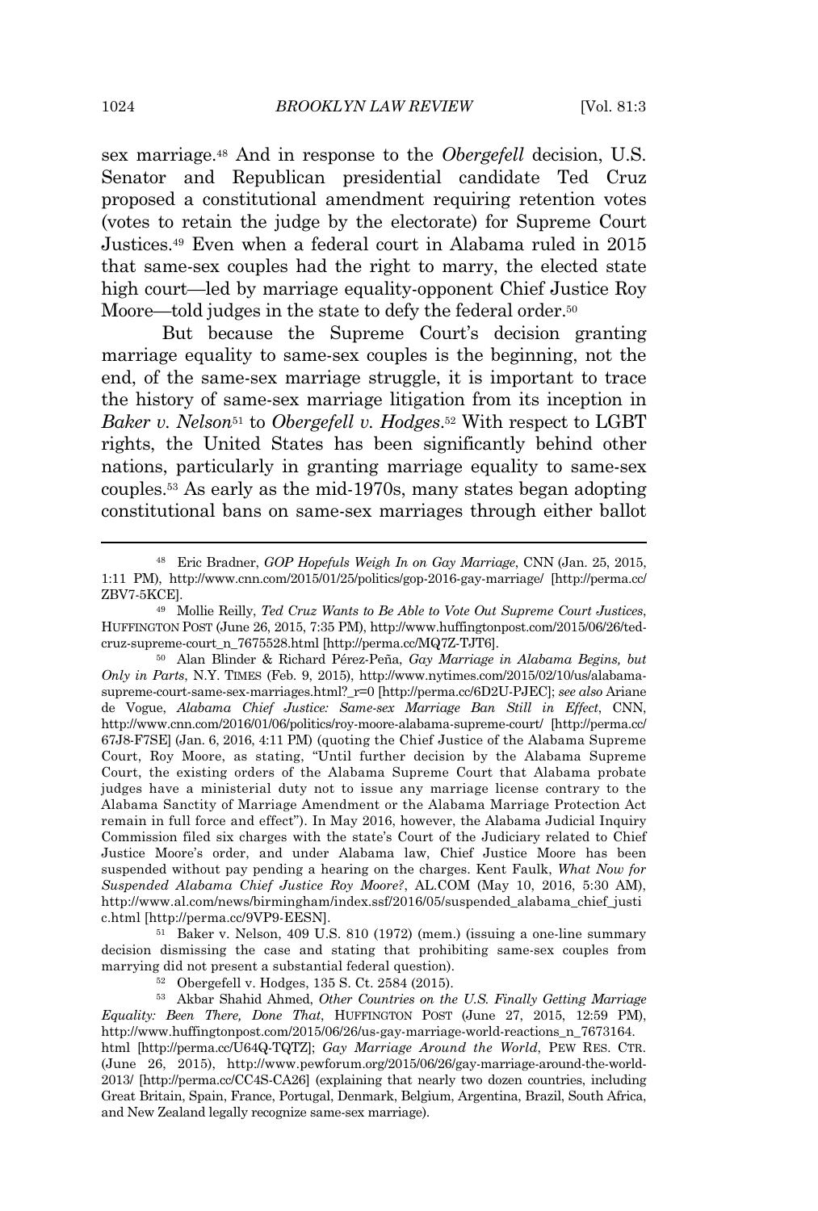sex marriage.[48] And in response to the *Obergefell* decision, U.S. Senator and Republican presidential candidate Ted Cruz proposed a constitutional amendment requiring retention votes (votes to retain the judge by the electorate) for Supreme Court Justices.[49] Even when a federal court in Alabama ruled in 2015 that same-sex couples had the right to marry, the elected state high court—led by marriage equality-opponent Chief Justice Roy Moore—told judges in the state to defy the federal order.[50]

But because the Supreme Court's decision granting marriage equality to same-sex couples is the beginning, not the end, of the same-sex marriage struggle, it is important to trace the history of same-sex marriage litigation from its inception in *Baker v. Nelson*[51] to *Obergefell v. Hodges*.[52] With respect to LGBT rights, the United States has been significantly behind other nations, particularly in granting marriage equality to same-sex couples.[53] As early as the mid-1970s, many states began adopting constitutional bans on same-sex marriages through either ballot

---

[48] Eric Bradner, *GOP Hopefuls Weigh In on Gay Marriage*, CNN (Jan. 25, 2015, 1:11 PM), http://www.cnn.com/2015/01/25/politics/gop-2016-gay-marriage/ [http://perma.cc/ZBV7-5KCE].

[49] Mollie Reilly, *Ted Cruz Wants to Be Able to Vote Out Supreme Court Justices*, HUFFINGTON POST (June 26, 2015, 7:35 PM), http://www.huffingtonpost.com/2015/06/26/ted-cruz-supreme-court_n_7675528.html [http://perma.cc/MQ7Z-TJT6].

[50] Alan Blinder & Richard Pérez-Peña, *Gay Marriage in Alabama Begins, but Only in Parts*, N.Y. TIMES (Feb. 9, 2015), http://www.nytimes.com/2015/02/10/us/alabama-supreme-court-same-sex-marriages.html?_r=0 [http://perma.cc/6D2U-PJEC]; *see also* Ariane de Vogue, *Alabama Chief Justice: Same-sex Marriage Ban Still in Effect*, CNN, http://www.cnn.com/2016/01/06/politics/roy-moore-alabama-supreme-court/ [http://perma.cc/67J8-F7SE] (Jan. 6, 2016, 4:11 PM) (quoting the Chief Justice of the Alabama Supreme Court, Roy Moore, as stating, "Until further decision by the Alabama Supreme Court, the existing orders of the Alabama Supreme Court that Alabama probate judges have a ministerial duty not to issue any marriage license contrary to the Alabama Sanctity of Marriage Amendment or the Alabama Marriage Protection Act remain in full force and effect"). In May 2016, however, the Alabama Judicial Inquiry Commission filed six charges with the state's Court of the Judiciary related to Chief Justice Moore's order, and under Alabama law, Chief Justice Moore has been suspended without pay pending a hearing on the charges. Kent Faulk, *What Now for Suspended Alabama Chief Justice Roy Moore?*, AL.COM (May 10, 2016, 5:30 AM), http://www.al.com/news/birmingham/index.ssf/2016/05/suspended_alabama_chief_justice.html [http://perma.cc/9VP9-EESN].

[51] Baker v. Nelson, 409 U.S. 810 (1972) (mem.) (issuing a one-line summary decision dismissing the case and stating that prohibiting same-sex couples from marrying did not present a substantial federal question).

[52] Obergefell v. Hodges, 135 S. Ct. 2584 (2015).

[53] Akbar Shahid Ahmed, *Other Countries on the U.S. Finally Getting Marriage Equality: Been There, Done That*, HUFFINGTON POST (June 27, 2015, 12:59 PM), http://www.huffingtonpost.com/2015/06/26/us-gay-marriage-world-reactions_n_7673164.html [http://perma.cc/U64Q-TQTZ]; *Gay Marriage Around the World*, PEW RES. CTR. (June 26, 2015), http://www.pewforum.org/2015/06/26/gay-marriage-around-the-world-2013/ [http://perma.cc/CC4S-CA26] (explaining that nearly two dozen countries, including Great Britain, Spain, France, Portugal, Denmark, Belgium, Argentina, Brazil, South Africa, and New Zealand legally recognize same-sex marriage).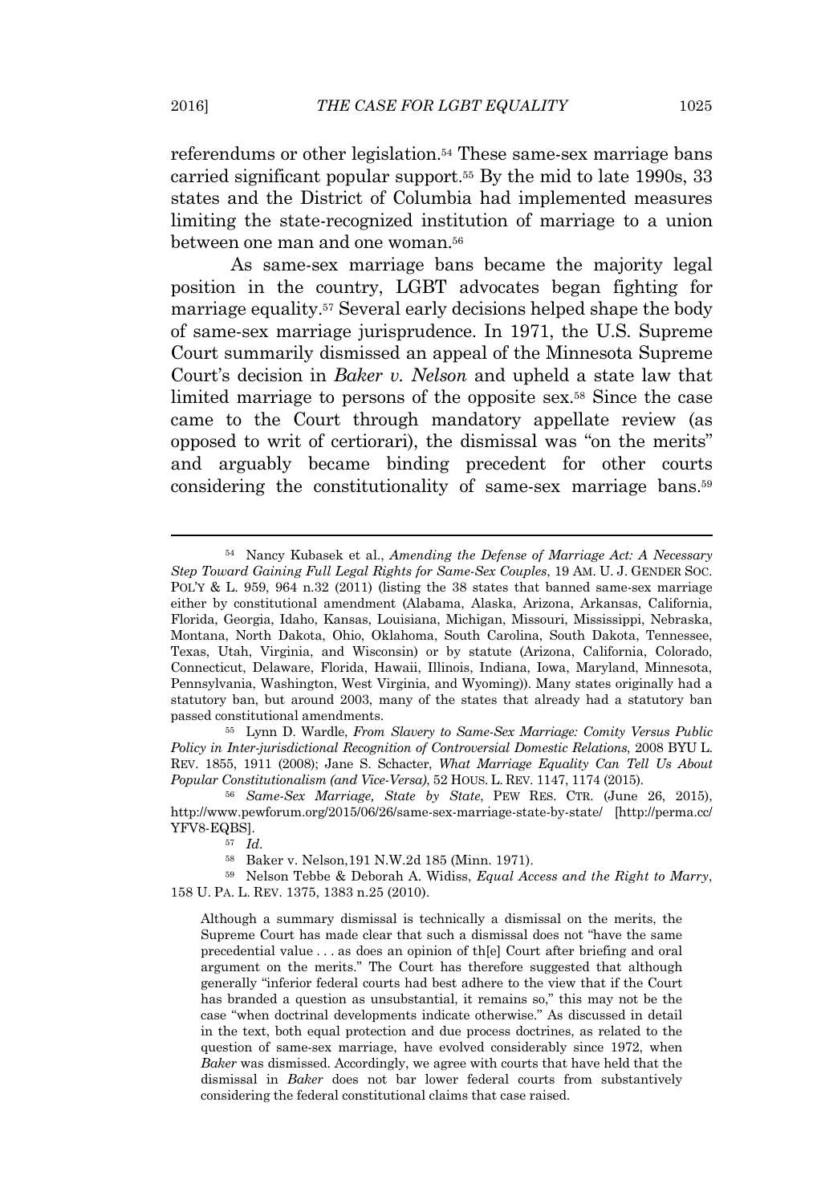referendums or other legislation.[54] These same-sex marriage bans carried significant popular support.[55] By the mid to late 1990s, 33 states and the District of Columbia had implemented measures limiting the state-recognized institution of marriage to a union between one man and one woman.[56]

As same-sex marriage bans became the majority legal position in the country, LGBT advocates began fighting for marriage equality.[57] Several early decisions helped shape the body of same-sex marriage jurisprudence. In 1971, the U.S. Supreme Court summarily dismissed an appeal of the Minnesota Supreme Court's decision in *Baker v. Nelson* and upheld a state law that limited marriage to persons of the opposite sex.[58] Since the case came to the Court through mandatory appellate review (as opposed to writ of certiorari), the dismissal was "on the merits" and arguably became binding precedent for other courts considering the constitutionality of same-sex marriage bans.[59]

---

[54] Nancy Kubasek et al., *Amending the Defense of Marriage Act: A Necessary Step Toward Gaining Full Legal Rights for Same-Sex Couples*, 19 AM. U. J. GENDER SOC. POL'Y & L. 959, 964 n.32 (2011) (listing the 38 states that banned same-sex marriage either by constitutional amendment (Alabama, Alaska, Arizona, Arkansas, California, Florida, Georgia, Idaho, Kansas, Louisiana, Michigan, Missouri, Mississippi, Nebraska, Montana, North Dakota, Ohio, Oklahoma, South Carolina, South Dakota, Tennessee, Texas, Utah, Virginia, and Wisconsin) or by statute (Arizona, California, Colorado, Connecticut, Delaware, Florida, Hawaii, Illinois, Indiana, Iowa, Maryland, Minnesota, Pennsylvania, Washington, West Virginia, and Wyoming)). Many states originally had a statutory ban, but around 2003, many of the states that already had a statutory ban passed constitutional amendments.

[55] Lynn D. Wardle, *From Slavery to Same-Sex Marriage: Comity Versus Public Policy in Inter-jurisdictional Recognition of Controversial Domestic Relations*, 2008 BYU L. REV. 1855, 1911 (2008); Jane S. Schacter, *What Marriage Equality Can Tell Us About Popular Constitutionalism (and Vice-Versa)*, 52 HOUS. L. REV. 1147, 1174 (2015).

[56] *Same-Sex Marriage, State by State*, PEW RES. CTR. (June 26, 2015), http://www.pewforum.org/2015/06/26/same-sex-marriage-state-by-state/ [http://perma.cc/YFV8-EQBS].

[57] *Id.*

[58] Baker v. Nelson,191 N.W.2d 185 (Minn. 1971).

[59] Nelson Tebbe & Deborah A. Widiss, *Equal Access and the Right to Marry*, 158 U. PA. L. REV. 1375, 1383 n.25 (2010).

> Although a summary dismissal is technically a dismissal on the merits, the Supreme Court has made clear that such a dismissal does not "have the same precedential value . . . as does an opinion of th[e] Court after briefing and oral argument on the merits." The Court has therefore suggested that although generally "inferior federal courts had best adhere to the view that if the Court has branded a question as unsubstantial, it remains so," this may not be the case "when doctrinal developments indicate otherwise." As discussed in detail in the text, both equal protection and due process doctrines, as related to the question of same-sex marriage, have evolved considerably since 1972, when *Baker* was dismissed. Accordingly, we agree with courts that have held that the dismissal in *Baker* does not bar lower federal courts from substantively considering the federal constitutional claims that case raised.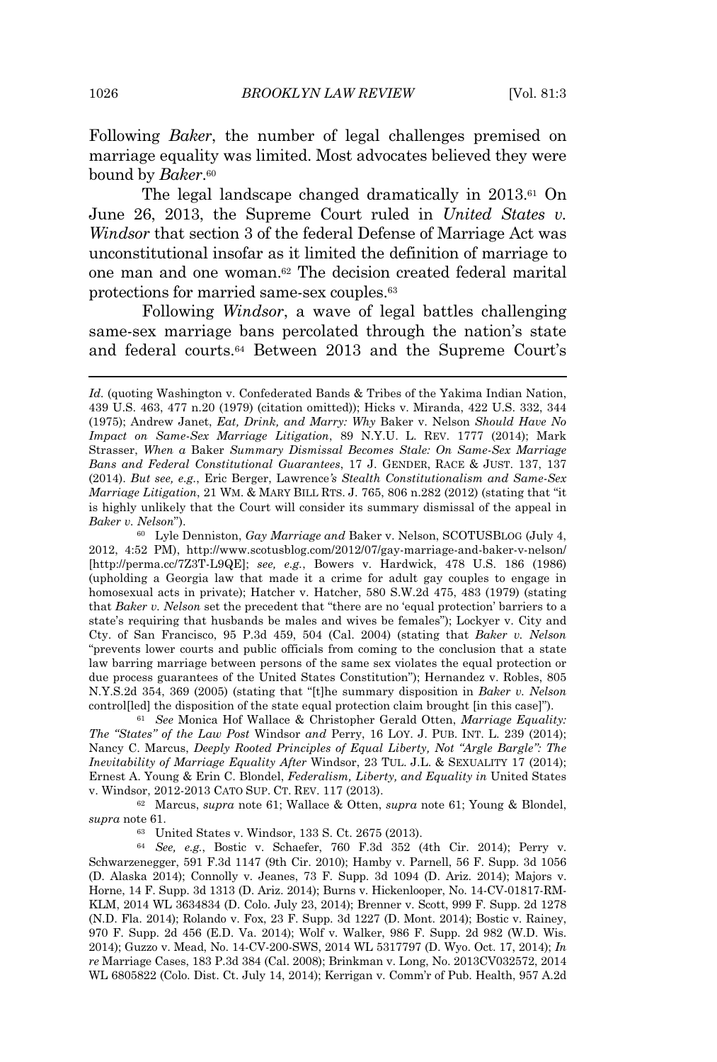Following *Baker*, the number of legal challenges premised on marriage equality was limited. Most advocates believed they were bound by *Baker*.[60]

The legal landscape changed dramatically in 2013.[61] On June 26, 2013, the Supreme Court ruled in *United States v. Windsor* that section 3 of the federal Defense of Marriage Act was unconstitutional insofar as it limited the definition of marriage to one man and one woman.[62] The decision created federal marital protections for married same-sex couples.[63]

Following *Windsor*, a wave of legal battles challenging same-sex marriage bans percolated through the nation's state and federal courts.[64] Between 2013 and the Supreme Court's

---

*Id.* (quoting Washington v. Confederated Bands & Tribes of the Yakima Indian Nation, 439 U.S. 463, 477 n.20 (1979) (citation omitted)); Hicks v. Miranda, 422 U.S. 332, 344 (1975); Andrew Janet, *Eat, Drink, and Marry: Why* Baker v. Nelson *Should Have No Impact on Same-Sex Marriage Litigation*, 89 N.Y.U. L. REV. 1777 (2014); Mark Strasser, *When a* Baker *Summary Dismissal Becomes Stale: On Same-Sex Marriage Bans and Federal Constitutional Guarantees*, 17 J. GENDER, RACE & JUST. 137, 137 (2014). *But see, e.g.*, Eric Berger, Lawrence*'s Stealth Constitutionalism and Same-Sex Marriage Litigation*, 21 WM. & MARY BILL RTS. J. 765, 806 n.282 (2012) (stating that "it is highly unlikely that the Court will consider its summary dismissal of the appeal in *Baker v. Nelson*").

[60] Lyle Denniston, *Gay Marriage and* Baker v. Nelson, SCOTUSBLOG (July 4, 2012, 4:52 PM), http://www.scotusblog.com/2012/07/gay-marriage-and-baker-v-nelson/ [http://perma.cc/7Z3T-L9QE]; *see, e.g.*, Bowers v. Hardwick, 478 U.S. 186 (1986) (upholding a Georgia law that made it a crime for adult gay couples to engage in homosexual acts in private); Hatcher v. Hatcher, 580 S.W.2d 475, 483 (1979) (stating that *Baker v. Nelson* set the precedent that "there are no 'equal protection' barriers to a state's requiring that husbands be males and wives be females"); Lockyer v. City and Cty. of San Francisco, 95 P.3d 459, 504 (Cal. 2004) (stating that *Baker v. Nelson* "prevents lower courts and public officials from coming to the conclusion that a state law barring marriage between persons of the same sex violates the equal protection or due process guarantees of the United States Constitution"); Hernandez v. Robles, 805 N.Y.S.2d 354, 369 (2005) (stating that "[t]he summary disposition in *Baker v. Nelson* control[led] the disposition of the state equal protection claim brought [in this case]").

[61] *See* Monica Hof Wallace & Christopher Gerald Otten, *Marriage Equality: The "States" of the Law Post* Windsor *and* Perry, 16 LOY. J. PUB. INT. L. 239 (2014); Nancy C. Marcus, *Deeply Rooted Principles of Equal Liberty, Not "Argle Bargle": The Inevitability of Marriage Equality After* Windsor, 23 TUL. J.L. & SEXUALITY 17 (2014); Ernest A. Young & Erin C. Blondel, *Federalism, Liberty, and Equality in* United States v. Windsor, 2012-2013 CATO SUP. CT. REV. 117 (2013).

[62] Marcus, *supra* note 61; Wallace & Otten, *supra* note 61; Young & Blondel, *supra* note 61.

[63] United States v. Windsor, 133 S. Ct. 2675 (2013).

[64] *See, e.g.*, Bostic v. Schaefer, 760 F.3d 352 (4th Cir. 2014); Perry v. Schwarzenegger, 591 F.3d 1147 (9th Cir. 2010); Hamby v. Parnell, 56 F. Supp. 3d 1056 (D. Alaska 2014); Connolly v. Jeanes, 73 F. Supp. 3d 1094 (D. Ariz. 2014); Majors v. Horne, 14 F. Supp. 3d 1313 (D. Ariz. 2014); Burns v. Hickenlooper, No. 14-CV-01817-RM-KLM, 2014 WL 3634834 (D. Colo. July 23, 2014); Brenner v. Scott, 999 F. Supp. 2d 1278 (N.D. Fla. 2014); Rolando v. Fox, 23 F. Supp. 3d 1227 (D. Mont. 2014); Bostic v. Rainey, 970 F. Supp. 2d 456 (E.D. Va. 2014); Wolf v. Walker, 986 F. Supp. 2d 982 (W.D. Wis. 2014); Guzzo v. Mead, No. 14-CV-200-SWS, 2014 WL 5317797 (D. Wyo. Oct. 17, 2014); *In re* Marriage Cases, 183 P.3d 384 (Cal. 2008); Brinkman v. Long, No. 2013CV032572, 2014 WL 6805822 (Colo. Dist. Ct. July 14, 2014); Kerrigan v. Comm'r of Pub. Health, 957 A.2d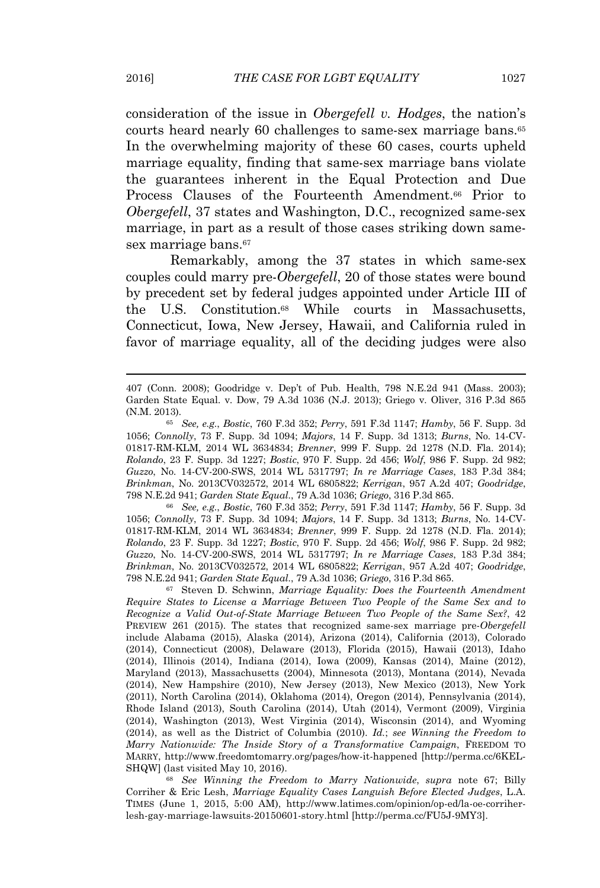consideration of the issue in *Obergefell v. Hodges*, the nation's courts heard nearly 60 challenges to same-sex marriage bans.[65] In the overwhelming majority of these 60 cases, courts upheld marriage equality, finding that same-sex marriage bans violate the guarantees inherent in the Equal Protection and Due Process Clauses of the Fourteenth Amendment.[66] Prior to *Obergefell*, 37 states and Washington, D.C., recognized same-sex marriage, in part as a result of those cases striking down same-sex marriage bans.[67]

Remarkably, among the 37 states in which same-sex couples could marry pre-*Obergefell*, 20 of those states were bound by precedent set by federal judges appointed under Article III of the U.S. Constitution.[68] While courts in Massachusetts, Connecticut, Iowa, New Jersey, Hawaii, and California ruled in favor of marriage equality, all of the deciding judges were also

---

407 (Conn. 2008); Goodridge v. Dep't of Pub. Health, 798 N.E.2d 941 (Mass. 2003); Garden State Equal. v. Dow, 79 A.3d 1036 (N.J. 2013); Griego v. Oliver, 316 P.3d 865 (N.M. 2013).

[65] *See, e.g.*, *Bostic*, 760 F.3d 352; *Perry*, 591 F.3d 1147; *Hamby*, 56 F. Supp. 3d 1056; *Connolly*, 73 F. Supp. 3d 1094; *Majors*, 14 F. Supp. 3d 1313; *Burns*, No. 14-CV-01817-RM-KLM, 2014 WL 3634834; *Brenner*, 999 F. Supp. 2d 1278 (N.D. Fla. 2014); *Rolando*, 23 F. Supp. 3d 1227; *Bostic*, 970 F. Supp. 2d 456; *Wolf*, 986 F. Supp. 2d 982; *Guzzo*, No. 14-CV-200-SWS, 2014 WL 5317797; *In re Marriage Cases*, 183 P.3d 384; *Brinkman*, No. 2013CV032572, 2014 WL 6805822; *Kerrigan*, 957 A.2d 407; *Goodridge*, 798 N.E.2d 941; *Garden State Equal.*, 79 A.3d 1036; *Griego*, 316 P.3d 865.

[66] *See, e.g.*, *Bostic*, 760 F.3d 352; *Perry*, 591 F.3d 1147; *Hamby*, 56 F. Supp. 3d 1056; *Connolly*, 73 F. Supp. 3d 1094; *Majors*, 14 F. Supp. 3d 1313; *Burns*, No. 14-CV-01817-RM-KLM, 2014 WL 3634834; *Brenner*, 999 F. Supp. 2d 1278 (N.D. Fla. 2014); *Rolando*, 23 F. Supp. 3d 1227; *Bostic*, 970 F. Supp. 2d 456; *Wolf*, 986 F. Supp. 2d 982; *Guzzo*, No. 14-CV-200-SWS, 2014 WL 5317797; *In re Marriage Cases*, 183 P.3d 384; *Brinkman*, No. 2013CV032572, 2014 WL 6805822; *Kerrigan*, 957 A.2d 407; *Goodridge*, 798 N.E.2d 941; *Garden State Equal.*, 79 A.3d 1036; *Griego*, 316 P.3d 865.

[67] Steven D. Schwinn, *Marriage Equality: Does the Fourteenth Amendment Require States to License a Marriage Between Two People of the Same Sex and to Recognize a Valid Out-of-State Marriage Between Two People of the Same Sex?*, 42 PREVIEW 261 (2015). The states that recognized same-sex marriage pre-*Obergefell* include Alabama (2015), Alaska (2014), Arizona (2014), California (2013), Colorado (2014), Connecticut (2008), Delaware (2013), Florida (2015), Hawaii (2013), Idaho (2014), Illinois (2014), Indiana (2014), Iowa (2009), Kansas (2014), Maine (2012), Maryland (2013), Massachusetts (2004), Minnesota (2013), Montana (2014), Nevada (2014), New Hampshire (2010), New Jersey (2013), New Mexico (2013), New York (2011), North Carolina (2014), Oklahoma (2014), Oregon (2014), Pennsylvania (2014), Rhode Island (2013), South Carolina (2014), Utah (2014), Vermont (2009), Virginia (2014), Washington (2013), West Virginia (2014), Wisconsin (2014), and Wyoming (2014), as well as the District of Columbia (2010). *Id.*; *see Winning the Freedom to Marry Nationwide: The Inside Story of a Transformative Campaign*, FREEDOM TO MARRY, http://www.freedomtomarry.org/pages/how-it-happened [http://perma.cc/6KEL-SHQW] (last visited May 10, 2016).

[68] *See Winning the Freedom to Marry Nationwide*, *supra* note 67; Billy Corriher & Eric Lesh, *Marriage Equality Cases Languish Before Elected Judges*, L.A. TIMES (June 1, 2015, 5:00 AM), http://www.latimes.com/opinion/op-ed/la-oe-corriher-lesh-gay-marriage-lawsuits-20150601-story.html [http://perma.cc/FU5J-9MY3].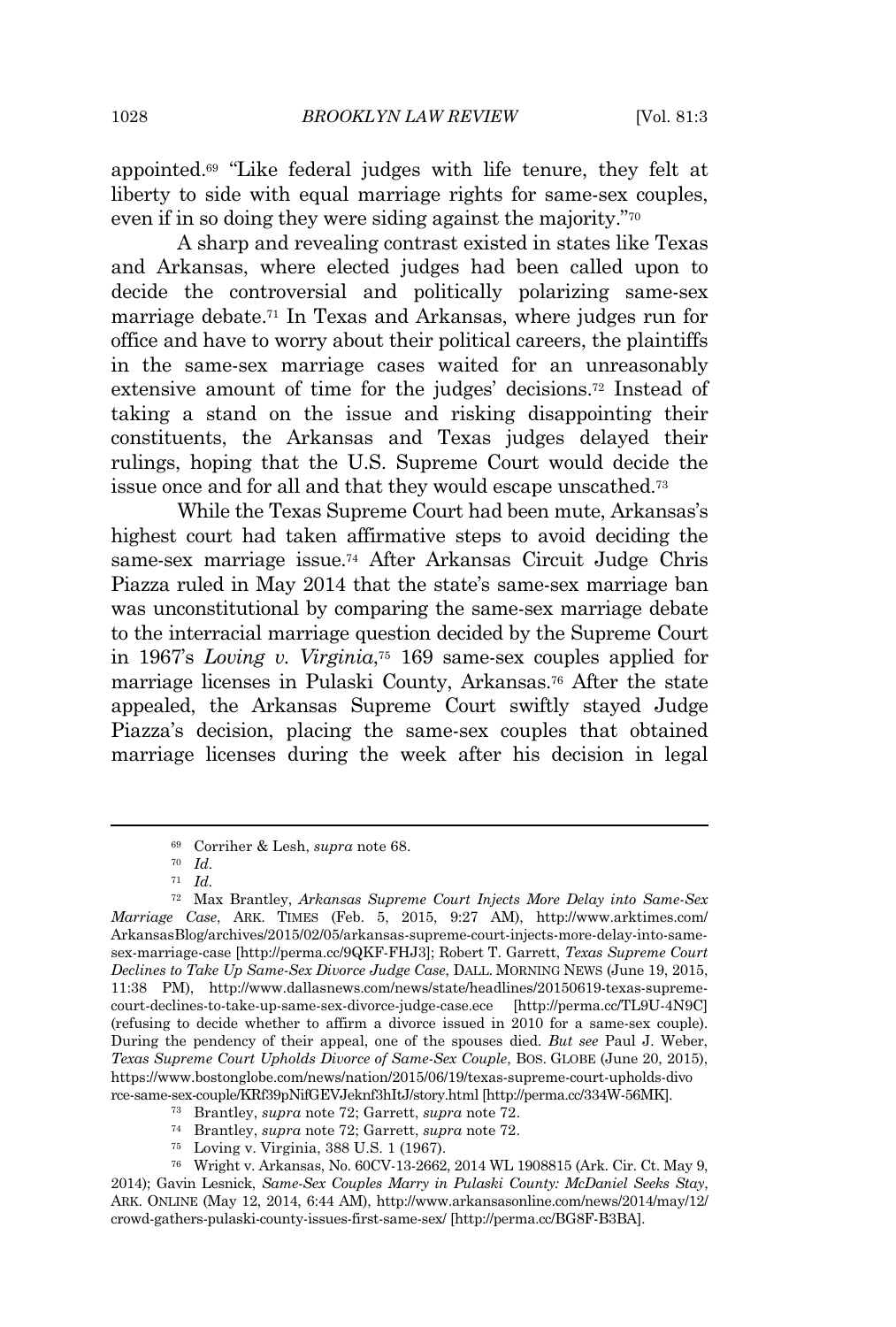appointed.[69] "Like federal judges with life tenure, they felt at liberty to side with equal marriage rights for same-sex couples, even if in so doing they were siding against the majority."[70]

A sharp and revealing contrast existed in states like Texas and Arkansas, where elected judges had been called upon to decide the controversial and politically polarizing same-sex marriage debate.[71] In Texas and Arkansas, where judges run for office and have to worry about their political careers, the plaintiffs in the same-sex marriage cases waited for an unreasonably extensive amount of time for the judges' decisions.[72] Instead of taking a stand on the issue and risking disappointing their constituents, the Arkansas and Texas judges delayed their rulings, hoping that the U.S. Supreme Court would decide the issue once and for all and that they would escape unscathed.[73]

While the Texas Supreme Court had been mute, Arkansas's highest court had taken affirmative steps to avoid deciding the same-sex marriage issue.[74] After Arkansas Circuit Judge Chris Piazza ruled in May 2014 that the state's same-sex marriage ban was unconstitutional by comparing the same-sex marriage debate to the interracial marriage question decided by the Supreme Court in 1967's *Loving v. Virginia*,[75] 169 same-sex couples applied for marriage licenses in Pulaski County, Arkansas.[76] After the state appealed, the Arkansas Supreme Court swiftly stayed Judge Piazza's decision, placing the same-sex couples that obtained marriage licenses during the week after his decision in legal

---

[69] Corriher & Lesh, *supra* note 68.

[70] *Id.*

[71] *Id.*

[72] Max Brantley, *Arkansas Supreme Court Injects More Delay into Same-Sex Marriage Case*, ARK. TIMES (Feb. 5, 2015, 9:27 AM), http://www.arktimes.com/ArkansasBlog/archives/2015/02/05/arkansas-supreme-court-injects-more-delay-into-same-sex-marriage-case [http://perma.cc/9QKF-FHJ3]; Robert T. Garrett, *Texas Supreme Court Declines to Take Up Same-Sex Divorce Judge Case*, DALL. MORNING NEWS (June 19, 2015, 11:38 PM), http://www.dallasnews.com/news/state/headlines/20150619-texas-supreme-court-declines-to-take-up-same-sex-divorce-judge-case.ece [http://perma.cc/TL9U-4N9C] (refusing to decide whether to affirm a divorce issued in 2010 for a same-sex couple). During the pendency of their appeal, one of the spouses died. *But see* Paul J. Weber, *Texas Supreme Court Upholds Divorce of Same-Sex Couple*, BOS. GLOBE (June 20, 2015), https://www.bostonglobe.com/news/nation/2015/06/19/texas-supreme-court-upholds-divorce-same-sex-couple/KRf39pNifGEVJeknf3hItJ/story.html [http://perma.cc/334W-56MK].

[73] Brantley, *supra* note 72; Garrett, *supra* note 72.

[74] Brantley, *supra* note 72; Garrett, *supra* note 72.

[75] Loving v. Virginia, 388 U.S. 1 (1967).

[76] Wright v. Arkansas, No. 60CV-13-2662, 2014 WL 1908815 (Ark. Cir. Ct. May 9, 2014); Gavin Lesnick, *Same-Sex Couples Marry in Pulaski County: McDaniel Seeks Stay*, ARK. ONLINE (May 12, 2014, 6:44 AM), http://www.arkansasonline.com/news/2014/may/12/crowd-gathers-pulaski-county-issues-first-same-sex/ [http://perma.cc/BG8F-B3BA].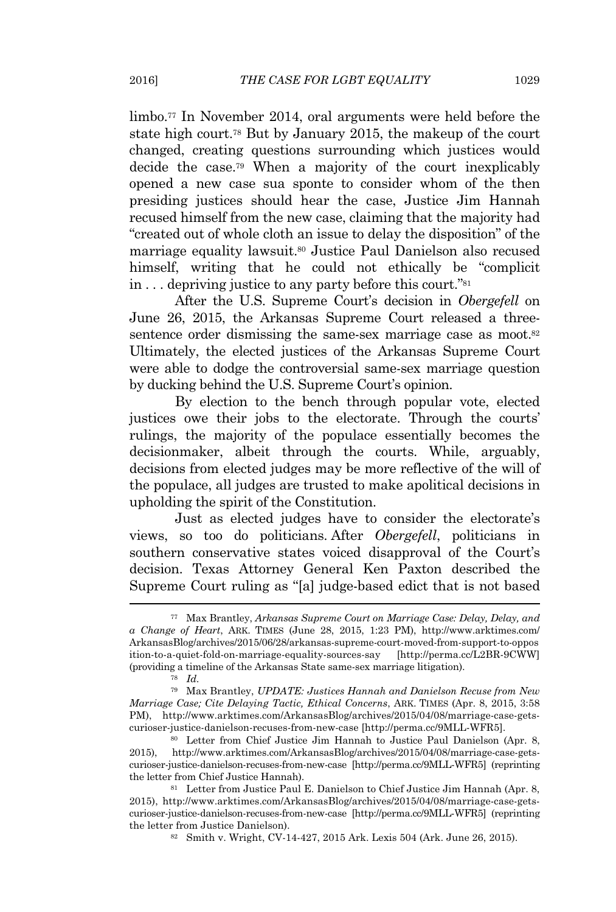limbo.[77] In November 2014, oral arguments were held before the state high court.[78] But by January 2015, the makeup of the court changed, creating questions surrounding which justices would decide the case.[79] When a majority of the court inexplicably opened a new case sua sponte to consider whom of the then presiding justices should hear the case, Justice Jim Hannah recused himself from the new case, claiming that the majority had "created out of whole cloth an issue to delay the disposition" of the marriage equality lawsuit.[80] Justice Paul Danielson also recused himself, writing that he could not ethically be "complicit in . . . depriving justice to any party before this court."[81]

After the U.S. Supreme Court's decision in *Obergefell* on June 26, 2015, the Arkansas Supreme Court released a three-sentence order dismissing the same-sex marriage case as moot.[82] Ultimately, the elected justices of the Arkansas Supreme Court were able to dodge the controversial same-sex marriage question by ducking behind the U.S. Supreme Court's opinion.

By election to the bench through popular vote, elected justices owe their jobs to the electorate. Through the courts' rulings, the majority of the populace essentially becomes the decisionmaker, albeit through the courts. While, arguably, decisions from elected judges may be more reflective of the will of the populace, all judges are trusted to make apolitical decisions in upholding the spirit of the Constitution.

Just as elected judges have to consider the electorate's views, so too do politicians. After *Obergefell*, politicians in southern conservative states voiced disapproval of the Court's decision. Texas Attorney General Ken Paxton described the Supreme Court ruling as "[a] judge-based edict that is not based

---

77 Max Brantley, *Arkansas Supreme Court on Marriage Case: Delay, Delay, and a Change of Heart*, ARK. TIMES (June 28, 2015, 1:23 PM), http://www.arktimes.com/ArkansasBlog/archives/2015/06/28/arkansas-supreme-court-moved-from-support-to-opposition-to-a-quiet-fold-on-marriage-equality-sources-say [http://perma.cc/L2BR-9CWW] (providing a timeline of the Arkansas State same-sex marriage litigation).

78 *Id.*

79 Max Brantley, *UPDATE: Justices Hannah and Danielson Recuse from New Marriage Case; Cite Delaying Tactic, Ethical Concerns*, ARK. TIMES (Apr. 8, 2015, 3:58 PM), http://www.arktimes.com/ArkansasBlog/archives/2015/04/08/marriage-case-gets-curioser-justice-danielson-recuses-from-new-case [http://perma.cc/9MLL-WFR5].

80 Letter from Chief Justice Jim Hannah to Justice Paul Danielson (Apr. 8, 2015), http://www.arktimes.com/ArkansasBlog/archives/2015/04/08/marriage-case-gets-curioser-justice-danielson-recuses-from-new-case [http://perma.cc/9MLL-WFR5] (reprinting the letter from Chief Justice Hannah).

81 Letter from Justice Paul E. Danielson to Chief Justice Jim Hannah (Apr. 8, 2015), http://www.arktimes.com/ArkansasBlog/archives/2015/04/08/marriage-case-gets-curioser-justice-danielson-recuses-from-new-case [http://perma.cc/9MLL-WFR5] (reprinting the letter from Justice Danielson).

82 Smith v. Wright, CV-14-427, 2015 Ark. Lexis 504 (Ark. June 26, 2015).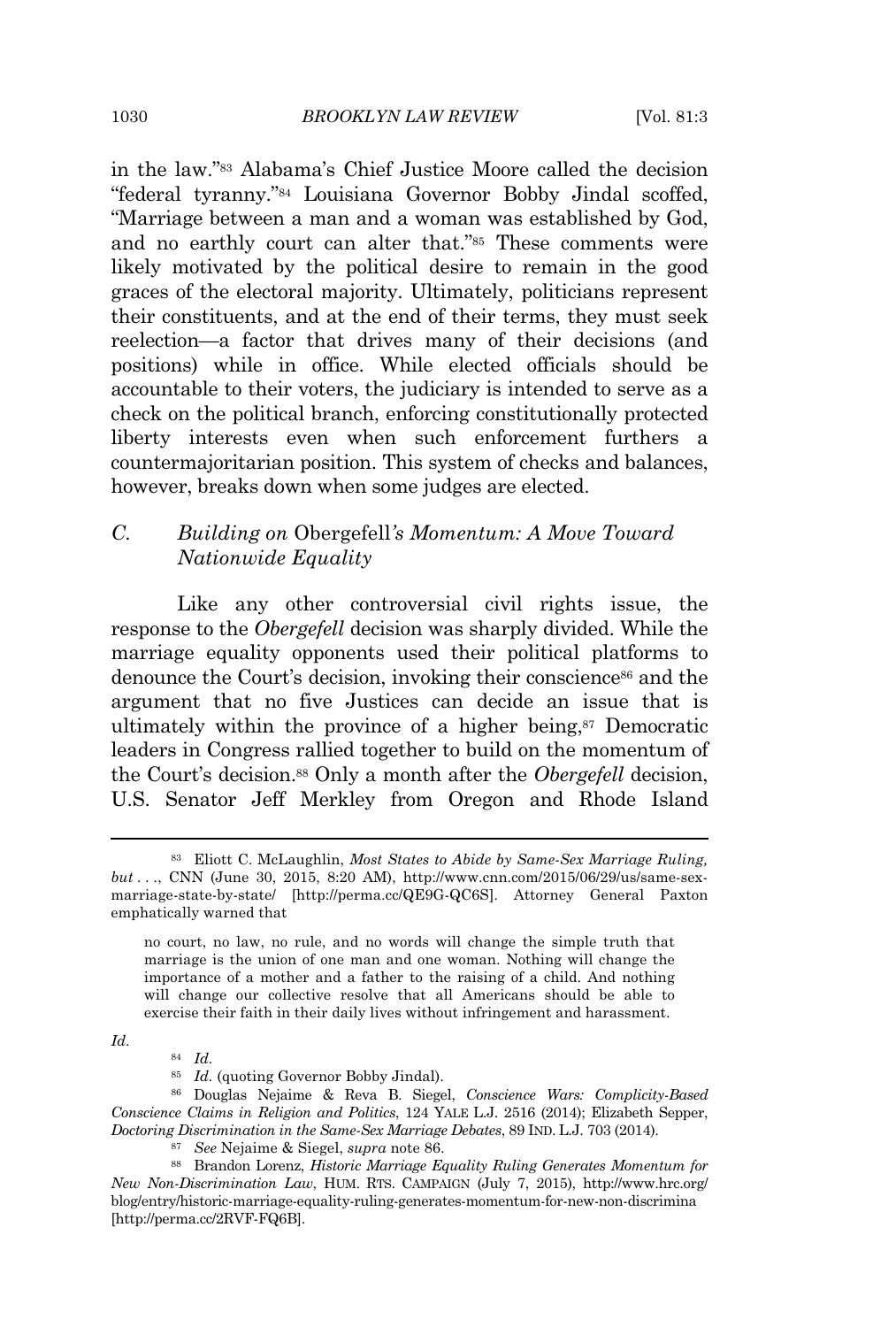in the law."[83] Alabama's Chief Justice Moore called the decision "federal tyranny."[84] Louisiana Governor Bobby Jindal scoffed, "Marriage between a man and a woman was established by God, and no earthly court can alter that."[85] These comments were likely motivated by the political desire to remain in the good graces of the electoral majority. Ultimately, politicians represent their constituents, and at the end of their terms, they must seek reelection—a factor that drives many of their decisions (and positions) while in office. While elected officials should be accountable to their voters, the judiciary is intended to serve as a check on the political branch, enforcing constitutionally protected liberty interests even when such enforcement furthers a countermajoritarian position. This system of checks and balances, however, breaks down when some judges are elected.

### C. *Building on* Obergefell*'s Momentum: A Move Toward Nationwide Equality*

Like any other controversial civil rights issue, the response to the *Obergefell* decision was sharply divided. While the marriage equality opponents used their political platforms to denounce the Court's decision, invoking their conscience[86] and the argument that no five Justices can decide an issue that is ultimately within the province of a higher being,[87] Democratic leaders in Congress rallied together to build on the momentum of the Court's decision.[88] Only a month after the *Obergefell* decision, U.S. Senator Jeff Merkley from Oregon and Rhode Island

---

[83] Eliott C. McLaughlin, *Most States to Abide by Same-Sex Marriage Ruling, but . . .*, CNN (June 30, 2015, 8:20 AM), http://www.cnn.com/2015/06/29/us/same-sex-marriage-state-by-state/ [http://perma.cc/QE9G-QC6S]. Attorney General Paxton emphatically warned that

> no court, no law, no rule, and no words will change the simple truth that marriage is the union of one man and one woman. Nothing will change the importance of a mother and a father to the raising of a child. And nothing will change our collective resolve that all Americans should be able to exercise their faith in their daily lives without infringement and harassment.

*Id.*

[84] *Id.*

[85] *Id.* (quoting Governor Bobby Jindal).

[86] Douglas Nejaime & Reva B. Siegel, *Conscience Wars: Complicity-Based Conscience Claims in Religion and Politics*, 124 YALE L.J. 2516 (2014); Elizabeth Sepper, *Doctoring Discrimination in the Same-Sex Marriage Debates*, 89 IND. L.J. 703 (2014).

[87] *See* Nejaime & Siegel, *supra* note 86.

[88] Brandon Lorenz, *Historic Marriage Equality Ruling Generates Momentum for New Non-Discrimination Law*, HUM. RTS. CAMPAIGN (July 7, 2015), http://www.hrc.org/blog/entry/historic-marriage-equality-ruling-generates-momentum-for-new-non-discrimina [http://perma.cc/2RVF-FQ6B].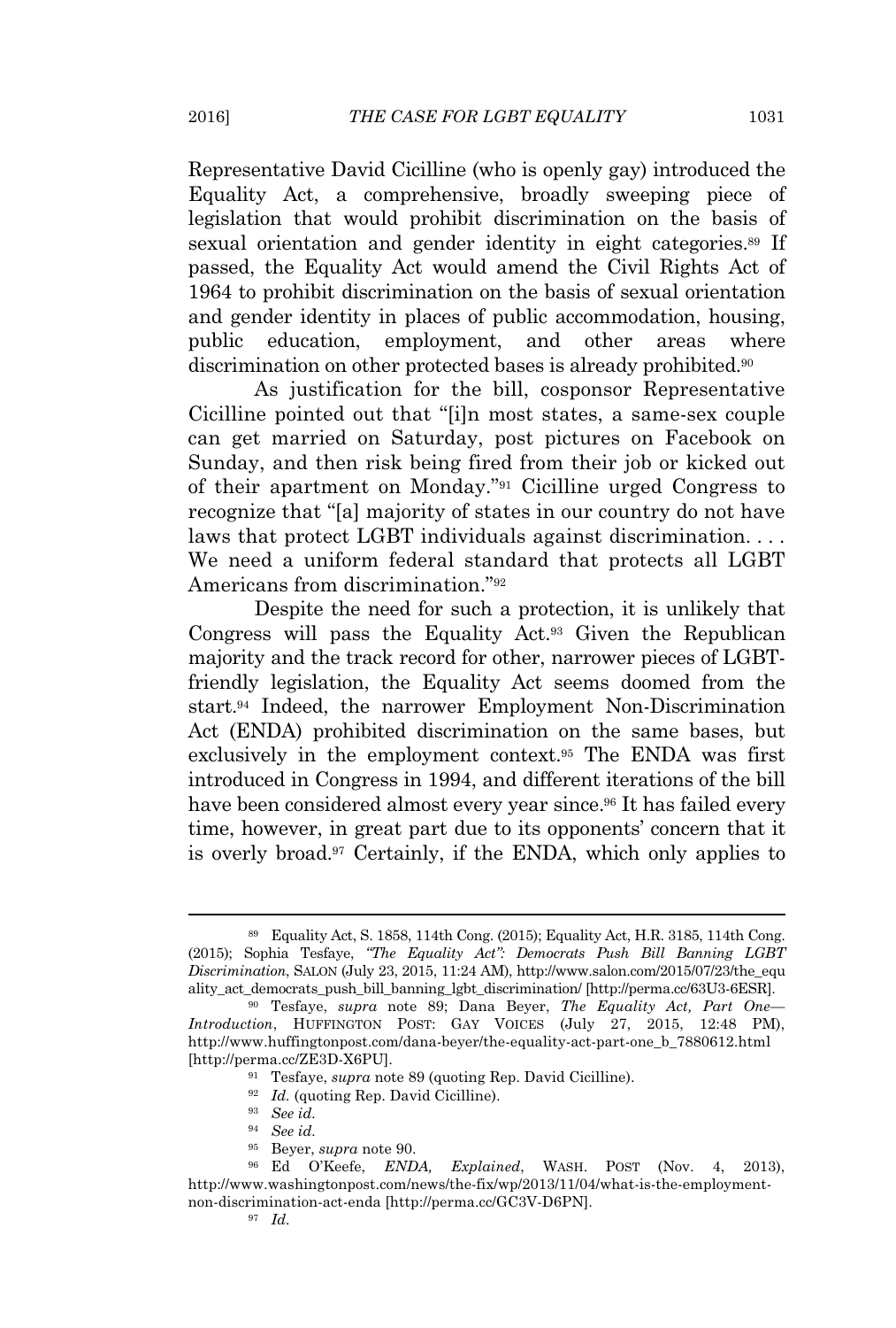Representative David Cicilline (who is openly gay) introduced the Equality Act, a comprehensive, broadly sweeping piece of legislation that would prohibit discrimination on the basis of sexual orientation and gender identity in eight categories.[89] If passed, the Equality Act would amend the Civil Rights Act of 1964 to prohibit discrimination on the basis of sexual orientation and gender identity in places of public accommodation, housing, public education, employment, and other areas where discrimination on other protected bases is already prohibited.[90]

As justification for the bill, cosponsor Representative Cicilline pointed out that "[i]n most states, a same-sex couple can get married on Saturday, post pictures on Facebook on Sunday, and then risk being fired from their job or kicked out of their apartment on Monday."[91] Cicilline urged Congress to recognize that "[a] majority of states in our country do not have laws that protect LGBT individuals against discrimination. . . . We need a uniform federal standard that protects all LGBT Americans from discrimination."[92]

Despite the need for such a protection, it is unlikely that Congress will pass the Equality Act.[93] Given the Republican majority and the track record for other, narrower pieces of LGBT-friendly legislation, the Equality Act seems doomed from the start.[94] Indeed, the narrower Employment Non-Discrimination Act (ENDA) prohibited discrimination on the same bases, but exclusively in the employment context.[95] The ENDA was first introduced in Congress in 1994, and different iterations of the bill have been considered almost every year since.[96] It has failed every time, however, in great part due to its opponents' concern that it is overly broad.[97] Certainly, if the ENDA, which only applies to

---

[89] Equality Act, S. 1858, 114th Cong. (2015); Equality Act, H.R. 3185, 114th Cong. (2015); Sophia Tesfaye, *"The Equality Act": Democrats Push Bill Banning LGBT Discrimination*, SALON (July 23, 2015, 11:24 AM), http://www.salon.com/2015/07/23/the_equality_act_democrats_push_bill_banning_lgbt_discrimination/ [http://perma.cc/63U3-6ESR].

[90] Tesfaye, *supra* note 89; Dana Beyer, *The Equality Act, Part One—Introduction*, HUFFINGTON POST: GAY VOICES (July 27, 2015, 12:48 PM), http://www.huffingtonpost.com/dana-beyer/the-equality-act-part-one_b_7880612.html [http://perma.cc/ZE3D-X6PU].

[91] Tesfaye, *supra* note 89 (quoting Rep. David Cicilline).

[92] *Id.* (quoting Rep. David Cicilline).

[93] *See id.*

[94] *See id.*

[95] Beyer, *supra* note 90.

[96] Ed O'Keefe, *ENDA, Explained*, WASH. POST (Nov. 4, 2013), http://www.washingtonpost.com/news/the-fix/wp/2013/11/04/what-is-the-employment-non-discrimination-act-enda [http://perma.cc/GC3V-D6PN].

[97] *Id.*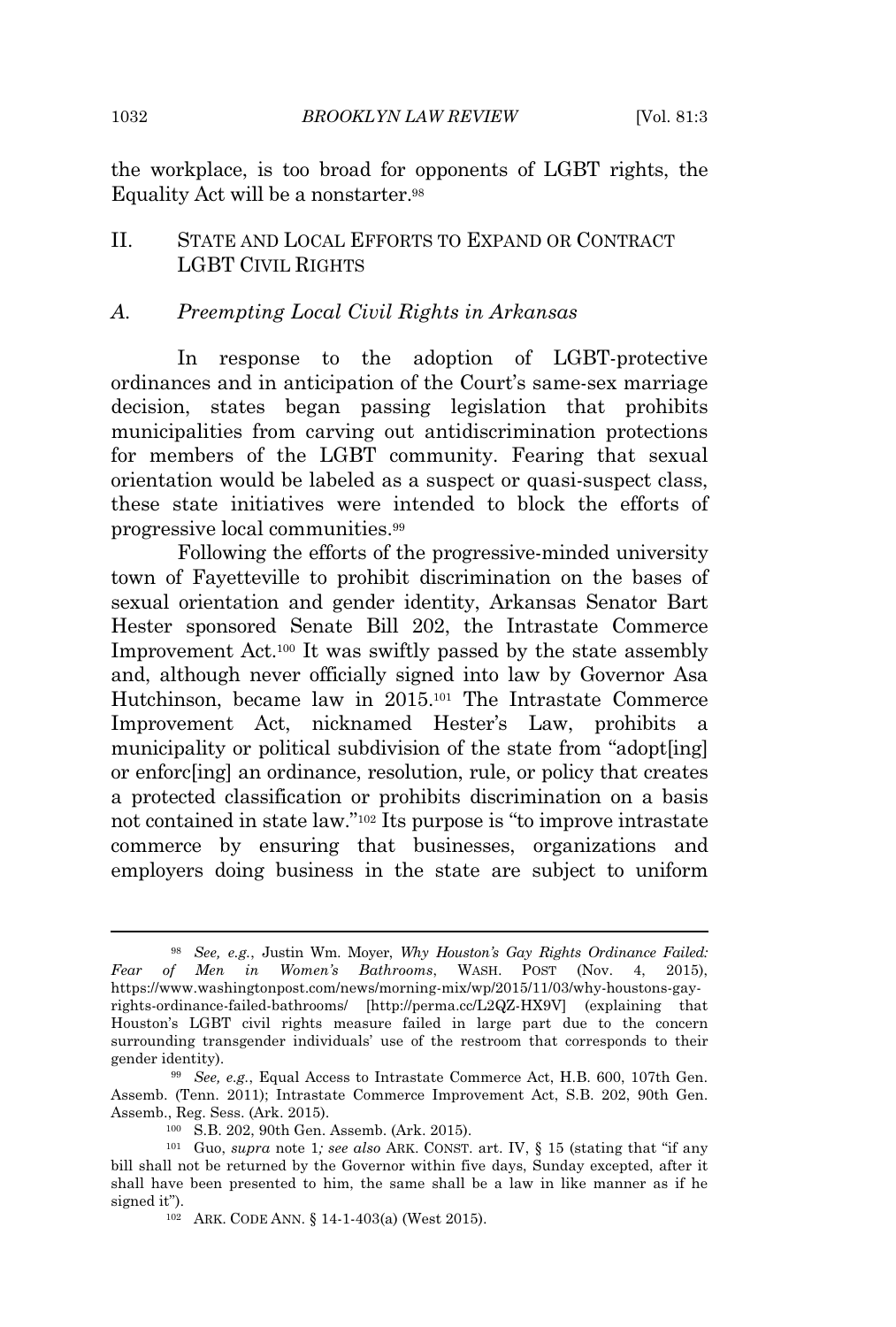the workplace, is too broad for opponents of LGBT rights, the Equality Act will be a nonstarter.[98]

## II. State and Local Efforts to Expand or Contract LGBT Civil Rights

### A. *Preempting Local Civil Rights in Arkansas*

In response to the adoption of LGBT-protective ordinances and in anticipation of the Court's same-sex marriage decision, states began passing legislation that prohibits municipalities from carving out antidiscrimination protections for members of the LGBT community. Fearing that sexual orientation would be labeled as a suspect or quasi-suspect class, these state initiatives were intended to block the efforts of progressive local communities.[99]

Following the efforts of the progressive-minded university town of Fayetteville to prohibit discrimination on the bases of sexual orientation and gender identity, Arkansas Senator Bart Hester sponsored Senate Bill 202, the Intrastate Commerce Improvement Act.[100] It was swiftly passed by the state assembly and, although never officially signed into law by Governor Asa Hutchinson, became law in 2015.[101] The Intrastate Commerce Improvement Act, nicknamed Hester's Law, prohibits a municipality or political subdivision of the state from "adopt[ing] or enforc[ing] an ordinance, resolution, rule, or policy that creates a protected classification or prohibits discrimination on a basis not contained in state law."[102] Its purpose is "to improve intrastate commerce by ensuring that businesses, organizations and employers doing business in the state are subject to uniform

---

[98] *See, e.g.*, Justin Wm. Moyer, *Why Houston's Gay Rights Ordinance Failed: Fear of Men in Women's Bathrooms*, WASH. POST (Nov. 4, 2015), https://www.washingtonpost.com/news/morning-mix/wp/2015/11/03/why-houstons-gay-rights-ordinance-failed-bathrooms/ [http://perma.cc/L2QZ-HX9V] (explaining that Houston's LGBT civil rights measure failed in large part due to the concern surrounding transgender individuals' use of the restroom that corresponds to their gender identity).

[99] *See, e.g.*, Equal Access to Intrastate Commerce Act, H.B. 600, 107th Gen. Assemb. (Tenn. 2011); Intrastate Commerce Improvement Act, S.B. 202, 90th Gen. Assemb., Reg. Sess. (Ark. 2015).

[100] S.B. 202, 90th Gen. Assemb. (Ark. 2015).

[101] Guo, *supra* note 1; *see also* ARK. CONST. art. IV, § 15 (stating that "if any bill shall not be returned by the Governor within five days, Sunday excepted, after it shall have been presented to him, the same shall be a law in like manner as if he signed it").

[102] ARK. CODE ANN. § 14-1-403(a) (West 2015).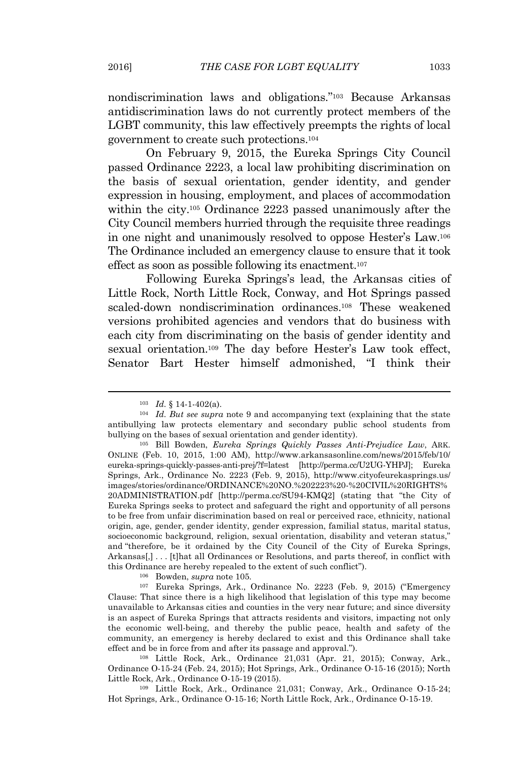nondiscrimination laws and obligations."[103] Because Arkansas antidiscrimination laws do not currently protect members of the LGBT community, this law effectively preempts the rights of local government to create such protections.[104]

On February 9, 2015, the Eureka Springs City Council passed Ordinance 2223, a local law prohibiting discrimination on the basis of sexual orientation, gender identity, and gender expression in housing, employment, and places of accommodation within the city.[105] Ordinance 2223 passed unanimously after the City Council members hurried through the requisite three readings in one night and unanimously resolved to oppose Hester's Law.[106] The Ordinance included an emergency clause to ensure that it took effect as soon as possible following its enactment.[107]

Following Eureka Springs's lead, the Arkansas cities of Little Rock, North Little Rock, Conway, and Hot Springs passed scaled-down nondiscrimination ordinances.[108] These weakened versions prohibited agencies and vendors that do business with each city from discriminating on the basis of gender identity and sexual orientation.[109] The day before Hester's Law took effect, Senator Bart Hester himself admonished, "I think their

---

[103] *Id.* § 14-1-402(a).

[104] *Id. But see supra* note 9 and accompanying text (explaining that the state antibullying law protects elementary and secondary public school students from bullying on the bases of sexual orientation and gender identity).

[105] Bill Bowden, *Eureka Springs Quickly Passes Anti-Prejudice Law*, ARK. ONLINE (Feb. 10, 2015, 1:00 AM), http://www.arkansasonline.com/news/2015/feb/10/eureka-springs-quickly-passes-anti-prej/?f=latest [http://perma.cc/U2UG-YHPJ]; Eureka Springs, Ark., Ordinance No. 2223 (Feb. 9, 2015), http://www.cityofeurekasprings.us/images/stories/ordinance/ORDINANCE%20NO.%202223%20-%20CIVIL%20RIGHTS%20ADMINISTRATION.pdf [http://perma.cc/SU94-KMQ2] (stating that "the City of Eureka Springs seeks to protect and safeguard the right and opportunity of all persons to be free from unfair discrimination based on real or perceived race, ethnicity, national origin, age, gender, gender identity, gender expression, familial status, marital status, socioeconomic background, religion, sexual orientation, disability and veteran status," and "therefore, be it ordained by the City Council of the City of Eureka Springs, Arkansas[,] . . . [t]hat all Ordinances or Resolutions, and parts thereof, in conflict with this Ordinance are hereby repealed to the extent of such conflict").

[106] Bowden, *supra* note 105.

[107] Eureka Springs, Ark., Ordinance No. 2223 (Feb. 9, 2015) ("Emergency Clause: That since there is a high likelihood that legislation of this type may become unavailable to Arkansas cities and counties in the very near future; and since diversity is an aspect of Eureka Springs that attracts residents and visitors, impacting not only the economic well-being, and thereby the public peace, health and safety of the community, an emergency is hereby declared to exist and this Ordinance shall take effect and be in force from and after its passage and approval.").

[108] Little Rock, Ark., Ordinance 21,031 (Apr. 21, 2015); Conway, Ark., Ordinance O-15-24 (Feb. 24, 2015); Hot Springs, Ark., Ordinance O-15-16 (2015); North Little Rock, Ark., Ordinance O-15-19 (2015).

[109] Little Rock, Ark., Ordinance 21,031; Conway, Ark., Ordinance O-15-24; Hot Springs, Ark., Ordinance O-15-16; North Little Rock, Ark., Ordinance O-15-19.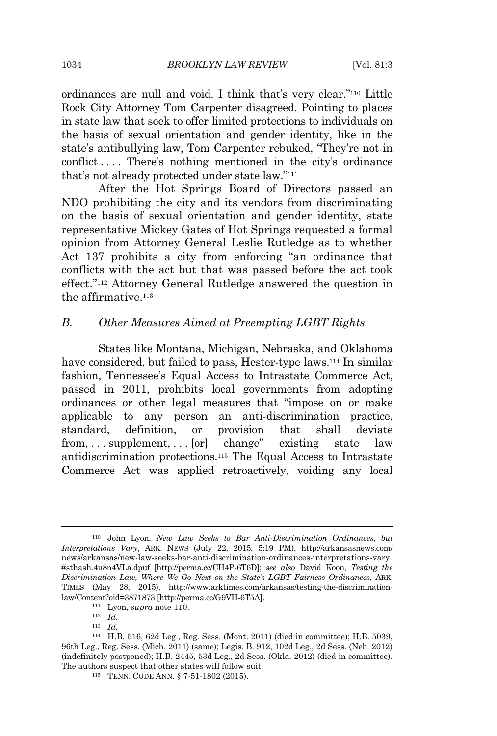ordinances are null and void. I think that's very clear."[110] Little Rock City Attorney Tom Carpenter disagreed. Pointing to places in state law that seek to offer limited protections to individuals on the basis of sexual orientation and gender identity, like in the state's antibullying law, Tom Carpenter rebuked, "They're not in conflict . . . . There's nothing mentioned in the city's ordinance that's not already protected under state law."[111]

After the Hot Springs Board of Directors passed an NDO prohibiting the city and its vendors from discriminating on the basis of sexual orientation and gender identity, state representative Mickey Gates of Hot Springs requested a formal opinion from Attorney General Leslie Rutledge as to whether Act 137 prohibits a city from enforcing "an ordinance that conflicts with the act but that was passed before the act took effect."[112] Attorney General Rutledge answered the question in the affirmative.[113]

### *B. Other Measures Aimed at Preempting LGBT Rights*

States like Montana, Michigan, Nebraska, and Oklahoma have considered, but failed to pass, Hester-type laws.[114] In similar fashion, Tennessee's Equal Access to Intrastate Commerce Act, passed in 2011, prohibits local governments from adopting ordinances or other legal measures that "impose on or make applicable to any person an anti-discrimination practice, standard, definition, or provision that shall deviate from, . . . supplement, . . . [or] change" existing state law antidiscrimination protections.[115] The Equal Access to Intrastate Commerce Act was applied retroactively, voiding any local

---

[110] John Lyon, *New Law Seeks to Bar Anti-Discrimination Ordinances, but Interpretations Vary*, ARK. NEWS (July 22, 2015, 5:19 PM), http://arkansasnews.com/news/arkansas/new-law-seeks-bar-anti-discrimination-ordinances-interpretations-vary#sthash.4u8n4VLa.dpuf [http://perma.cc/CH4P-6T6D]; *see also* David Koon, *Testing the Discrimination Law, Where We Go Next on the State's LGBT Fairness Ordinances*, ARK. TIMES (May 28, 2015), http://www.arktimes.com/arkansas/testing-the-discrimination-law/Content?oid=3871873 [http://perma.cc/G9VH-6T5A].

[111] Lyon, *supra* note 110.

[112] *Id.*

[113] *Id.*

[114] H.B. 516, 62d Leg., Reg. Sess. (Mont. 2011) (died in committee); H.B. 5039, 96th Leg., Reg. Sess. (Mich. 2011) (same); Legis. B. 912, 102d Leg., 2d Sess. (Neb. 2012) (indefinitely postponed); H.B. 2445, 53d Leg., 2d Sess. (Okla. 2012) (died in committee). The authors suspect that other states will follow suit.

[115] TENN. CODE ANN. § 7-51-1802 (2015).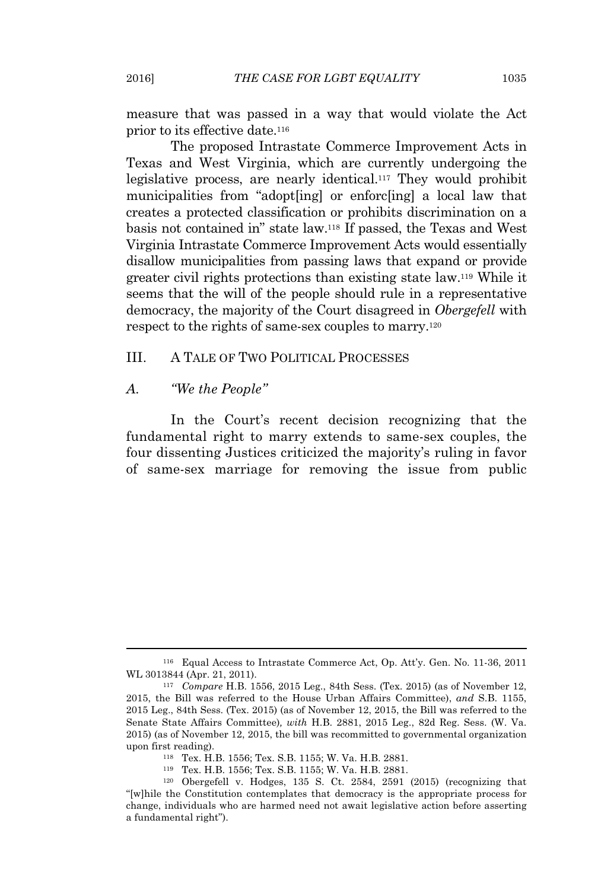measure that was passed in a way that would violate the Act prior to its effective date.[116]

The proposed Intrastate Commerce Improvement Acts in Texas and West Virginia, which are currently undergoing the legislative process, are nearly identical.[117] They would prohibit municipalities from "adopt[ing] or enforc[ing] a local law that creates a protected classification or prohibits discrimination on a basis not contained in" state law.[118] If passed, the Texas and West Virginia Intrastate Commerce Improvement Acts would essentially disallow municipalities from passing laws that expand or provide greater civil rights protections than existing state law.[119] While it seems that the will of the people should rule in a representative democracy, the majority of the Court disagreed in *Obergefell* with respect to the rights of same-sex couples to marry.[120]

## III. A TALE OF TWO POLITICAL PROCESSES

### *A. "We the People"*

In the Court's recent decision recognizing that the fundamental right to marry extends to same-sex couples, the four dissenting Justices criticized the majority's ruling in favor of same-sex marriage for removing the issue from public

---

[116] Equal Access to Intrastate Commerce Act, Op. Att'y. Gen. No. 11-36, 2011 WL 3013844 (Apr. 21, 2011).

[117] *Compare* H.B. 1556, 2015 Leg., 84th Sess. (Tex. 2015) (as of November 12, 2015, the Bill was referred to the House Urban Affairs Committee), *and* S.B. 1155, 2015 Leg., 84th Sess. (Tex. 2015) (as of November 12, 2015, the Bill was referred to the Senate State Affairs Committee), *with* H.B. 2881, 2015 Leg., 82d Reg. Sess. (W. Va. 2015) (as of November 12, 2015, the bill was recommitted to governmental organization upon first reading).

[118] Tex. H.B. 1556; Tex. S.B. 1155; W. Va. H.B. 2881.

[119] Tex. H.B. 1556; Tex. S.B. 1155; W. Va. H.B. 2881.

[120] Obergefell v. Hodges, 135 S. Ct. 2584, 2591 (2015) (recognizing that "[w]hile the Constitution contemplates that democracy is the appropriate process for change, individuals who are harmed need not await legislative action before asserting a fundamental right").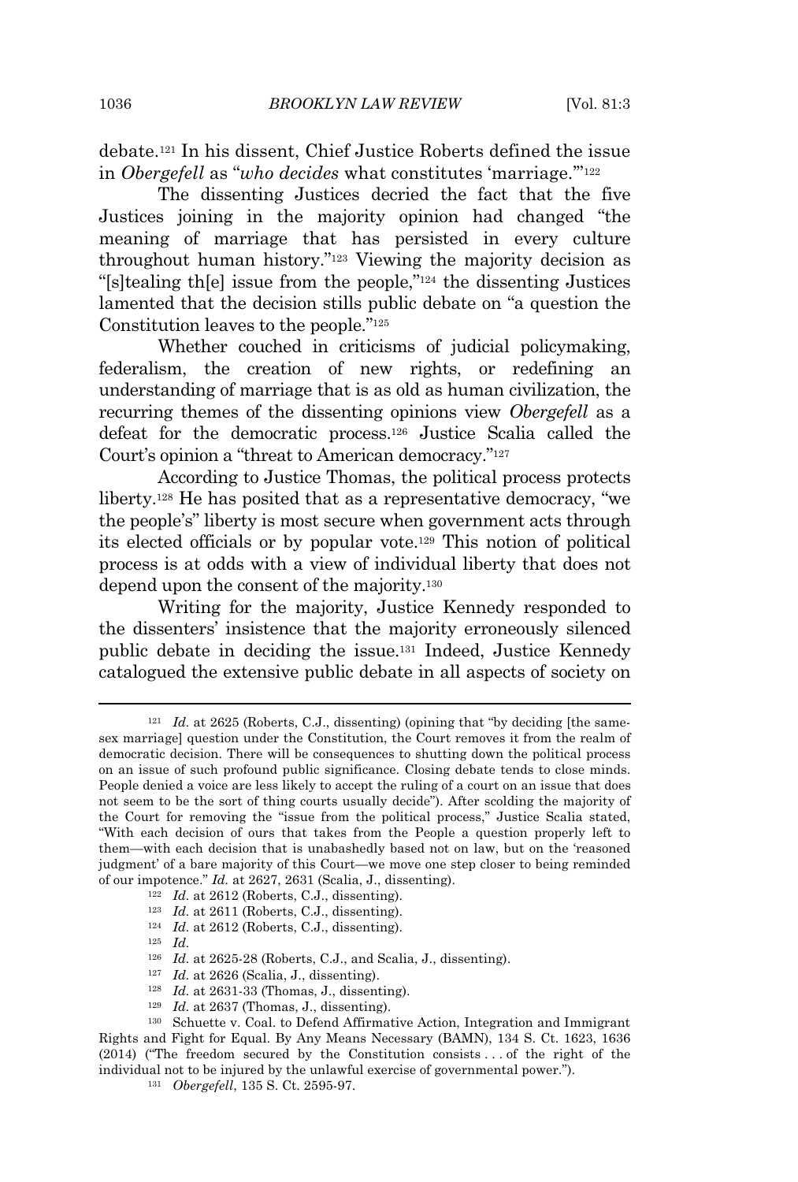debate.[121] In his dissent, Chief Justice Roberts defined the issue in *Obergefell* as "*who decides* what constitutes 'marriage.'"[122]

The dissenting Justices decried the fact that the five Justices joining in the majority opinion had changed "the meaning of marriage that has persisted in every culture throughout human history."[123] Viewing the majority decision as "[s]tealing th[e] issue from the people,"[124] the dissenting Justices lamented that the decision stills public debate on "a question the Constitution leaves to the people."[125]

Whether couched in criticisms of judicial policymaking, federalism, the creation of new rights, or redefining an understanding of marriage that is as old as human civilization, the recurring themes of the dissenting opinions view *Obergefell* as a defeat for the democratic process.[126] Justice Scalia called the Court's opinion a "threat to American democracy."[127]

According to Justice Thomas, the political process protects liberty.[128] He has posited that as a representative democracy, "we the people's" liberty is most secure when government acts through its elected officials or by popular vote.[129] This notion of political process is at odds with a view of individual liberty that does not depend upon the consent of the majority.[130]

Writing for the majority, Justice Kennedy responded to the dissenters' insistence that the majority erroneously silenced public debate in deciding the issue.[131] Indeed, Justice Kennedy catalogued the extensive public debate in all aspects of society on

---

[121] *Id.* at 2625 (Roberts, C.J., dissenting) (opining that "by deciding [the same-sex marriage] question under the Constitution, the Court removes it from the realm of democratic decision. There will be consequences to shutting down the political process on an issue of such profound public significance. Closing debate tends to close minds. People denied a voice are less likely to accept the ruling of a court on an issue that does not seem to be the sort of thing courts usually decide"). After scolding the majority of the Court for removing the "issue from the political process," Justice Scalia stated, "With each decision of ours that takes from the People a question properly left to them—with each decision that is unabashedly based not on law, but on the 'reasoned judgment' of a bare majority of this Court—we move one step closer to being reminded of our impotence." *Id.* at 2627, 2631 (Scalia, J., dissenting).

[122] *Id.* at 2612 (Roberts, C.J., dissenting).

[123] *Id.* at 2611 (Roberts, C.J., dissenting).

[124] *Id.* at 2612 (Roberts, C.J., dissenting).

[125] *Id.*

[126] *Id.* at 2625-28 (Roberts, C.J., and Scalia, J., dissenting).

[127] *Id.* at 2626 (Scalia, J., dissenting).

[128] *Id.* at 2631-33 (Thomas, J., dissenting).

[129] *Id.* at 2637 (Thomas, J., dissenting).

[130] Schuette v. Coal. to Defend Affirmative Action, Integration and Immigrant Rights and Fight for Equal. By Any Means Necessary (BAMN), 134 S. Ct. 1623, 1636 (2014) ("The freedom secured by the Constitution consists . . . of the right of the individual not to be injured by the unlawful exercise of governmental power.").

[131] *Obergefell*, 135 S. Ct. 2595-97.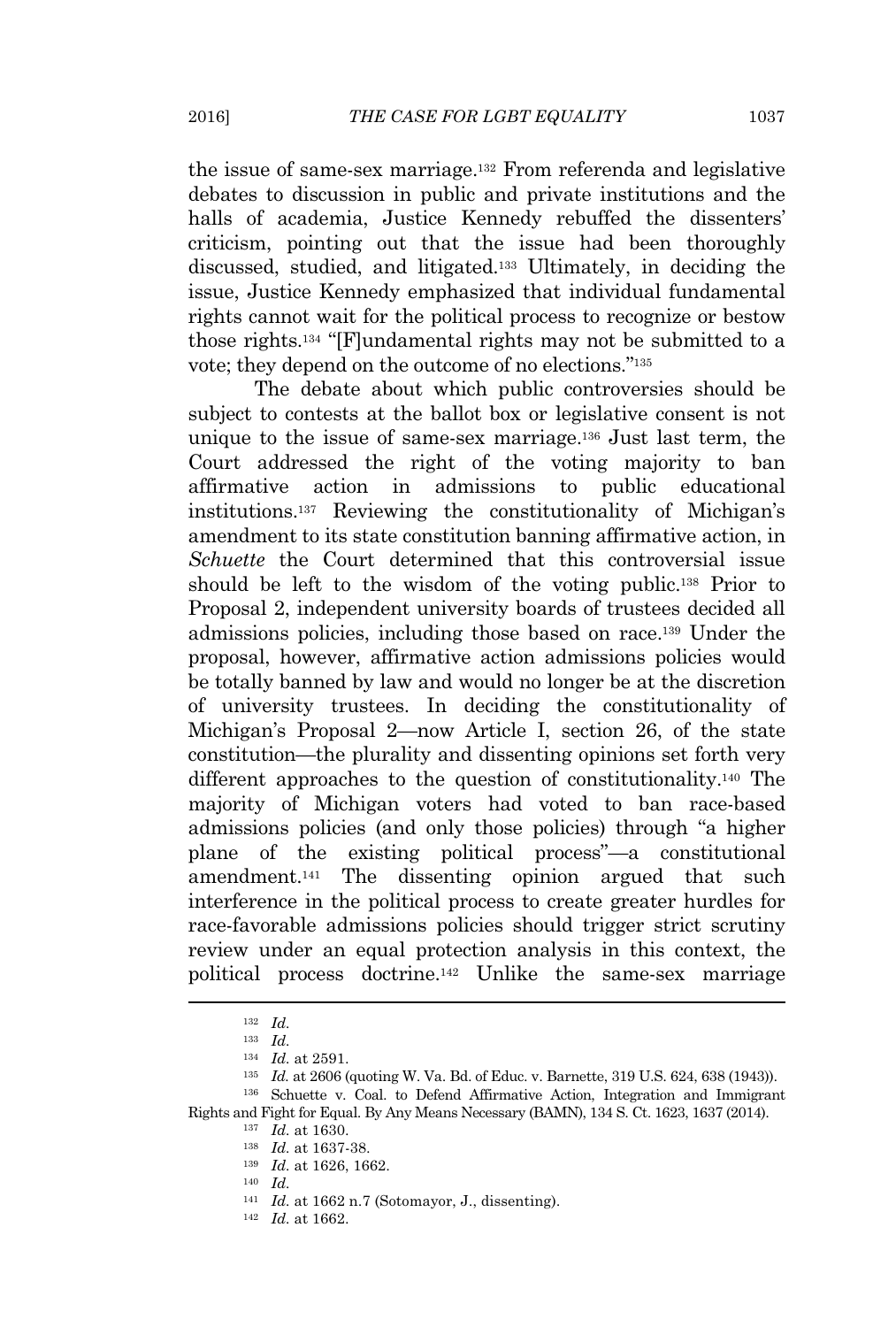the issue of same-sex marriage.[132] From referenda and legislative debates to discussion in public and private institutions and the halls of academia, Justice Kennedy rebuffed the dissenters' criticism, pointing out that the issue had been thoroughly discussed, studied, and litigated.[133] Ultimately, in deciding the issue, Justice Kennedy emphasized that individual fundamental rights cannot wait for the political process to recognize or bestow those rights.[134] "[F]undamental rights may not be submitted to a vote; they depend on the outcome of no elections."[135]

The debate about which public controversies should be subject to contests at the ballot box or legislative consent is not unique to the issue of same-sex marriage.[136] Just last term, the Court addressed the right of the voting majority to ban affirmative action in admissions to public educational institutions.[137] Reviewing the constitutionality of Michigan's amendment to its state constitution banning affirmative action, in *Schuette* the Court determined that this controversial issue should be left to the wisdom of the voting public.[138] Prior to Proposal 2, independent university boards of trustees decided all admissions policies, including those based on race.[139] Under the proposal, however, affirmative action admissions policies would be totally banned by law and would no longer be at the discretion of university trustees. In deciding the constitutionality of Michigan's Proposal 2—now Article I, section 26, of the state constitution—the plurality and dissenting opinions set forth very different approaches to the question of constitutionality.[140] The majority of Michigan voters had voted to ban race-based admissions policies (and only those policies) through "a higher plane of the existing political process"—a constitutional amendment.[141] The dissenting opinion argued that such interference in the political process to create greater hurdles for race-favorable admissions policies should trigger strict scrutiny review under an equal protection analysis in this context, the political process doctrine.[142] Unlike the same-sex marriage

---

[132] *Id.*

[133] *Id.*

[134] *Id.* at 2591.

[135] *Id.* at 2606 (quoting W. Va. Bd. of Educ. v. Barnette, 319 U.S. 624, 638 (1943)).

[136] Schuette v. Coal. to Defend Affirmative Action, Integration and Immigrant Rights and Fight for Equal. By Any Means Necessary (BAMN), 134 S. Ct. 1623, 1637 (2014).

[137] *Id.* at 1630.

[138] *Id.* at 1637-38.

[139] *Id.* at 1626, 1662.

[140] *Id.*

[141] *Id.* at 1662 n.7 (Sotomayor, J., dissenting).

[142] *Id.* at 1662.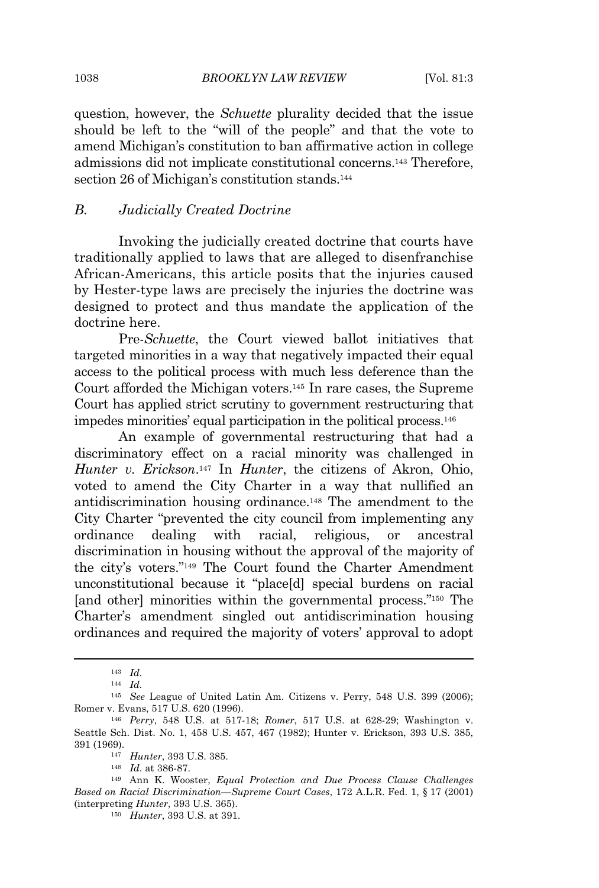question, however, the *Schuette* plurality decided that the issue should be left to the "will of the people" and that the vote to amend Michigan's constitution to ban affirmative action in college admissions did not implicate constitutional concerns.[143] Therefore, section 26 of Michigan's constitution stands.[144]

### *B. Judicially Created Doctrine*

Invoking the judicially created doctrine that courts have traditionally applied to laws that are alleged to disenfranchise African-Americans, this article posits that the injuries caused by Hester-type laws are precisely the injuries the doctrine was designed to protect and thus mandate the application of the doctrine here.

Pre-*Schuette*, the Court viewed ballot initiatives that targeted minorities in a way that negatively impacted their equal access to the political process with much less deference than the Court afforded the Michigan voters.[145] In rare cases, the Supreme Court has applied strict scrutiny to government restructuring that impedes minorities' equal participation in the political process.[146]

An example of governmental restructuring that had a discriminatory effect on a racial minority was challenged in *Hunter v. Erickson*.[147] In *Hunter*, the citizens of Akron, Ohio, voted to amend the City Charter in a way that nullified an antidiscrimination housing ordinance.[148] The amendment to the City Charter "prevented the city council from implementing any ordinance dealing with racial, religious, or ancestral discrimination in housing without the approval of the majority of the city's voters."[149] The Court found the Charter Amendment unconstitutional because it "place[d] special burdens on racial [and other] minorities within the governmental process."[150] The Charter's amendment singled out antidiscrimination housing ordinances and required the majority of voters' approval to adopt

---

[143] *Id.*

[144] *Id.*

[145] *See* League of United Latin Am. Citizens v. Perry, 548 U.S. 399 (2006); Romer v. Evans, 517 U.S. 620 (1996).

[146] *Perry*, 548 U.S. at 517-18; *Romer*, 517 U.S. at 628-29; Washington v. Seattle Sch. Dist. No. 1, 458 U.S. 457, 467 (1982); Hunter v. Erickson, 393 U.S. 385, 391 (1969).

[147] *Hunter*, 393 U.S. 385.

[148] *Id.* at 386-87.

[149] Ann K. Wooster, *Equal Protection and Due Process Clause Challenges Based on Racial Discrimination—Supreme Court Cases*, 172 A.L.R. Fed. 1, § 17 (2001) (interpreting *Hunter*, 393 U.S. 365).

[150] *Hunter*, 393 U.S. at 391.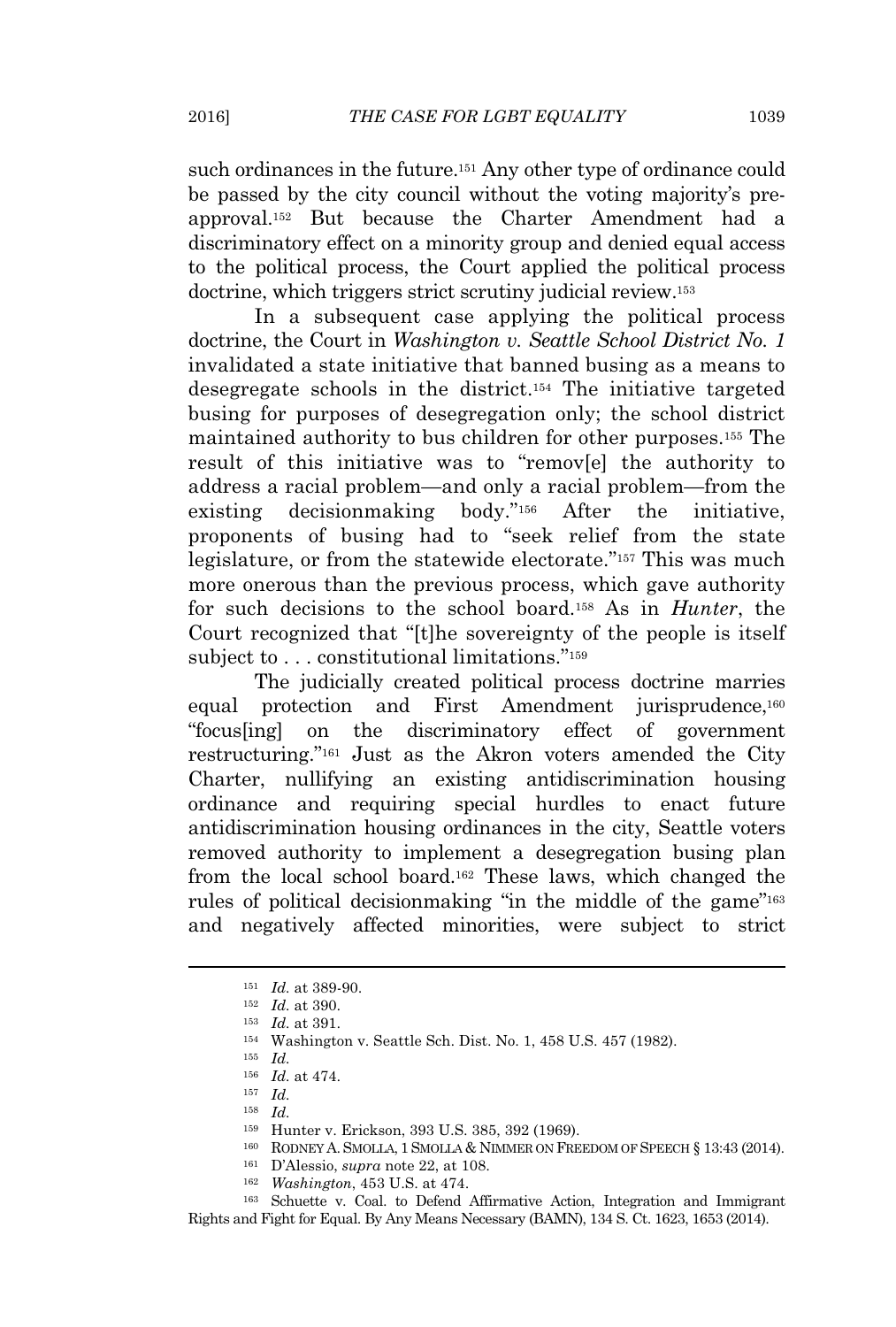such ordinances in the future.[151] Any other type of ordinance could be passed by the city council without the voting majority's pre-approval.[152] But because the Charter Amendment had a discriminatory effect on a minority group and denied equal access to the political process, the Court applied the political process doctrine, which triggers strict scrutiny judicial review.[153]

In a subsequent case applying the political process doctrine, the Court in *Washington v. Seattle School District No. 1* invalidated a state initiative that banned busing as a means to desegregate schools in the district.[154] The initiative targeted busing for purposes of desegregation only; the school district maintained authority to bus children for other purposes.[155] The result of this initiative was to "remov[e] the authority to address a racial problem—and only a racial problem—from the existing decisionmaking body."[156] After the initiative, proponents of busing had to "seek relief from the state legislature, or from the statewide electorate."[157] This was much more onerous than the previous process, which gave authority for such decisions to the school board.[158] As in *Hunter*, the Court recognized that "[t]he sovereignty of the people is itself subject to . . . constitutional limitations."[159]

The judicially created political process doctrine marries equal protection and First Amendment jurisprudence,[160] "focus[ing] on the discriminatory effect of government restructuring."[161] Just as the Akron voters amended the City Charter, nullifying an existing antidiscrimination housing ordinance and requiring special hurdles to enact future antidiscrimination housing ordinances in the city, Seattle voters removed authority to implement a desegregation busing plan from the local school board.[162] These laws, which changed the rules of political decisionmaking "in the middle of the game"[163] and negatively affected minorities, were subject to strict

---

[151] *Id.* at 389-90.

[152] *Id.* at 390.

[153] *Id.* at 391.

[154] Washington v. Seattle Sch. Dist. No. 1, 458 U.S. 457 (1982).

[155] *Id.*

[156] *Id.* at 474.

[157] *Id.*

[158] *Id.*

[159] Hunter v. Erickson, 393 U.S. 385, 392 (1969).

[160] RODNEY A. SMOLLA, 1 SMOLLA & NIMMER ON FREEDOM OF SPEECH § 13:43 (2014).

[161] D'Alessio, *supra* note 22, at 108.

[162] *Washington*, 453 U.S. at 474.

[163] Schuette v. Coal. to Defend Affirmative Action, Integration and Immigrant Rights and Fight for Equal. By Any Means Necessary (BAMN), 134 S. Ct. 1623, 1653 (2014).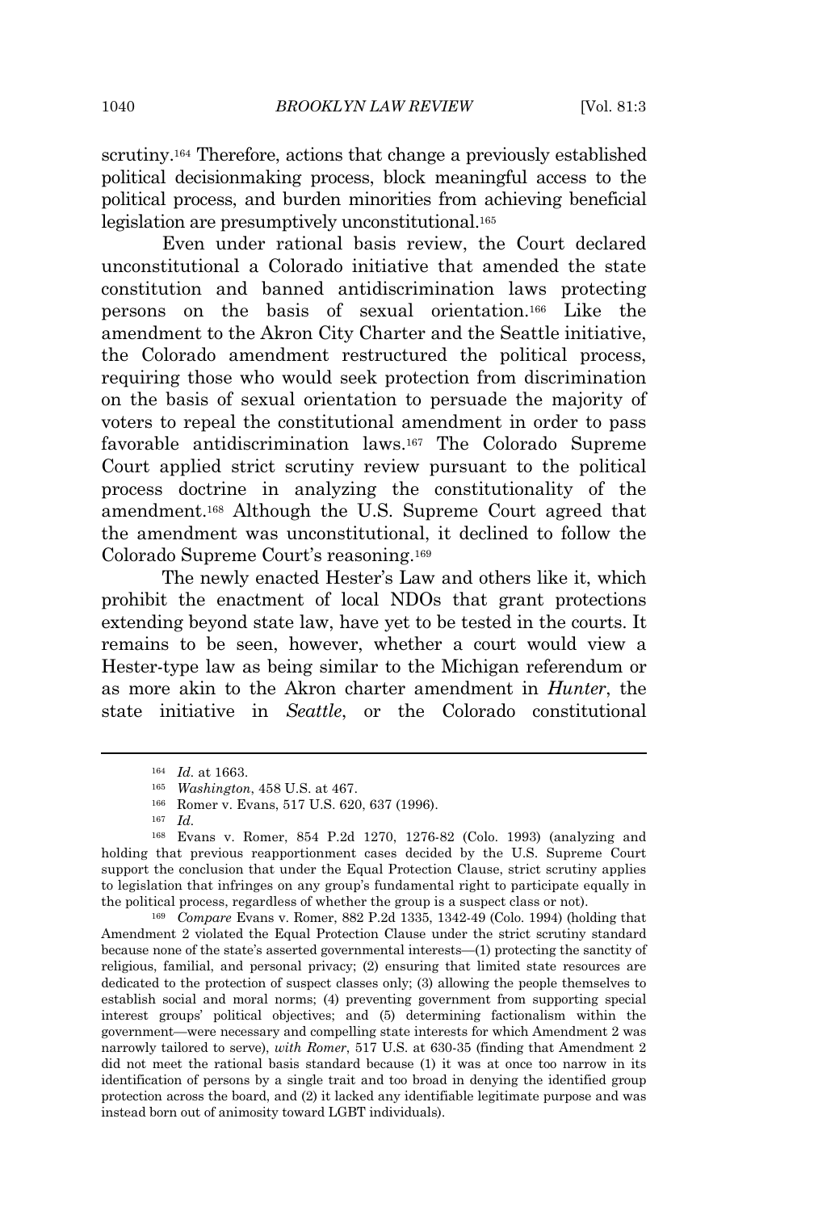scrutiny.[164] Therefore, actions that change a previously established political decisionmaking process, block meaningful access to the political process, and burden minorities from achieving beneficial legislation are presumptively unconstitutional.[165]

Even under rational basis review, the Court declared unconstitutional a Colorado initiative that amended the state constitution and banned antidiscrimination laws protecting persons on the basis of sexual orientation.[166] Like the amendment to the Akron City Charter and the Seattle initiative, the Colorado amendment restructured the political process, requiring those who would seek protection from discrimination on the basis of sexual orientation to persuade the majority of voters to repeal the constitutional amendment in order to pass favorable antidiscrimination laws.[167] The Colorado Supreme Court applied strict scrutiny review pursuant to the political process doctrine in analyzing the constitutionality of the amendment.[168] Although the U.S. Supreme Court agreed that the amendment was unconstitutional, it declined to follow the Colorado Supreme Court's reasoning.[169]

The newly enacted Hester's Law and others like it, which prohibit the enactment of local NDOs that grant protections extending beyond state law, have yet to be tested in the courts. It remains to be seen, however, whether a court would view a Hester-type law as being similar to the Michigan referendum or as more akin to the Akron charter amendment in *Hunter*, the state initiative in *Seattle*, or the Colorado constitutional

---

[164] *Id.* at 1663.

[165] *Washington*, 458 U.S. at 467.

[166] Romer v. Evans, 517 U.S. 620, 637 (1996).

[167] *Id.*

[168] Evans v. Romer, 854 P.2d 1270, 1276-82 (Colo. 1993) (analyzing and holding that previous reapportionment cases decided by the U.S. Supreme Court support the conclusion that under the Equal Protection Clause, strict scrutiny applies to legislation that infringes on any group's fundamental right to participate equally in the political process, regardless of whether the group is a suspect class or not).

[169] *Compare* Evans v. Romer, 882 P.2d 1335, 1342-49 (Colo. 1994) (holding that Amendment 2 violated the Equal Protection Clause under the strict scrutiny standard because none of the state's asserted governmental interests—(1) protecting the sanctity of religious, familial, and personal privacy; (2) ensuring that limited state resources are dedicated to the protection of suspect classes only; (3) allowing the people themselves to establish social and moral norms; (4) preventing government from supporting special interest groups' political objectives; and (5) determining factionalism within the government—were necessary and compelling state interests for which Amendment 2 was narrowly tailored to serve), *with Romer*, 517 U.S. at 630-35 (finding that Amendment 2 did not meet the rational basis standard because (1) it was at once too narrow in its identification of persons by a single trait and too broad in denying the identified group protection across the board, and (2) it lacked any identifiable legitimate purpose and was instead born out of animosity toward LGBT individuals).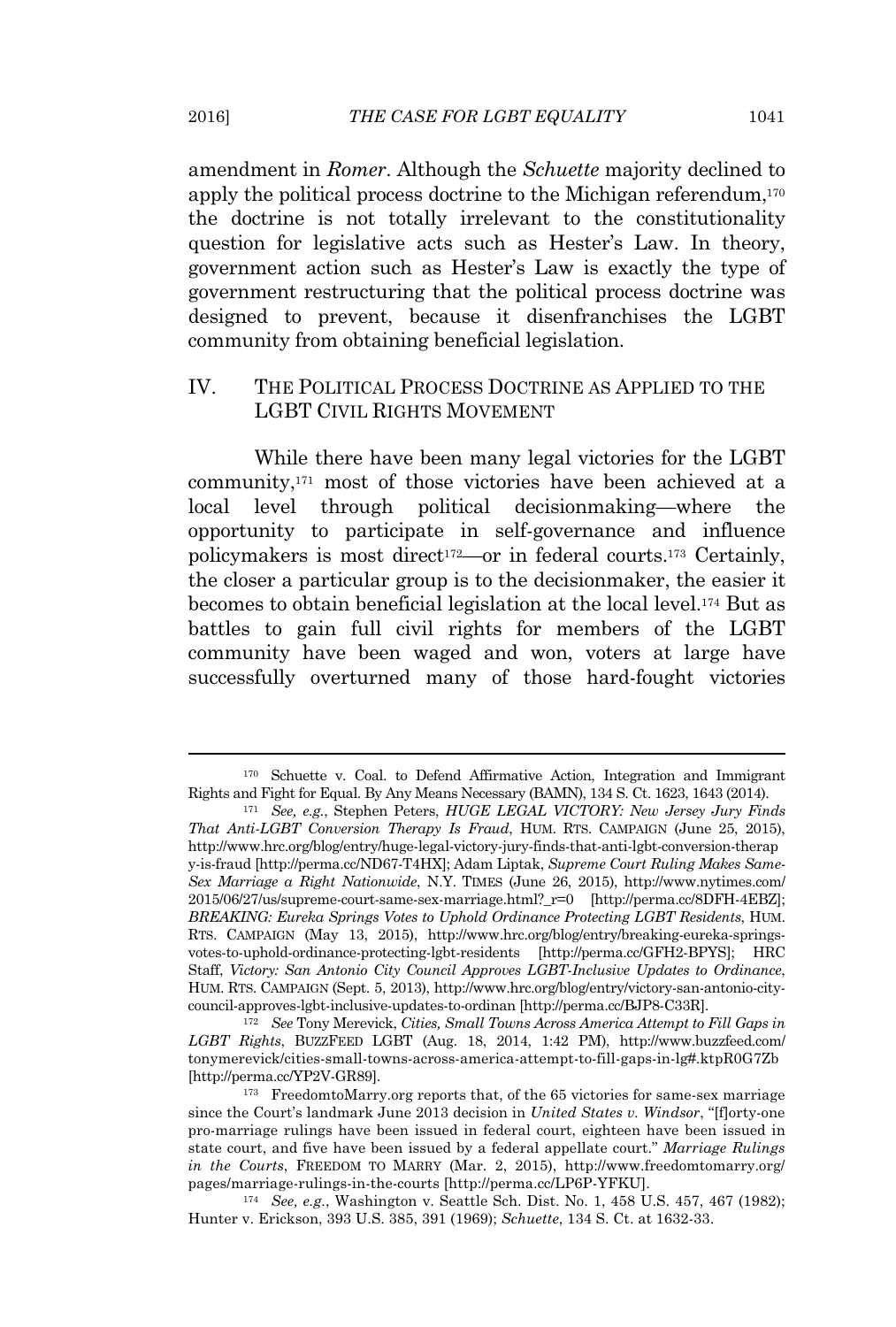amendment in *Romer*. Although the *Schuette* majority declined to apply the political process doctrine to the Michigan referendum,[170] the doctrine is not totally irrelevant to the constitutionality question for legislative acts such as Hester's Law. In theory, government action such as Hester's Law is exactly the type of government restructuring that the political process doctrine was designed to prevent, because it disenfranchises the LGBT community from obtaining beneficial legislation.

## IV. THE POLITICAL PROCESS DOCTRINE AS APPLIED TO THE LGBT CIVIL RIGHTS MOVEMENT

While there have been many legal victories for the LGBT community,[171] most of those victories have been achieved at a local level through political decisionmaking—where the opportunity to participate in self-governance and influence policymakers is most direct[172]—or in federal courts.[173] Certainly, the closer a particular group is to the decisionmaker, the easier it becomes to obtain beneficial legislation at the local level.[174] But as battles to gain full civil rights for members of the LGBT community have been waged and won, voters at large have successfully overturned many of those hard-fought victories

---

[170] Schuette v. Coal. to Defend Affirmative Action, Integration and Immigrant Rights and Fight for Equal. By Any Means Necessary (BAMN), 134 S. Ct. 1623, 1643 (2014).

[171] *See, e.g.*, Stephen Peters, *HUGE LEGAL VICTORY: New Jersey Jury Finds That Anti-LGBT Conversion Therapy Is Fraud*, HUM. RTS. CAMPAIGN (June 25, 2015), http://www.hrc.org/blog/entry/huge-legal-victory-jury-finds-that-anti-lgbt-conversion-therapy-is-fraud [http://perma.cc/ND67-T4HX]; Adam Liptak, *Supreme Court Ruling Makes Same-Sex Marriage a Right Nationwide*, N.Y. TIMES (June 26, 2015), http://www.nytimes.com/2015/06/27/us/supreme-court-same-sex-marriage.html?_r=0 [http://perma.cc/8DFH-4EBZ]; *BREAKING: Eureka Springs Votes to Uphold Ordinance Protecting LGBT Residents*, HUM. RTS. CAMPAIGN (May 13, 2015), http://www.hrc.org/blog/entry/breaking-eureka-springs-votes-to-uphold-ordinance-protecting-lgbt-residents [http://perma.cc/GFH2-BPYS]; HRC Staff, *Victory: San Antonio City Council Approves LGBT-Inclusive Updates to Ordinance*, HUM. RTS. CAMPAIGN (Sept. 5, 2013), http://www.hrc.org/blog/entry/victory-san-antonio-city-council-approves-lgbt-inclusive-updates-to-ordinan [http://perma.cc/BJP8-C33R].

[172] *See* Tony Merevick, *Cities, Small Towns Across America Attempt to Fill Gaps in LGBT Rights*, BUZZFEED LGBT (Aug. 18, 2014, 1:42 PM), http://www.buzzfeed.com/tonymerevick/cities-small-towns-across-america-attempt-to-fill-gaps-in-lg#.ktpR0G7Zb [http://perma.cc/YP2V-GR89].

[173] FreedomtoMarry.org reports that, of the 65 victories for same-sex marriage since the Court's landmark June 2013 decision in *United States v. Windsor*, "[f]orty-one pro-marriage rulings have been issued in federal court, eighteen have been issued in state court, and five have been issued by a federal appellate court." *Marriage Rulings in the Courts*, FREEDOM TO MARRY (Mar. 2, 2015), http://www.freedomtomarry.org/pages/marriage-rulings-in-the-courts [http://perma.cc/LP6P-YFKU].

[174] *See, e.g.*, Washington v. Seattle Sch. Dist. No. 1, 458 U.S. 457, 467 (1982); Hunter v. Erickson, 393 U.S. 385, 391 (1969); *Schuette*, 134 S. Ct. at 1632-33.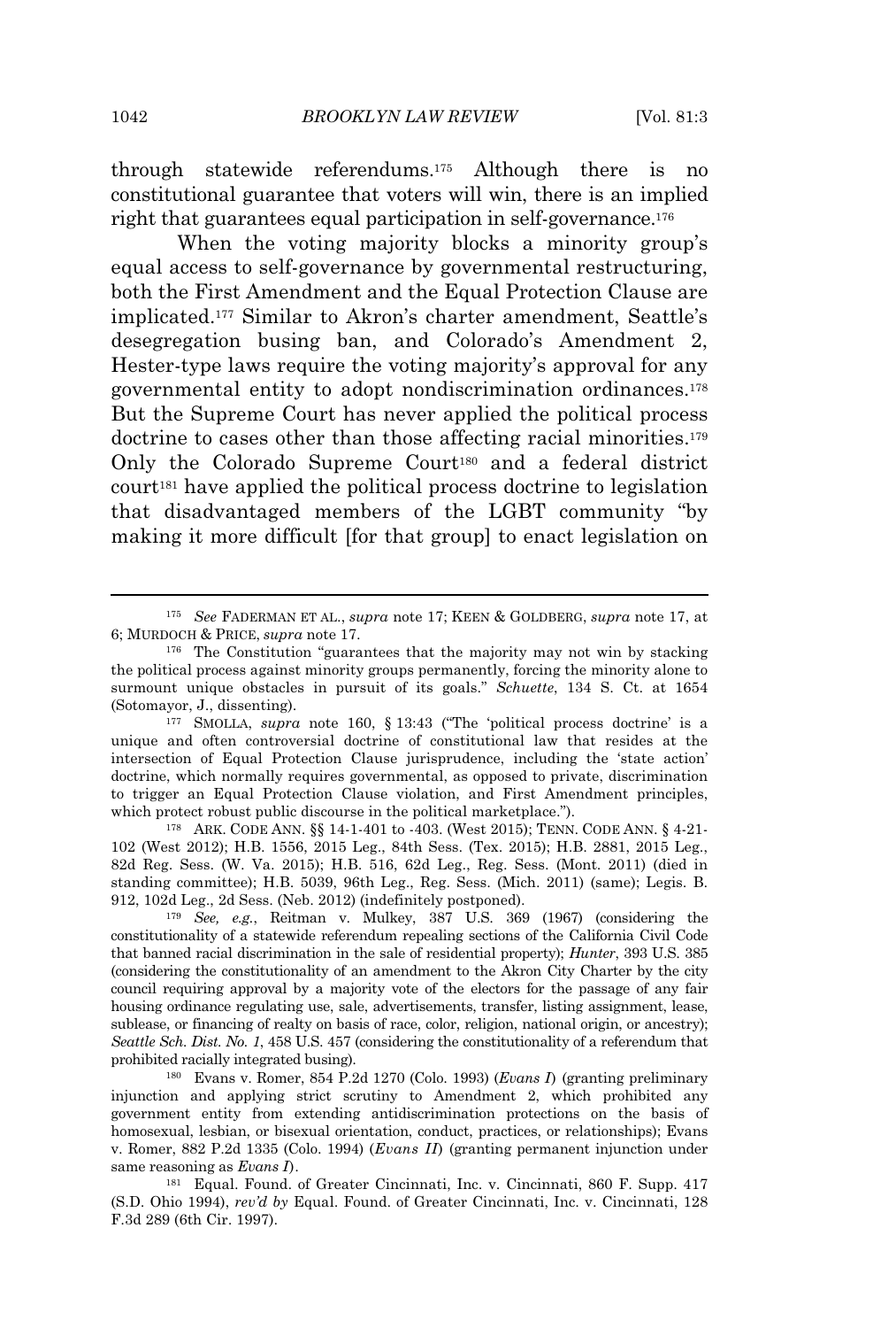through statewide referendums.[175] Although there is no constitutional guarantee that voters will win, there is an implied right that guarantees equal participation in self-governance.[176]

When the voting majority blocks a minority group's equal access to self-governance by governmental restructuring, both the First Amendment and the Equal Protection Clause are implicated.[177] Similar to Akron's charter amendment, Seattle's desegregation busing ban, and Colorado's Amendment 2, Hester-type laws require the voting majority's approval for any governmental entity to adopt nondiscrimination ordinances.[178] But the Supreme Court has never applied the political process doctrine to cases other than those affecting racial minorities.[179] Only the Colorado Supreme Court[180] and a federal district court[181] have applied the political process doctrine to legislation that disadvantaged members of the LGBT community "by making it more difficult [for that group] to enact legislation on

---

[175] *See* FADERMAN ET AL., *supra* note 17; KEEN & GOLDBERG, *supra* note 17, at 6; MURDOCH & PRICE, *supra* note 17.

[176] The Constitution "guarantees that the majority may not win by stacking the political process against minority groups permanently, forcing the minority alone to surmount unique obstacles in pursuit of its goals." *Schuette*, 134 S. Ct. at 1654 (Sotomayor, J., dissenting).

[177] SMOLLA, *supra* note 160, § 13:43 ("The 'political process doctrine' is a unique and often controversial doctrine of constitutional law that resides at the intersection of Equal Protection Clause jurisprudence, including the 'state action' doctrine, which normally requires governmental, as opposed to private, discrimination to trigger an Equal Protection Clause violation, and First Amendment principles, which protect robust public discourse in the political marketplace.").

[178] ARK. CODE ANN. §§ 14-1-401 to -403. (West 2015); TENN. CODE ANN. § 4-21-102 (West 2012); H.B. 1556, 2015 Leg., 84th Sess. (Tex. 2015); H.B. 2881, 2015 Leg., 82d Reg. Sess. (W. Va. 2015); H.B. 516, 62d Leg., Reg. Sess. (Mont. 2011) (died in standing committee); H.B. 5039, 96th Leg., Reg. Sess. (Mich. 2011) (same); Legis. B. 912, 102d Leg., 2d Sess. (Neb. 2012) (indefinitely postponed).

[179] *See, e.g.*, Reitman v. Mulkey, 387 U.S. 369 (1967) (considering the constitutionality of a statewide referendum repealing sections of the California Civil Code that banned racial discrimination in the sale of residential property); *Hunter*, 393 U.S. 385 (considering the constitutionality of an amendment to the Akron City Charter by the city council requiring approval by a majority vote of the electors for the passage of any fair housing ordinance regulating use, sale, advertisements, transfer, listing assignment, lease, sublease, or financing of realty on basis of race, color, religion, national origin, or ancestry); *Seattle Sch. Dist. No. 1*, 458 U.S. 457 (considering the constitutionality of a referendum that prohibited racially integrated busing).

[180] Evans v. Romer, 854 P.2d 1270 (Colo. 1993) (*Evans I*) (granting preliminary injunction and applying strict scrutiny to Amendment 2, which prohibited any government entity from extending antidiscrimination protections on the basis of homosexual, lesbian, or bisexual orientation, conduct, practices, or relationships); Evans v. Romer, 882 P.2d 1335 (Colo. 1994) (*Evans II*) (granting permanent injunction under same reasoning as *Evans I*).

[181] Equal. Found. of Greater Cincinnati, Inc. v. Cincinnati, 860 F. Supp. 417 (S.D. Ohio 1994), *rev'd by* Equal. Found. of Greater Cincinnati, Inc. v. Cincinnati, 128 F.3d 289 (6th Cir. 1997).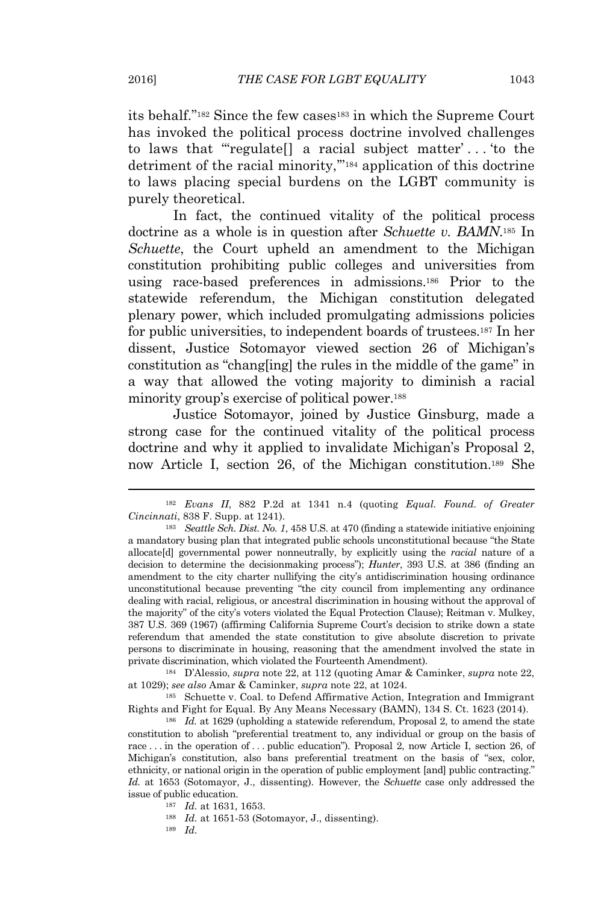its behalf."[182] Since the few cases[183] in which the Supreme Court has invoked the political process doctrine involved challenges to laws that "'regulate[] a racial subject matter' . . . 'to the detriment of the racial minority,'"[184] application of this doctrine to laws placing special burdens on the LGBT community is purely theoretical.

In fact, the continued vitality of the political process doctrine as a whole is in question after *Schuette v. BAMN*.[185] In *Schuette*, the Court upheld an amendment to the Michigan constitution prohibiting public colleges and universities from using race-based preferences in admissions.[186] Prior to the statewide referendum, the Michigan constitution delegated plenary power, which included promulgating admissions policies for public universities, to independent boards of trustees.[187] In her dissent, Justice Sotomayor viewed section 26 of Michigan's constitution as "chang[ing] the rules in the middle of the game" in a way that allowed the voting majority to diminish a racial minority group's exercise of political power.[188]

Justice Sotomayor, joined by Justice Ginsburg, made a strong case for the continued vitality of the political process doctrine and why it applied to invalidate Michigan's Proposal 2, now Article I, section 26, of the Michigan constitution.[189] She

---

[182] *Evans II*, 882 P.2d at 1341 n.4 (quoting *Equal. Found. of Greater Cincinnati*, 838 F. Supp. at 1241).

[183] *Seattle Sch. Dist. No. 1*, 458 U.S. at 470 (finding a statewide initiative enjoining a mandatory busing plan that integrated public schools unconstitutional because "the State allocate[d] governmental power nonneutrally, by explicitly using the *racial* nature of a decision to determine the decisionmaking process"); *Hunter*, 393 U.S. at 386 (finding an amendment to the city charter nullifying the city's antidiscrimination housing ordinance unconstitutional because preventing "the city council from implementing any ordinance dealing with racial, religious, or ancestral discrimination in housing without the approval of the majority" of the city's voters violated the Equal Protection Clause); Reitman v. Mulkey, 387 U.S. 369 (1967) (affirming California Supreme Court's decision to strike down a state referendum that amended the state constitution to give absolute discretion to private persons to discriminate in housing, reasoning that the amendment involved the state in private discrimination, which violated the Fourteenth Amendment).

[184] D'Alessio, *supra* note 22, at 112 (quoting Amar & Caminker, *supra* note 22, at 1029); *see also* Amar & Caminker, *supra* note 22, at 1024.

[185] Schuette v. Coal. to Defend Affirmative Action, Integration and Immigrant Rights and Fight for Equal. By Any Means Necessary (BAMN), 134 S. Ct. 1623 (2014).

[186] *Id.* at 1629 (upholding a statewide referendum, Proposal 2, to amend the state constitution to abolish "preferential treatment to, any individual or group on the basis of race . . . in the operation of . . . public education"). Proposal 2, now Article I, section 26, of Michigan's constitution, also bans preferential treatment on the basis of "sex, color, ethnicity, or national origin in the operation of public employment [and] public contracting." *Id.* at 1653 (Sotomayor, J., dissenting). However, the *Schuette* case only addressed the issue of public education.

[187] *Id.* at 1631, 1653.

[188] *Id.* at 1651-53 (Sotomayor, J., dissenting).

[189] *Id.*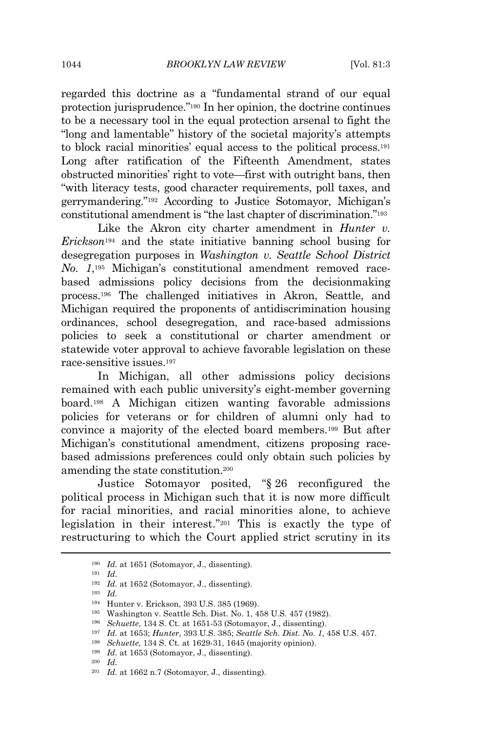regarded this doctrine as a "fundamental strand of our equal protection jurisprudence."[190] In her opinion, the doctrine continues to be a necessary tool in the equal protection arsenal to fight the "long and lamentable" history of the societal majority's attempts to block racial minorities' equal access to the political process.[191] Long after ratification of the Fifteenth Amendment, states obstructed minorities' right to vote—first with outright bans, then "with literacy tests, good character requirements, poll taxes, and gerrymandering."[192] According to Justice Sotomayor, Michigan's constitutional amendment is "the last chapter of discrimination."[193]

Like the Akron city charter amendment in *Hunter v. Erickson*[194] and the state initiative banning school busing for desegregation purposes in *Washington v. Seattle School District No. 1*,[195] Michigan's constitutional amendment removed race-based admissions policy decisions from the decisionmaking process.[196] The challenged initiatives in Akron, Seattle, and Michigan required the proponents of antidiscrimination housing ordinances, school desegregation, and race-based admissions policies to seek a constitutional or charter amendment or statewide voter approval to achieve favorable legislation on these race-sensitive issues.[197]

In Michigan, all other admissions policy decisions remained with each public university's eight-member governing board.[198] A Michigan citizen wanting favorable admissions policies for veterans or for children of alumni only had to convince a majority of the elected board members.[199] But after Michigan's constitutional amendment, citizens proposing race-based admissions preferences could only obtain such policies by amending the state constitution.[200]

Justice Sotomayor posited, "§ 26 reconfigured the political process in Michigan such that it is now more difficult for racial minorities, and racial minorities alone, to achieve legislation in their interest."[201] This is exactly the type of restructuring to which the Court applied strict scrutiny in its

---

[190] *Id.* at 1651 (Sotomayor, J., dissenting).

[191] *Id.*

[192] *Id.* at 1652 (Sotomayor, J., dissenting).

[193] *Id.*

[194] Hunter v. Erickson, 393 U.S. 385 (1969).

[195] Washington v. Seattle Sch. Dist. No. 1, 458 U.S. 457 (1982).

[196] *Schuette*, 134 S. Ct. at 1651-53 (Sotomayor, J., dissenting).

[197] *Id.* at 1653; *Hunter*, 393 U.S. 385; *Seattle Sch. Dist. No. 1*, 458 U.S. 457.

[198] *Schuette*, 134 S. Ct. at 1629-31, 1645 (majority opinion).

[199] *Id.* at 1653 (Sotomayor, J., dissenting).

[200] *Id.*

[201] *Id.* at 1662 n.7 (Sotomayor, J., dissenting).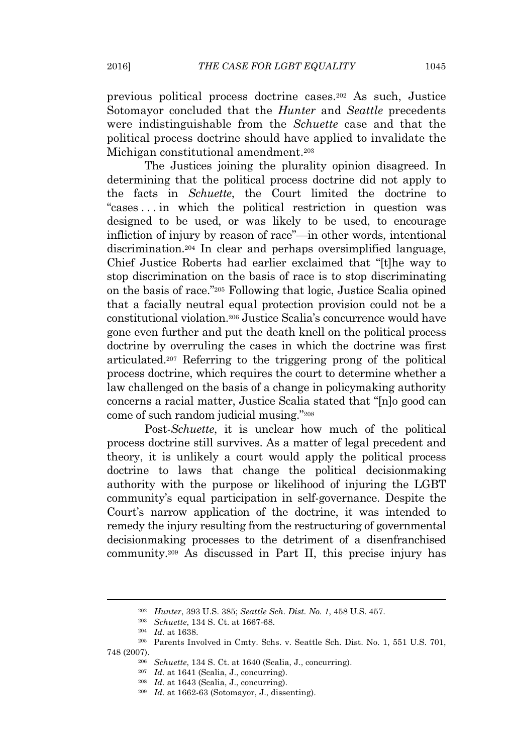previous political process doctrine cases.[202] As such, Justice Sotomayor concluded that the *Hunter* and *Seattle* precedents were indistinguishable from the *Schuette* case and that the political process doctrine should have applied to invalidate the Michigan constitutional amendment.[203]

The Justices joining the plurality opinion disagreed. In determining that the political process doctrine did not apply to the facts in *Schuette*, the Court limited the doctrine to "cases . . . in which the political restriction in question was designed to be used, or was likely to be used, to encourage infliction of injury by reason of race"—in other words, intentional discrimination.[204] In clear and perhaps oversimplified language, Chief Justice Roberts had earlier exclaimed that "[t]he way to stop discrimination on the basis of race is to stop discriminating on the basis of race."[205] Following that logic, Justice Scalia opined that a facially neutral equal protection provision could not be a constitutional violation.[206] Justice Scalia's concurrence would have gone even further and put the death knell on the political process doctrine by overruling the cases in which the doctrine was first articulated.[207] Referring to the triggering prong of the political process doctrine, which requires the court to determine whether a law challenged on the basis of a change in policymaking authority concerns a racial matter, Justice Scalia stated that "[n]o good can come of such random judicial musing."[208]

Post-*Schuette*, it is unclear how much of the political process doctrine still survives. As a matter of legal precedent and theory, it is unlikely a court would apply the political process doctrine to laws that change the political decisionmaking authority with the purpose or likelihood of injuring the LGBT community's equal participation in self-governance. Despite the Court's narrow application of the doctrine, it was intended to remedy the injury resulting from the restructuring of governmental decisionmaking processes to the detriment of a disenfranchised community.[209] As discussed in Part II, this precise injury has

---

[202] *Hunter*, 393 U.S. 385; *Seattle Sch. Dist. No. 1*, 458 U.S. 457.

[203] *Schuette*, 134 S. Ct. at 1667-68.

[204] *Id.* at 1638.

[205] Parents Involved in Cmty. Schs. v. Seattle Sch. Dist. No. 1, 551 U.S. 701, 748 (2007).

[206] *Schuette*, 134 S. Ct. at 1640 (Scalia, J., concurring).

[207] *Id.* at 1641 (Scalia, J., concurring).

[208] *Id.* at 1643 (Scalia, J., concurring).

[209] *Id.* at 1662-63 (Sotomayor, J., dissenting).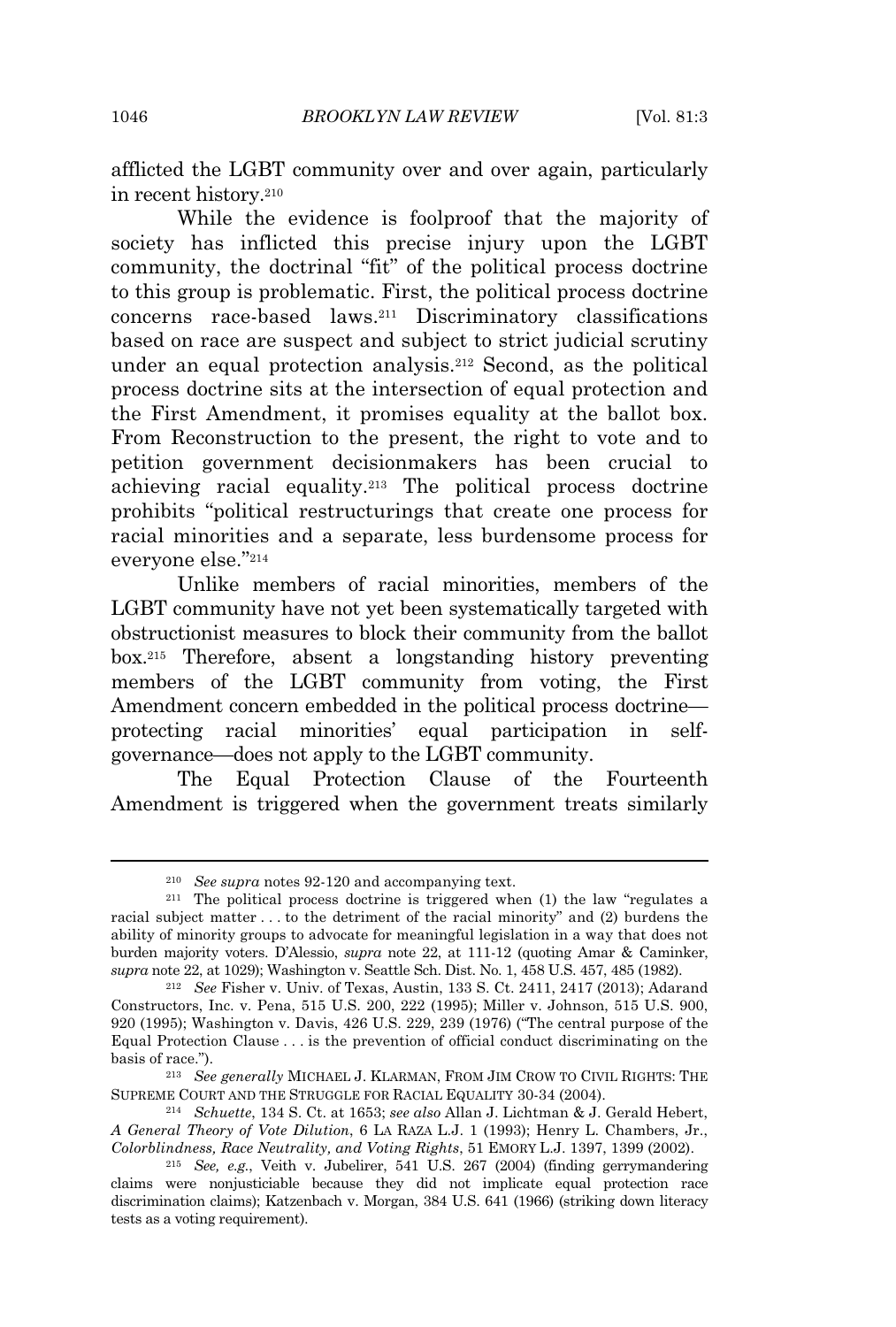afflicted the LGBT community over and over again, particularly in recent history.[210]

While the evidence is foolproof that the majority of society has inflicted this precise injury upon the LGBT community, the doctrinal "fit" of the political process doctrine to this group is problematic. First, the political process doctrine concerns race-based laws.[211] Discriminatory classifications based on race are suspect and subject to strict judicial scrutiny under an equal protection analysis.[212] Second, as the political process doctrine sits at the intersection of equal protection and the First Amendment, it promises equality at the ballot box. From Reconstruction to the present, the right to vote and to petition government decisionmakers has been crucial to achieving racial equality.[213] The political process doctrine prohibits "political restructurings that create one process for racial minorities and a separate, less burdensome process for everyone else."[214]

Unlike members of racial minorities, members of the LGBT community have not yet been systematically targeted with obstructionist measures to block their community from the ballot box.[215] Therefore, absent a longstanding history preventing members of the LGBT community from voting, the First Amendment concern embedded in the political process doctrine—protecting racial minorities' equal participation in self-governance—does not apply to the LGBT community.

The Equal Protection Clause of the Fourteenth Amendment is triggered when the government treats similarly

---

[210] *See supra* notes 92-120 and accompanying text.

[211] The political process doctrine is triggered when (1) the law "regulates a racial subject matter . . . to the detriment of the racial minority" and (2) burdens the ability of minority groups to advocate for meaningful legislation in a way that does not burden majority voters. D'Alessio, *supra* note 22, at 111-12 (quoting Amar & Caminker, *supra* note 22, at 1029); Washington v. Seattle Sch. Dist. No. 1, 458 U.S. 457, 485 (1982).

[212] *See* Fisher v. Univ. of Texas, Austin, 133 S. Ct. 2411, 2417 (2013); Adarand Constructors, Inc. v. Pena, 515 U.S. 200, 222 (1995); Miller v. Johnson, 515 U.S. 900, 920 (1995); Washington v. Davis, 426 U.S. 229, 239 (1976) ("The central purpose of the Equal Protection Clause . . . is the prevention of official conduct discriminating on the basis of race.").

[213] *See generally* MICHAEL J. KLARMAN, FROM JIM CROW TO CIVIL RIGHTS: THE SUPREME COURT AND THE STRUGGLE FOR RACIAL EQUALITY 30-34 (2004).

[214] *Schuette*, 134 S. Ct. at 1653; *see also* Allan J. Lichtman & J. Gerald Hebert, *A General Theory of Vote Dilution*, 6 LA RAZA L.J. 1 (1993); Henry L. Chambers, Jr., *Colorblindness, Race Neutrality, and Voting Rights*, 51 EMORY L.J. 1397, 1399 (2002).

[215] *See, e.g.*, Veith v. Jubelirer, 541 U.S. 267 (2004) (finding gerrymandering claims were nonjusticiable because they did not implicate equal protection race discrimination claims); Katzenbach v. Morgan, 384 U.S. 641 (1966) (striking down literacy tests as a voting requirement).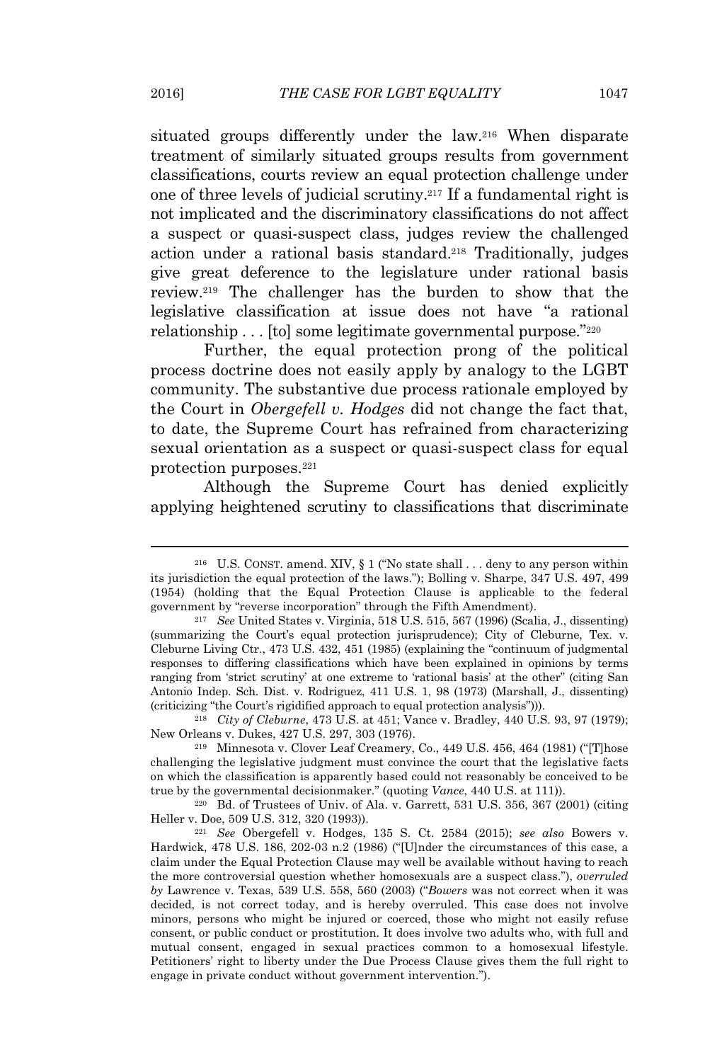situated groups differently under the law.[216] When disparate treatment of similarly situated groups results from government classifications, courts review an equal protection challenge under one of three levels of judicial scrutiny.[217] If a fundamental right is not implicated and the discriminatory classifications do not affect a suspect or quasi-suspect class, judges review the challenged action under a rational basis standard.[218] Traditionally, judges give great deference to the legislature under rational basis review.[219] The challenger has the burden to show that the legislative classification at issue does not have "a rational relationship . . . [to] some legitimate governmental purpose."[220]

Further, the equal protection prong of the political process doctrine does not easily apply by analogy to the LGBT community. The substantive due process rationale employed by the Court in *Obergefell v. Hodges* did not change the fact that, to date, the Supreme Court has refrained from characterizing sexual orientation as a suspect or quasi-suspect class for equal protection purposes.[221]

Although the Supreme Court has denied explicitly applying heightened scrutiny to classifications that discriminate

---

[216] U.S. CONST. amend. XIV, § 1 ("No state shall . . . deny to any person within its jurisdiction the equal protection of the laws."); Bolling v. Sharpe, 347 U.S. 497, 499 (1954) (holding that the Equal Protection Clause is applicable to the federal government by "reverse incorporation" through the Fifth Amendment).

[217] *See* United States v. Virginia, 518 U.S. 515, 567 (1996) (Scalia, J., dissenting) (summarizing the Court's equal protection jurisprudence); City of Cleburne, Tex. v. Cleburne Living Ctr., 473 U.S. 432, 451 (1985) (explaining the "continuum of judgmental responses to differing classifications which have been explained in opinions by terms ranging from 'strict scrutiny' at one extreme to 'rational basis' at the other" (citing San Antonio Indep. Sch. Dist. v. Rodriguez, 411 U.S. 1, 98 (1973) (Marshall, J., dissenting) (criticizing "the Court's rigidified approach to equal protection analysis"))).

[218] *City of Cleburne*, 473 U.S. at 451; Vance v. Bradley, 440 U.S. 93, 97 (1979); New Orleans v. Dukes, 427 U.S. 297, 303 (1976).

[219] Minnesota v. Clover Leaf Creamery, Co., 449 U.S. 456, 464 (1981) ("[T]hose challenging the legislative judgment must convince the court that the legislative facts on which the classification is apparently based could not reasonably be conceived to be true by the governmental decisionmaker." (quoting *Vance*, 440 U.S. at 111)).

[220] Bd. of Trustees of Univ. of Ala. v. Garrett, 531 U.S. 356, 367 (2001) (citing Heller v. Doe, 509 U.S. 312, 320 (1993)).

[221] *See* Obergefell v. Hodges, 135 S. Ct. 2584 (2015); *see also* Bowers v. Hardwick, 478 U.S. 186, 202-03 n.2 (1986) ("[U]nder the circumstances of this case, a claim under the Equal Protection Clause may well be available without having to reach the more controversial question whether homosexuals are a suspect class."), *overruled by* Lawrence v. Texas, 539 U.S. 558, 560 (2003) ("*Bowers* was not correct when it was decided, is not correct today, and is hereby overruled. This case does not involve minors, persons who might be injured or coerced, those who might not easily refuse consent, or public conduct or prostitution. It does involve two adults who, with full and mutual consent, engaged in sexual practices common to a homosexual lifestyle. Petitioners' right to liberty under the Due Process Clause gives them the full right to engage in private conduct without government intervention.").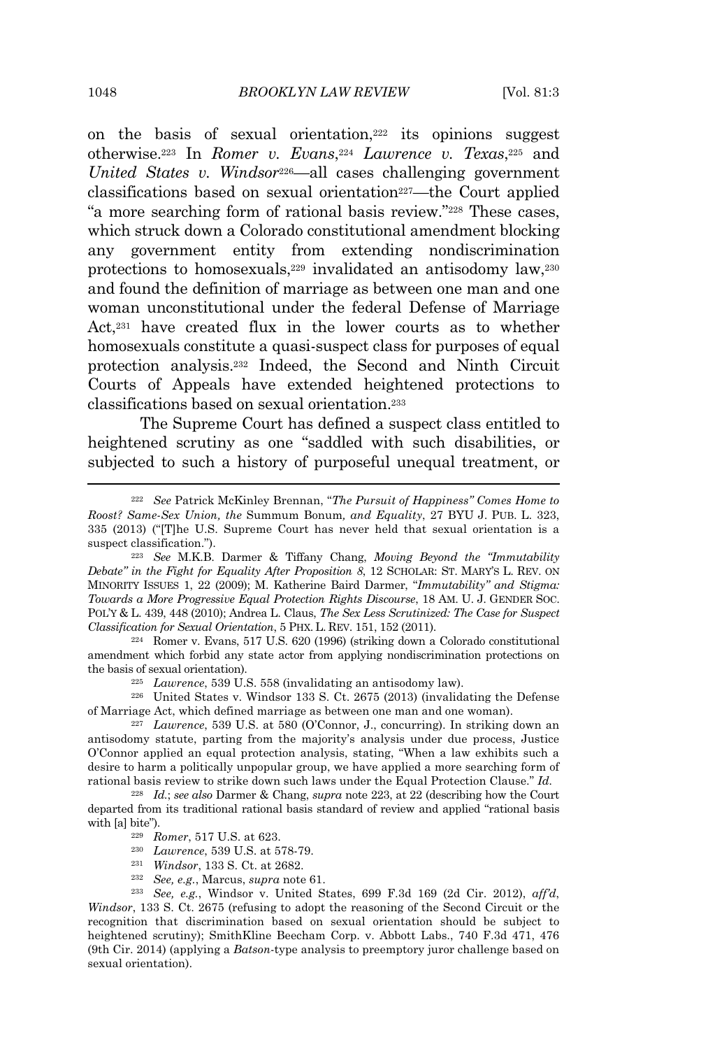on the basis of sexual orientation,[222] its opinions suggest otherwise.[223] In *Romer v. Evans*,[224] *Lawrence v. Texas*,[225] and *United States v. Windsor*[226]—all cases challenging government classifications based on sexual orientation[227]—the Court applied "a more searching form of rational basis review."[228] These cases, which struck down a Colorado constitutional amendment blocking any government entity from extending nondiscrimination protections to homosexuals,[229] invalidated an antisodomy law,[230] and found the definition of marriage as between one man and one woman unconstitutional under the federal Defense of Marriage Act,[231] have created flux in the lower courts as to whether homosexuals constitute a quasi-suspect class for purposes of equal protection analysis.[232] Indeed, the Second and Ninth Circuit Courts of Appeals have extended heightened protections to classifications based on sexual orientation.[233]

The Supreme Court has defined a suspect class entitled to heightened scrutiny as one "saddled with such disabilities, or subjected to such a history of purposeful unequal treatment, or

---

[222] *See* Patrick McKinley Brennan, "*The Pursuit of Happiness" Comes Home to Roost? Same-Sex Union, the* Summum Bonum*, and Equality*, 27 BYU J. PUB. L. 323, 335 (2013) ("[T]he U.S. Supreme Court has never held that sexual orientation is a suspect classification.").

[223] *See* M.K.B. Darmer & Tiffany Chang, *Moving Beyond the "Immutability Debate" in the Fight for Equality After Proposition 8*, 12 SCHOLAR: ST. MARY'S L. REV. ON MINORITY ISSUES 1, 22 (2009); M. Katherine Baird Darmer, "*Immutability" and Stigma: Towards a More Progressive Equal Protection Rights Discourse*, 18 AM. U. J. GENDER SOC. POL'Y & L. 439, 448 (2010); Andrea L. Claus, *The Sex Less Scrutinized: The Case for Suspect Classification for Sexual Orientation*, 5 PHX. L. REV. 151, 152 (2011).

[224] Romer v. Evans, 517 U.S. 620 (1996) (striking down a Colorado constitutional amendment which forbid any state actor from applying nondiscrimination protections on the basis of sexual orientation).

[225] *Lawrence*, 539 U.S. 558 (invalidating an antisodomy law).

[226] United States v. Windsor 133 S. Ct. 2675 (2013) (invalidating the Defense of Marriage Act, which defined marriage as between one man and one woman).

[227] *Lawrence*, 539 U.S. at 580 (O'Connor, J., concurring). In striking down an antisodomy statute, parting from the majority's analysis under due process, Justice O'Connor applied an equal protection analysis, stating, "When a law exhibits such a desire to harm a politically unpopular group, we have applied a more searching form of rational basis review to strike down such laws under the Equal Protection Clause." *Id.*

[228] *Id.*; *see also* Darmer & Chang, *supra* note 223, at 22 (describing how the Court departed from its traditional rational basis standard of review and applied "rational basis with [a] bite").

[229] *Romer*, 517 U.S. at 623.

[230] *Lawrence*, 539 U.S. at 578-79.

[231] *Windsor*, 133 S. Ct. at 2682.

[232] *See, e.g.*, Marcus, *supra* note 61.

[233] *See, e.g.*, Windsor v. United States, 699 F.3d 169 (2d Cir. 2012), *aff'd*, *Windsor*, 133 S. Ct. 2675 (refusing to adopt the reasoning of the Second Circuit or the recognition that discrimination based on sexual orientation should be subject to heightened scrutiny); SmithKline Beecham Corp. v. Abbott Labs., 740 F.3d 471, 476 (9th Cir. 2014) (applying a *Batson*-type analysis to preemptory juror challenge based on sexual orientation).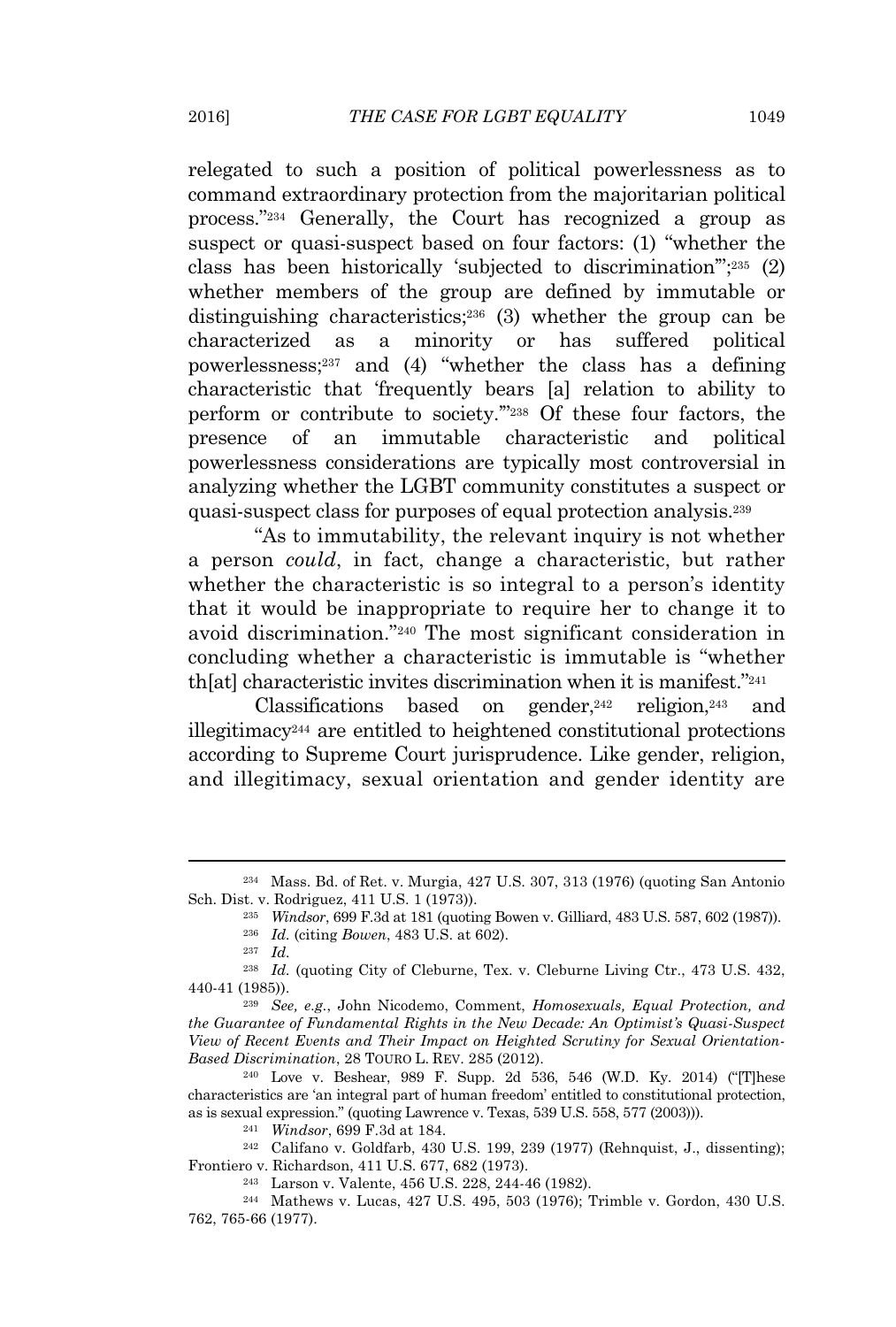relegated to such a position of political powerlessness as to command extraordinary protection from the majoritarian political process."[234] Generally, the Court has recognized a group as suspect or quasi-suspect based on four factors: (1) "whether the class has been historically 'subjected to discrimination'";[235] (2) whether members of the group are defined by immutable or distinguishing characteristics;[236] (3) whether the group can be characterized as a minority or has suffered political powerlessness;[237] and (4) "whether the class has a defining characteristic that 'frequently bears [a] relation to ability to perform or contribute to society.'"[238] Of these four factors, the presence of an immutable characteristic and political powerlessness considerations are typically most controversial in analyzing whether the LGBT community constitutes a suspect or quasi-suspect class for purposes of equal protection analysis.[239]

"As to immutability, the relevant inquiry is not whether a person *could*, in fact, change a characteristic, but rather whether the characteristic is so integral to a person's identity that it would be inappropriate to require her to change it to avoid discrimination."[240] The most significant consideration in concluding whether a characteristic is immutable is "whether th[at] characteristic invites discrimination when it is manifest."[241]

Classifications based on gender,[242] religion,[243] and illegitimacy[244] are entitled to heightened constitutional protections according to Supreme Court jurisprudence. Like gender, religion, and illegitimacy, sexual orientation and gender identity are

---

[234] Mass. Bd. of Ret. v. Murgia, 427 U.S. 307, 313 (1976) (quoting San Antonio Sch. Dist. v. Rodriguez, 411 U.S. 1 (1973)).

[235] *Windsor*, 699 F.3d at 181 (quoting Bowen v. Gilliard, 483 U.S. 587, 602 (1987)).

[236] *Id.* (citing *Bowen*, 483 U.S. at 602).

[237] *Id.*

[238] *Id.* (quoting City of Cleburne, Tex. v. Cleburne Living Ctr., 473 U.S. 432, 440-41 (1985)).

[239] *See, e.g.*, John Nicodemo, Comment, *Homosexuals, Equal Protection, and the Guarantee of Fundamental Rights in the New Decade: An Optimist's Quasi-Suspect View of Recent Events and Their Impact on Heighted Scrutiny for Sexual Orientation-Based Discrimination*, 28 TOURO L. REV. 285 (2012).

[240] Love v. Beshear, 989 F. Supp. 2d 536, 546 (W.D. Ky. 2014) ("[T]hese characteristics are 'an integral part of human freedom' entitled to constitutional protection, as is sexual expression." (quoting Lawrence v. Texas, 539 U.S. 558, 577 (2003))).

[241] *Windsor*, 699 F.3d at 184.

[242] Califano v. Goldfarb, 430 U.S. 199, 239 (1977) (Rehnquist, J., dissenting); Frontiero v. Richardson, 411 U.S. 677, 682 (1973).

[243] Larson v. Valente, 456 U.S. 228, 244-46 (1982).

[244] Mathews v. Lucas, 427 U.S. 495, 503 (1976); Trimble v. Gordon, 430 U.S. 762, 765-66 (1977).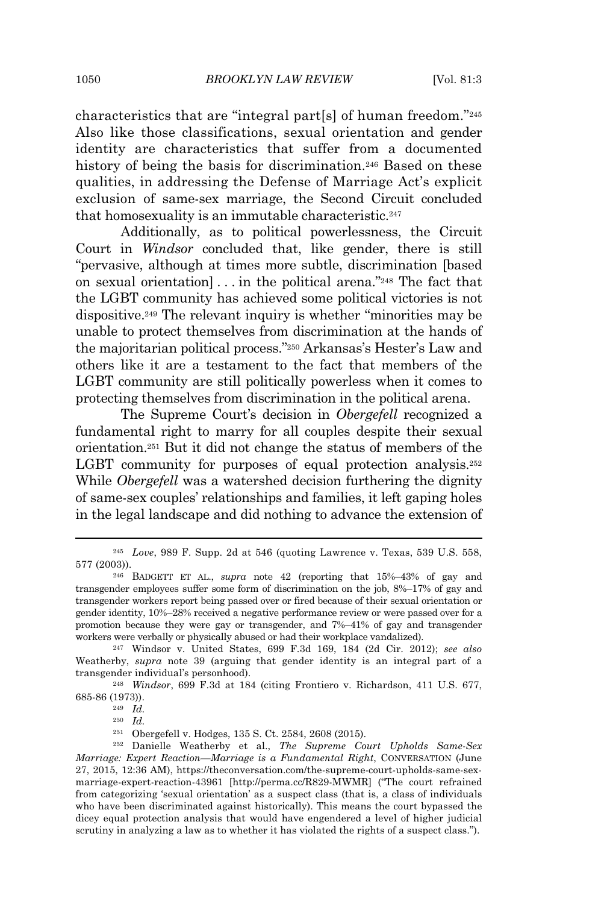characteristics that are "integral part[s] of human freedom."[245] Also like those classifications, sexual orientation and gender identity are characteristics that suffer from a documented history of being the basis for discrimination.[246] Based on these qualities, in addressing the Defense of Marriage Act's explicit exclusion of same-sex marriage, the Second Circuit concluded that homosexuality is an immutable characteristic.[247]

Additionally, as to political powerlessness, the Circuit Court in *Windsor* concluded that, like gender, there is still "pervasive, although at times more subtle, discrimination [based on sexual orientation] . . . in the political arena."[248] The fact that the LGBT community has achieved some political victories is not dispositive.[249] The relevant inquiry is whether "minorities may be unable to protect themselves from discrimination at the hands of the majoritarian political process."[250] Arkansas's Hester's Law and others like it are a testament to the fact that members of the LGBT community are still politically powerless when it comes to protecting themselves from discrimination in the political arena.

The Supreme Court's decision in *Obergefell* recognized a fundamental right to marry for all couples despite their sexual orientation.[251] But it did not change the status of members of the LGBT community for purposes of equal protection analysis.[252] While *Obergefell* was a watershed decision furthering the dignity of same-sex couples' relationships and families, it left gaping holes in the legal landscape and did nothing to advance the extension of

---

[245] *Love*, 989 F. Supp. 2d at 546 (quoting Lawrence v. Texas, 539 U.S. 558, 577 (2003)).

[246] BADGETT ET AL., *supra* note 42 (reporting that 15%–43% of gay and transgender employees suffer some form of discrimination on the job, 8%–17% of gay and transgender workers report being passed over or fired because of their sexual orientation or gender identity, 10%–28% received a negative performance review or were passed over for a promotion because they were gay or transgender, and 7%–41% of gay and transgender workers were verbally or physically abused or had their workplace vandalized).

[247] Windsor v. United States, 699 F.3d 169, 184 (2d Cir. 2012); *see also* Weatherby, *supra* note 39 (arguing that gender identity is an integral part of a transgender individual's personhood).

[248] *Windsor*, 699 F.3d at 184 (citing Frontiero v. Richardson, 411 U.S. 677, 685-86 (1973)).

[249] *Id.*

[250] *Id.*

[251] Obergefell v. Hodges, 135 S. Ct. 2584, 2608 (2015).

[252] Danielle Weatherby et al., *The Supreme Court Upholds Same-Sex Marriage: Expert Reaction—Marriage is a Fundamental Right*, CONVERSATION (June 27, 2015, 12:36 AM), https://theconversation.com/the-supreme-court-upholds-same-sex-marriage-expert-reaction-43961 [http://perma.cc/R829-MWMR] ("The court refrained from categorizing 'sexual orientation' as a suspect class (that is, a class of individuals who have been discriminated against historically). This means the court bypassed the dicey equal protection analysis that would have engendered a level of higher judicial scrutiny in analyzing a law as to whether it has violated the rights of a suspect class.").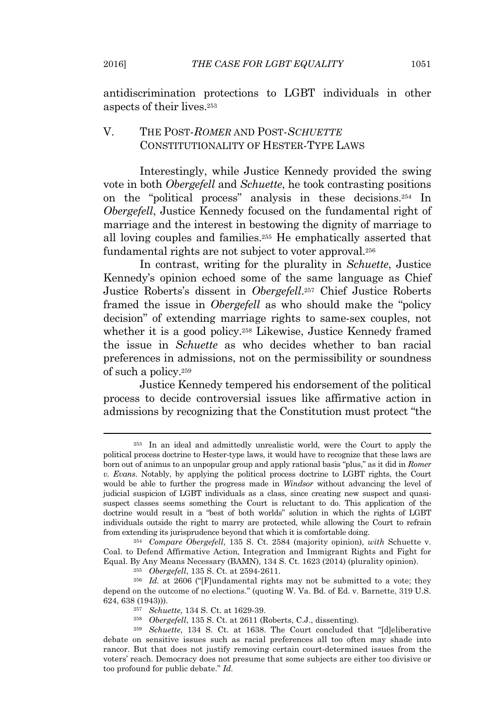antidiscrimination protections to LGBT individuals in other aspects of their lives.[253]

## V. THE POST-*ROMER* AND POST-*SCHUETTE* CONSTITUTIONALITY OF HESTER-TYPE LAWS

Interestingly, while Justice Kennedy provided the swing vote in both *Obergefell* and *Schuette*, he took contrasting positions on the "political process" analysis in these decisions.[254] In *Obergefell*, Justice Kennedy focused on the fundamental right of marriage and the interest in bestowing the dignity of marriage to all loving couples and families.[255] He emphatically asserted that fundamental rights are not subject to voter approval.[256]

In contrast, writing for the plurality in *Schuette*, Justice Kennedy's opinion echoed some of the same language as Chief Justice Roberts's dissent in *Obergefell*.[257] Chief Justice Roberts framed the issue in *Obergefell* as who should make the "policy decision" of extending marriage rights to same-sex couples, not whether it is a good policy.[258] Likewise, Justice Kennedy framed the issue in *Schuette* as who decides whether to ban racial preferences in admissions, not on the permissibility or soundness of such a policy.[259]

Justice Kennedy tempered his endorsement of the political process to decide controversial issues like affirmative action in admissions by recognizing that the Constitution must protect "the

---

[253] In an ideal and admittedly unrealistic world, were the Court to apply the political process doctrine to Hester-type laws, it would have to recognize that these laws are born out of animus to an unpopular group and apply rational basis "plus," as it did in *Romer v. Evans*. Notably, by applying the political process doctrine to LGBT rights, the Court would be able to further the progress made in *Windsor* without advancing the level of judicial suspicion of LGBT individuals as a class, since creating new suspect and quasi-suspect classes seems something the Court is reluctant to do. This application of the doctrine would result in a "best of both worlds" solution in which the rights of LGBT individuals outside the right to marry are protected, while allowing the Court to refrain from extending its jurisprudence beyond that which it is comfortable doing.

[254] *Compare Obergefell*, 135 S. Ct. 2584 (majority opinion), *with* Schuette v. Coal. to Defend Affirmative Action, Integration and Immigrant Rights and Fight for Equal. By Any Means Necessary (BAMN), 134 S. Ct. 1623 (2014) (plurality opinion).

[255] *Obergefell*, 135 S. Ct. at 2594-2611.

[256] *Id.* at 2606 ("[F]undamental rights may not be submitted to a vote; they depend on the outcome of no elections." (quoting W. Va. Bd. of Ed. v. Barnette, 319 U.S. 624, 638 (1943))).

[257] *Schuette*, 134 S. Ct. at 1629-39.

[258] *Obergefell*, 135 S. Ct. at 2611 (Roberts, C.J., dissenting).

[259] *Schuette*, 134 S. Ct. at 1638. The Court concluded that "[d]eliberative debate on sensitive issues such as racial preferences all too often may shade into rancor. But that does not justify removing certain court-determined issues from the voters' reach. Democracy does not presume that some subjects are either too divisive or too profound for public debate." *Id.*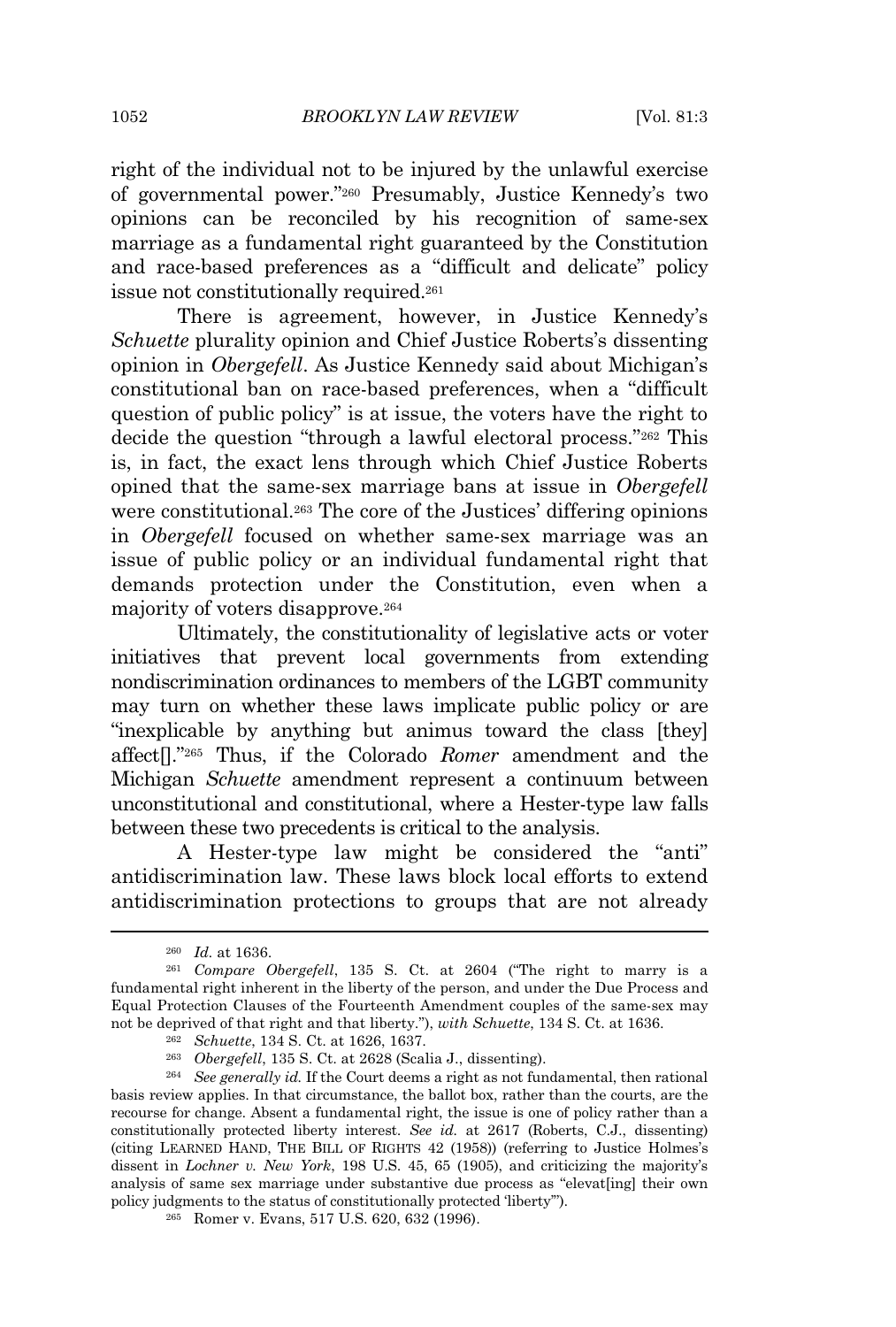right of the individual not to be injured by the unlawful exercise of governmental power."[260] Presumably, Justice Kennedy's two opinions can be reconciled by his recognition of same-sex marriage as a fundamental right guaranteed by the Constitution and race-based preferences as a "difficult and delicate" policy issue not constitutionally required.[261]

There is agreement, however, in Justice Kennedy's *Schuette* plurality opinion and Chief Justice Roberts's dissenting opinion in *Obergefell*. As Justice Kennedy said about Michigan's constitutional ban on race-based preferences, when a "difficult question of public policy" is at issue, the voters have the right to decide the question "through a lawful electoral process."[262] This is, in fact, the exact lens through which Chief Justice Roberts opined that the same-sex marriage bans at issue in *Obergefell* were constitutional.[263] The core of the Justices' differing opinions in *Obergefell* focused on whether same-sex marriage was an issue of public policy or an individual fundamental right that demands protection under the Constitution, even when a majority of voters disapprove.[264]

Ultimately, the constitutionality of legislative acts or voter initiatives that prevent local governments from extending nondiscrimination ordinances to members of the LGBT community may turn on whether these laws implicate public policy or are "inexplicable by anything but animus toward the class [they] affect[]."[265] Thus, if the Colorado *Romer* amendment and the Michigan *Schuette* amendment represent a continuum between unconstitutional and constitutional, where a Hester-type law falls between these two precedents is critical to the analysis.

A Hester-type law might be considered the "anti" antidiscrimination law. These laws block local efforts to extend antidiscrimination protections to groups that are not already

---

[260] *Id.* at 1636.

[261] *Compare Obergefell*, 135 S. Ct. at 2604 ("The right to marry is a fundamental right inherent in the liberty of the person, and under the Due Process and Equal Protection Clauses of the Fourteenth Amendment couples of the same-sex may not be deprived of that right and that liberty."), *with Schuette*, 134 S. Ct. at 1636.

[262] *Schuette*, 134 S. Ct. at 1626, 1637.

[263] *Obergefell*, 135 S. Ct. at 2628 (Scalia J., dissenting).

[264] *See generally id.* If the Court deems a right as not fundamental, then rational basis review applies. In that circumstance, the ballot box, rather than the courts, are the recourse for change. Absent a fundamental right, the issue is one of policy rather than a constitutionally protected liberty interest. *See id.* at 2617 (Roberts, C.J., dissenting) (citing LEARNED HAND, THE BILL OF RIGHTS 42 (1958)) (referring to Justice Holmes's dissent in *Lochner v. New York*, 198 U.S. 45, 65 (1905), and criticizing the majority's analysis of same sex marriage under substantive due process as "elevat[ing] their own policy judgments to the status of constitutionally protected 'liberty'").

[265] Romer v. Evans, 517 U.S. 620, 632 (1996).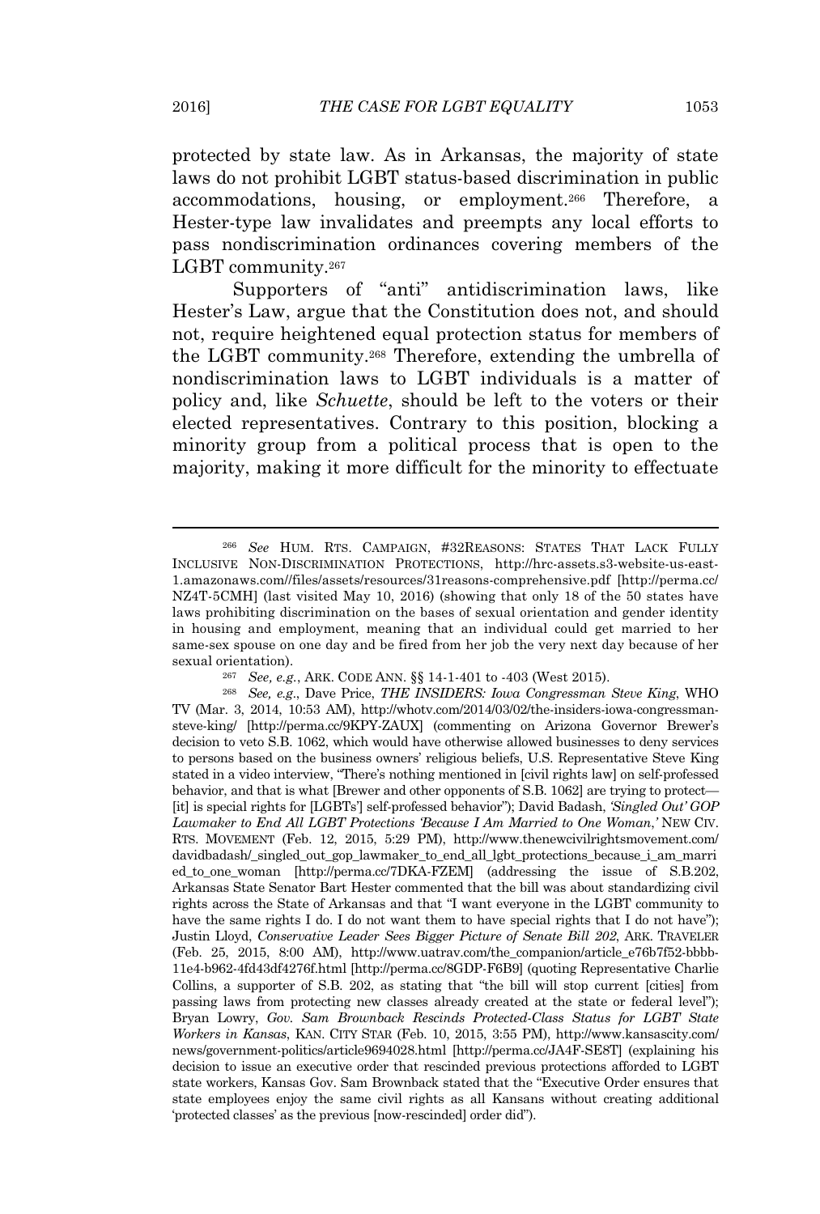protected by state law. As in Arkansas, the majority of state laws do not prohibit LGBT status-based discrimination in public accommodations, housing, or employment.[266] Therefore, a Hester-type law invalidates and preempts any local efforts to pass nondiscrimination ordinances covering members of the LGBT community.[267]

Supporters of "anti" antidiscrimination laws, like Hester's Law, argue that the Constitution does not, and should not, require heightened equal protection status for members of the LGBT community.[268] Therefore, extending the umbrella of nondiscrimination laws to LGBT individuals is a matter of policy and, like *Schuette*, should be left to the voters or their elected representatives. Contrary to this position, blocking a minority group from a political process that is open to the majority, making it more difficult for the minority to effectuate

---

[266] *See* HUM. RTS. CAMPAIGN, #32REASONS: STATES THAT LACK FULLY INCLUSIVE NON-DISCRIMINATION PROTECTIONS, http://hrc-assets.s3-website-us-east-1.amazonaws.com//files/assets/resources/31reasons-comprehensive.pdf [http://perma.cc/NZ4T-5CMH] (last visited May 10, 2016) (showing that only 18 of the 50 states have laws prohibiting discrimination on the bases of sexual orientation and gender identity in housing and employment, meaning that an individual could get married to her same-sex spouse on one day and be fired from her job the very next day because of her sexual orientation).

[267] *See, e.g.*, ARK. CODE ANN. §§ 14-1-401 to -403 (West 2015).

[268] *See, e.g.*, Dave Price, *THE INSIDERS: Iowa Congressman Steve King*, WHO TV (Mar. 3, 2014, 10:53 AM), http://whotv.com/2014/03/02/the-insiders-iowa-congressman-steve-king/ [http://perma.cc/9KPY-ZAUX] (commenting on Arizona Governor Brewer's decision to veto S.B. 1062, which would have otherwise allowed businesses to deny services to persons based on the business owners' religious beliefs, U.S. Representative Steve King stated in a video interview, "There's nothing mentioned in [civil rights law] on self-professed behavior, and that is what [Brewer and other opponents of S.B. 1062] are trying to protect—[it] is special rights for [LGBTs'] self-professed behavior"); David Badash, *'Singled Out' GOP Lawmaker to End All LGBT Protections 'Because I Am Married to One Woman,'* NEW CIV. RTS. MOVEMENT (Feb. 12, 2015, 5:29 PM), http://www.thenewcivilrightsmovement.com/davidbadash/_singled_out_gop_lawmaker_to_end_all_lgbt_protections_because_i_am_married_to_one_woman [http://perma.cc/7DKA-FZEM] (addressing the issue of S.B.202, Arkansas State Senator Bart Hester commented that the bill was about standardizing civil rights across the State of Arkansas and that "I want everyone in the LGBT community to have the same rights I do. I do not want them to have special rights that I do not have"); Justin Lloyd, *Conservative Leader Sees Bigger Picture of Senate Bill 202*, ARK. TRAVELER (Feb. 25, 2015, 8:00 AM), http://www.uatrav.com/the_companion/article_e76b7f52-bbbb-11e4-b962-4fd43df4276f.html [http://perma.cc/8GDP-F6B9] (quoting Representative Charlie Collins, a supporter of S.B. 202, as stating that "the bill will stop current [cities] from passing laws from protecting new classes already created at the state or federal level"); Bryan Lowry, *Gov. Sam Brownback Rescinds Protected-Class Status for LGBT State Workers in Kansas*, KAN. CITY STAR (Feb. 10, 2015, 3:55 PM), http://www.kansascity.com/news/government-politics/article9694028.html [http://perma.cc/JA4F-SE8T] (explaining his decision to issue an executive order that rescinded previous protections afforded to LGBT state workers, Kansas Gov. Sam Brownback stated that the "Executive Order ensures that state employees enjoy the same civil rights as all Kansans without creating additional 'protected classes' as the previous [now-rescinded] order did").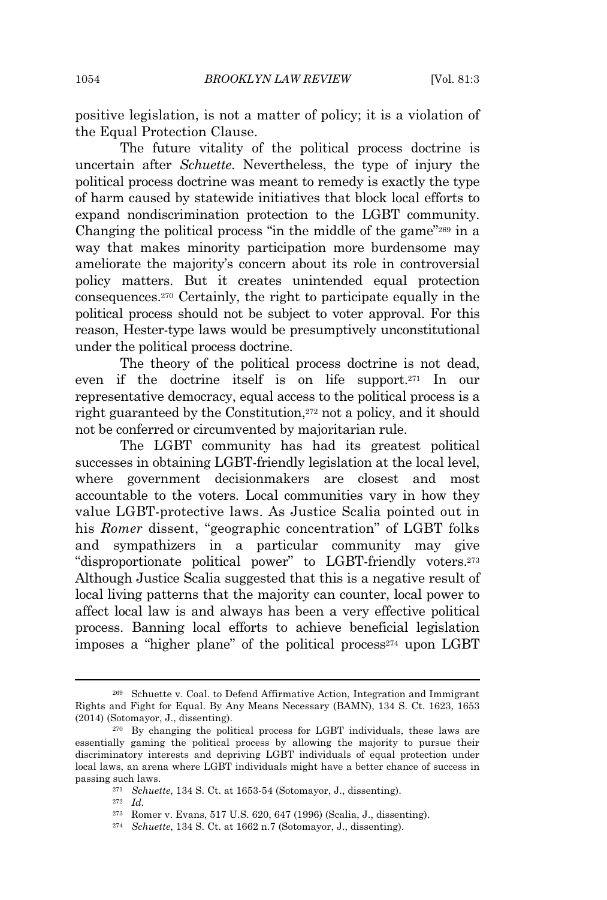positive legislation, is not a matter of policy; it is a violation of the Equal Protection Clause.

The future vitality of the political process doctrine is uncertain after *Schuette*. Nevertheless, the type of injury the political process doctrine was meant to remedy is exactly the type of harm caused by statewide initiatives that block local efforts to expand nondiscrimination protection to the LGBT community. Changing the political process "in the middle of the game"[269] in a way that makes minority participation more burdensome may ameliorate the majority's concern about its role in controversial policy matters. But it creates unintended equal protection consequences.[270] Certainly, the right to participate equally in the political process should not be subject to voter approval. For this reason, Hester-type laws would be presumptively unconstitutional under the political process doctrine.

The theory of the political process doctrine is not dead, even if the doctrine itself is on life support.[271] In our representative democracy, equal access to the political process is a right guaranteed by the Constitution,[272] not a policy, and it should not be conferred or circumvented by majoritarian rule.

The LGBT community has had its greatest political successes in obtaining LGBT-friendly legislation at the local level, where government decisionmakers are closest and most accountable to the voters. Local communities vary in how they value LGBT-protective laws. As Justice Scalia pointed out in his *Romer* dissent, "geographic concentration" of LGBT folks and sympathizers in a particular community may give "disproportionate political power" to LGBT-friendly voters.[273] Although Justice Scalia suggested that this is a negative result of local living patterns that the majority can counter, local power to affect local law is and always has been a very effective political process. Banning local efforts to achieve beneficial legislation imposes a "higher plane" of the political process[274] upon LGBT

---

[269] Schuette v. Coal. to Defend Affirmative Action, Integration and Immigrant Rights and Fight for Equal. By Any Means Necessary (BAMN), 134 S. Ct. 1623, 1653 (2014) (Sotomayor, J., dissenting).

[270] By changing the political process for LGBT individuals, these laws are essentially gaming the political process by allowing the majority to pursue their discriminatory interests and depriving LGBT individuals of equal protection under local laws, an arena where LGBT individuals might have a better chance of success in passing such laws.

[271] *Schuette*, 134 S. Ct. at 1653-54 (Sotomayor, J., dissenting).

[272] *Id.*

[273] Romer v. Evans, 517 U.S. 620, 647 (1996) (Scalia, J., dissenting).

[274] *Schuette*, 134 S. Ct. at 1662 n.7 (Sotomayor, J., dissenting).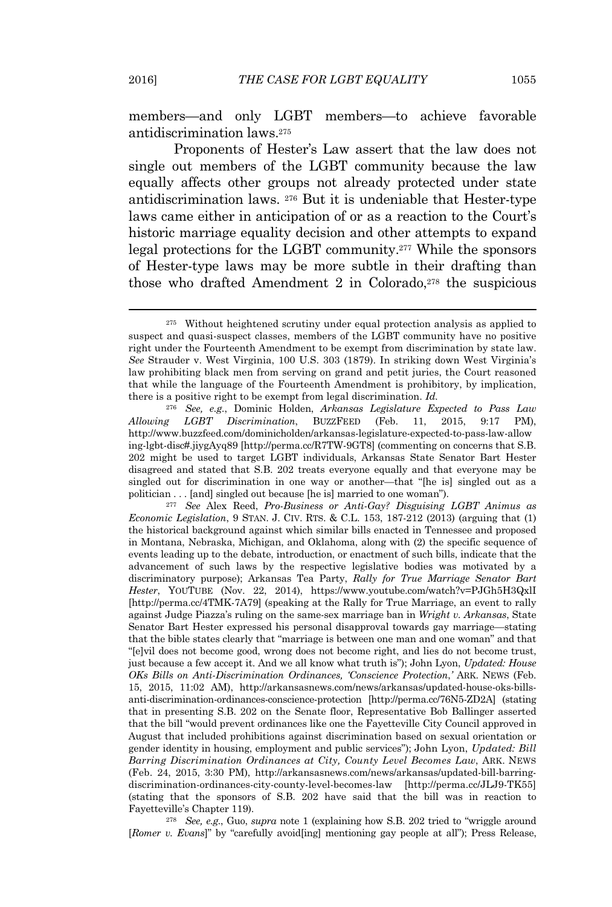members—and only LGBT members—to achieve favorable antidiscrimination laws.[275]

Proponents of Hester's Law assert that the law does not single out members of the LGBT community because the law equally affects other groups not already protected under state antidiscrimination laws. [276] But it is undeniable that Hester-type laws came either in anticipation of or as a reaction to the Court's historic marriage equality decision and other attempts to expand legal protections for the LGBT community.[277] While the sponsors of Hester-type laws may be more subtle in their drafting than those who drafted Amendment 2 in Colorado,[278] the suspicious

---

[275] Without heightened scrutiny under equal protection analysis as applied to suspect and quasi-suspect classes, members of the LGBT community have no positive right under the Fourteenth Amendment to be exempt from discrimination by state law. *See* Strauder v. West Virginia, 100 U.S. 303 (1879). In striking down West Virginia's law prohibiting black men from serving on grand and petit juries, the Court reasoned that while the language of the Fourteenth Amendment is prohibitory, by implication, there is a positive right to be exempt from legal discrimination. *Id.*

[276] *See, e.g.*, Dominic Holden, *Arkansas Legislature Expected to Pass Law Allowing LGBT Discrimination*, BUZZFEED (Feb. 11, 2015, 9:17 PM), http://www.buzzfeed.com/dominicholden/arkansas-legislature-expected-to-pass-law-allowing-lgbt-disc#.jiygAyq89 [http://perma.cc/R7TW-9GT8] (commenting on concerns that S.B. 202 might be used to target LGBT individuals, Arkansas State Senator Bart Hester disagreed and stated that S.B. 202 treats everyone equally and that everyone may be singled out for discrimination in one way or another—that "[he is] singled out as a politician . . . [and] singled out because [he is] married to one woman").

[277] *See* Alex Reed, *Pro-Business or Anti-Gay? Disguising LGBT Animus as Economic Legislation*, 9 STAN. J. CIV. RTS. & C.L. 153, 187-212 (2013) (arguing that (1) the historical background against which similar bills enacted in Tennessee and proposed in Montana, Nebraska, Michigan, and Oklahoma, along with (2) the specific sequence of events leading up to the debate, introduction, or enactment of such bills, indicate that the advancement of such laws by the respective legislative bodies was motivated by a discriminatory purpose); Arkansas Tea Party, *Rally for True Marriage Senator Bart Hester*, YOUTUBE (Nov. 22, 2014), https://www.youtube.com/watch?v=PJGh5H3QxlI [http://perma.cc/4TMK-7A79] (speaking at the Rally for True Marriage, an event to rally against Judge Piazza's ruling on the same-sex marriage ban in *Wright v. Arkansas*, State Senator Bart Hester expressed his personal disapproval towards gay marriage—stating that the bible states clearly that "marriage is between one man and one woman" and that "[e]vil does not become good, wrong does not become right, and lies do not become trust, just because a few accept it. And we all know what truth is"); John Lyon, *Updated: House OKs Bills on Anti-Discrimination Ordinances, 'Conscience Protection,'* ARK. NEWS (Feb. 15, 2015, 11:02 AM), http://arkansasnews.com/news/arkansas/updated-house-oks-bills-anti-discrimination-ordinances-conscience-protection [http://perma.cc/76N5-ZD2A] (stating that in presenting S.B. 202 on the Senate floor, Representative Bob Ballinger asserted that the bill "would prevent ordinances like one the Fayetteville City Council approved in August that included prohibitions against discrimination based on sexual orientation or gender identity in housing, employment and public services"); John Lyon, *Updated: Bill Barring Discrimination Ordinances at City, County Level Becomes Law*, ARK. NEWS (Feb. 24, 2015, 3:30 PM), http://arkansasnews.com/news/arkansas/updated-bill-barring-discrimination-ordinances-city-county-level-becomes-law [http://perma.cc/JLJ9-TK55] (stating that the sponsors of S.B. 202 have said that the bill was in reaction to Fayetteville's Chapter 119).

[278] *See, e.g.*, Guo, *supra* note 1 (explaining how S.B. 202 tried to "wriggle around [*Romer v. Evans*]" by "carefully avoid[ing] mentioning gay people at all"); Press Release,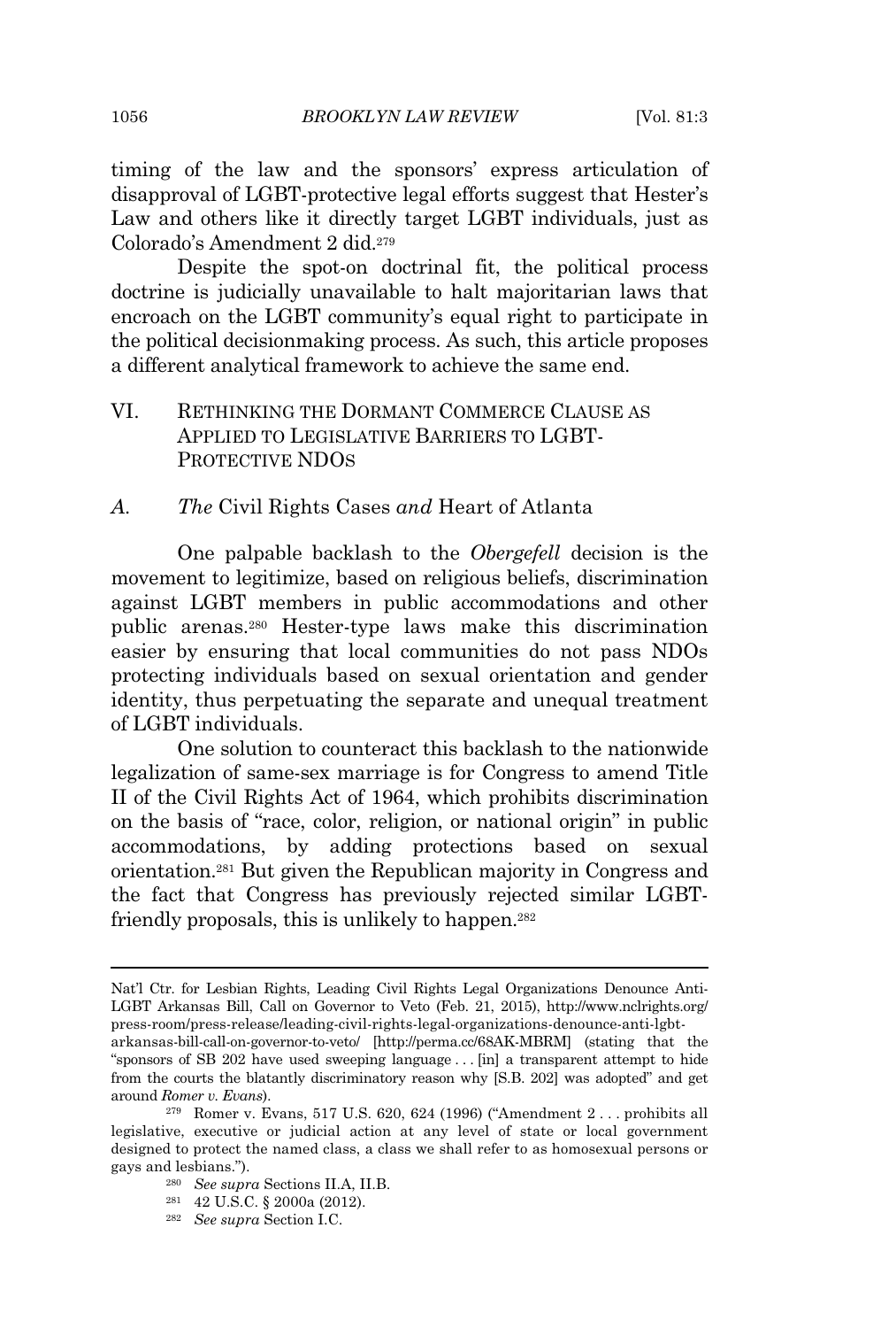timing of the law and the sponsors' express articulation of disapproval of LGBT-protective legal efforts suggest that Hester's Law and others like it directly target LGBT individuals, just as Colorado's Amendment 2 did.[279]

Despite the spot-on doctrinal fit, the political process doctrine is judicially unavailable to halt majoritarian laws that encroach on the LGBT community's equal right to participate in the political decisionmaking process. As such, this article proposes a different analytical framework to achieve the same end.

## VI. RETHINKING THE DORMANT COMMERCE CLAUSE AS APPLIED TO LEGISLATIVE BARRIERS TO LGBT-PROTECTIVE NDOS

### A. *The* Civil Rights Cases *and* Heart of Atlanta

One palpable backlash to the *Obergefell* decision is the movement to legitimize, based on religious beliefs, discrimination against LGBT members in public accommodations and other public arenas.[280] Hester-type laws make this discrimination easier by ensuring that local communities do not pass NDOs protecting individuals based on sexual orientation and gender identity, thus perpetuating the separate and unequal treatment of LGBT individuals.

One solution to counteract this backlash to the nationwide legalization of same-sex marriage is for Congress to amend Title II of the Civil Rights Act of 1964, which prohibits discrimination on the basis of "race, color, religion, or national origin" in public accommodations, by adding protections based on sexual orientation.[281] But given the Republican majority in Congress and the fact that Congress has previously rejected similar LGBT-friendly proposals, this is unlikely to happen.[282]

---

Nat'l Ctr. for Lesbian Rights, Leading Civil Rights Legal Organizations Denounce Anti-LGBT Arkansas Bill, Call on Governor to Veto (Feb. 21, 2015), http://www.nclrights.org/press-room/press-release/leading-civil-rights-legal-organizations-denounce-anti-lgbt-arkansas-bill-call-on-governor-to-veto/ [http://perma.cc/68AK-MBRM] (stating that the "sponsors of SB 202 have used sweeping language . . . [in] a transparent attempt to hide from the courts the blatantly discriminatory reason why [S.B. 202] was adopted" and get around *Romer v. Evans*).

[279] Romer v. Evans, 517 U.S. 620, 624 (1996) ("Amendment 2 . . . prohibits all legislative, executive or judicial action at any level of state or local government designed to protect the named class, a class we shall refer to as homosexual persons or gays and lesbians.").

[280] *See supra* Sections II.A, II.B.

[281] 42 U.S.C. § 2000a (2012).

[282] *See supra* Section I.C.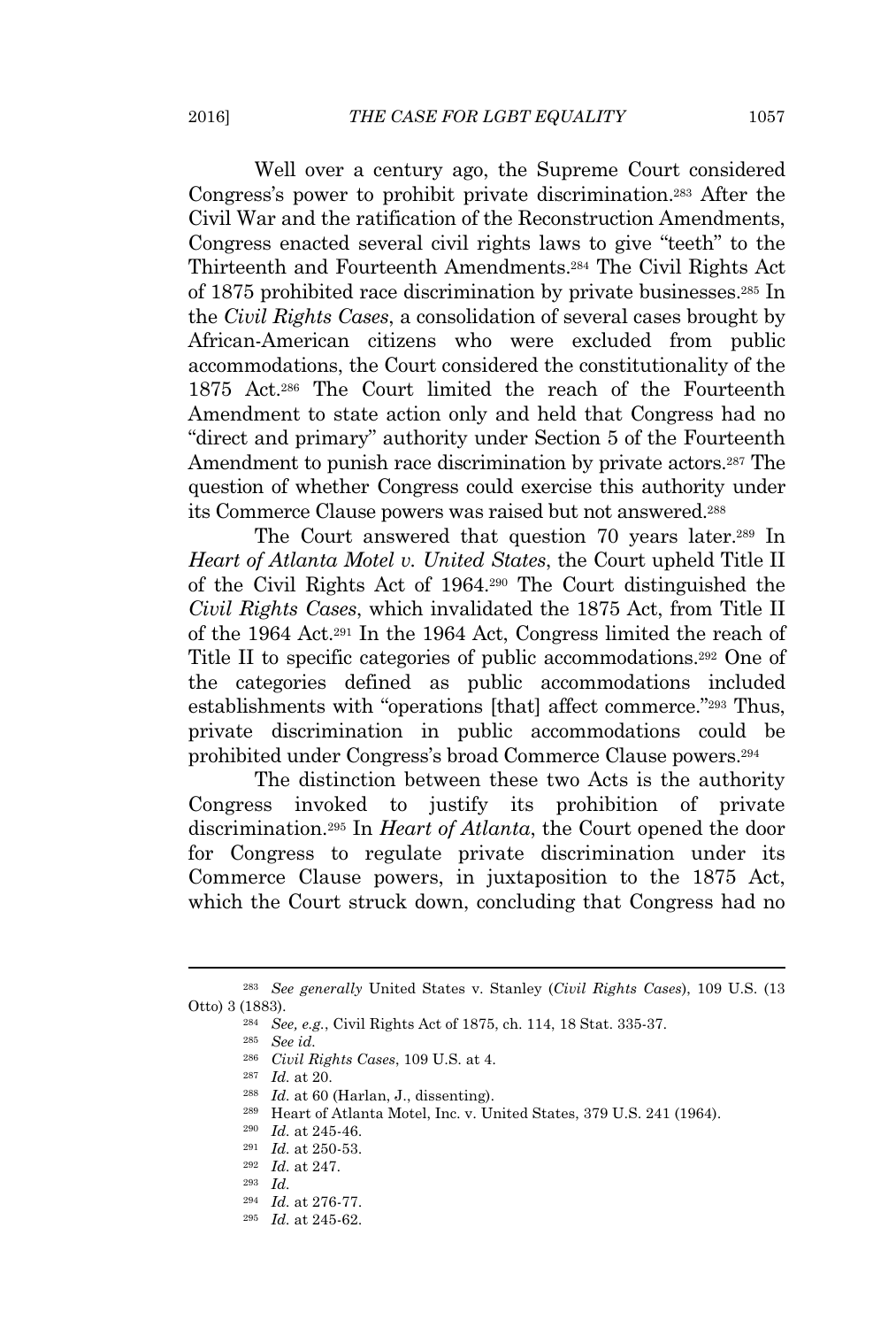Well over a century ago, the Supreme Court considered Congress's power to prohibit private discrimination.[283] After the Civil War and the ratification of the Reconstruction Amendments, Congress enacted several civil rights laws to give "teeth" to the Thirteenth and Fourteenth Amendments.[284] The Civil Rights Act of 1875 prohibited race discrimination by private businesses.[285] In the *Civil Rights Cases*, a consolidation of several cases brought by African-American citizens who were excluded from public accommodations, the Court considered the constitutionality of the 1875 Act.[286] The Court limited the reach of the Fourteenth Amendment to state action only and held that Congress had no "direct and primary" authority under Section 5 of the Fourteenth Amendment to punish race discrimination by private actors.[287] The question of whether Congress could exercise this authority under its Commerce Clause powers was raised but not answered.[288]

The Court answered that question 70 years later.[289] In *Heart of Atlanta Motel v. United States*, the Court upheld Title II of the Civil Rights Act of 1964.[290] The Court distinguished the *Civil Rights Cases*, which invalidated the 1875 Act, from Title II of the 1964 Act.[291] In the 1964 Act, Congress limited the reach of Title II to specific categories of public accommodations.[292] One of the categories defined as public accommodations included establishments with "operations [that] affect commerce."[293] Thus, private discrimination in public accommodations could be prohibited under Congress's broad Commerce Clause powers.[294]

The distinction between these two Acts is the authority Congress invoked to justify its prohibition of private discrimination.[295] In *Heart of Atlanta*, the Court opened the door for Congress to regulate private discrimination under its Commerce Clause powers, in juxtaposition to the 1875 Act, which the Court struck down, concluding that Congress had no

---

[283] *See generally* United States v. Stanley (*Civil Rights Cases*), 109 U.S. (13 Otto) 3 (1883).

[284] *See, e.g.*, Civil Rights Act of 1875, ch. 114, 18 Stat. 335-37.

[285] *See id.*

[286] *Civil Rights Cases*, 109 U.S. at 4.

[287] *Id.* at 20.

[288] *Id.* at 60 (Harlan, J., dissenting).

[289] Heart of Atlanta Motel, Inc. v. United States, 379 U.S. 241 (1964).

[290] *Id.* at 245-46.

[291] *Id.* at 250-53.

[292] *Id.* at 247.

[293] *Id.*

[294] *Id.* at 276-77.

[295] *Id.* at 245-62.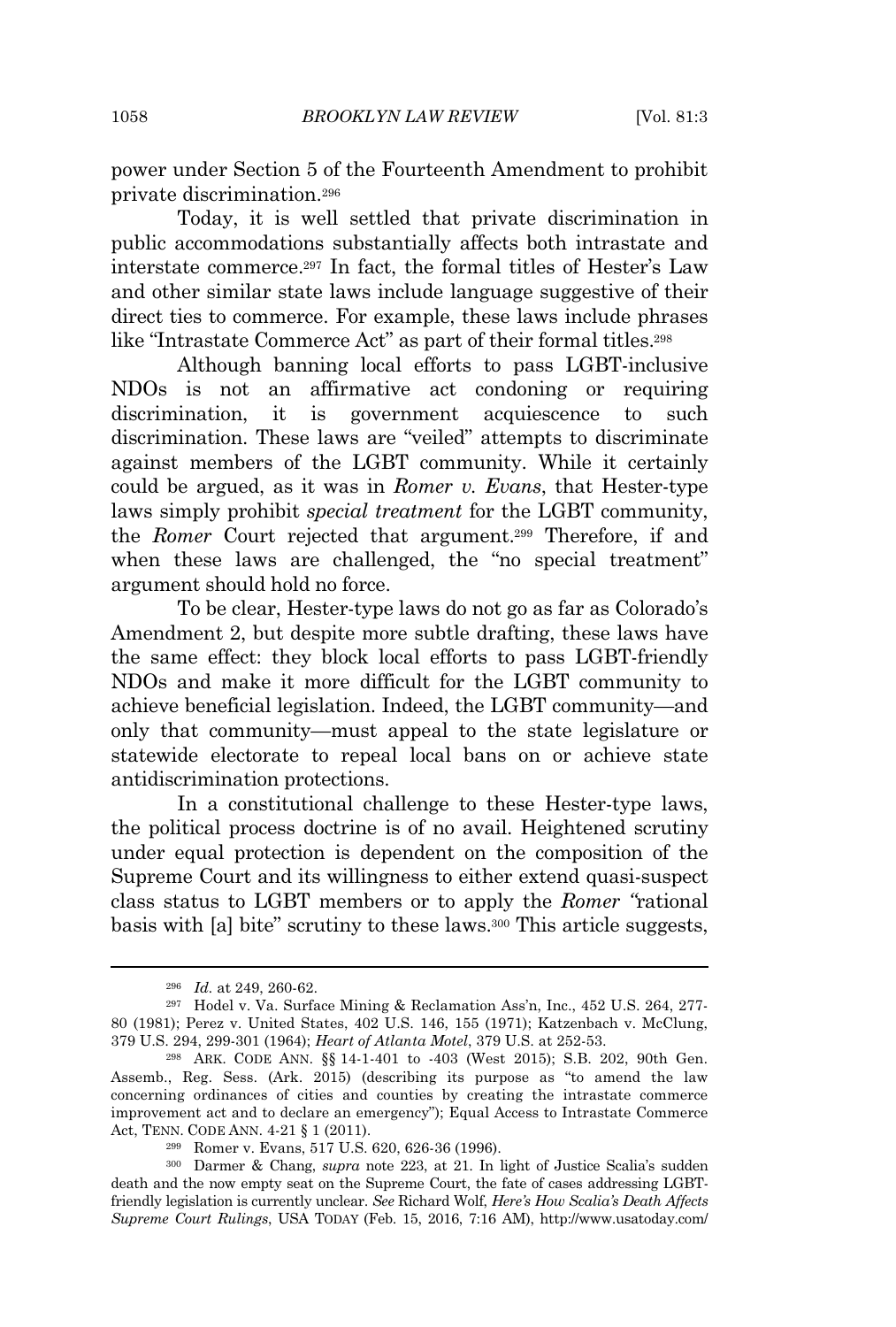power under Section 5 of the Fourteenth Amendment to prohibit private discrimination.[296]

Today, it is well settled that private discrimination in public accommodations substantially affects both intrastate and interstate commerce.[297] In fact, the formal titles of Hester's Law and other similar state laws include language suggestive of their direct ties to commerce. For example, these laws include phrases like "Intrastate Commerce Act" as part of their formal titles.[298]

Although banning local efforts to pass LGBT-inclusive NDOs is not an affirmative act condoning or requiring discrimination, it is government acquiescence to such discrimination. These laws are "veiled" attempts to discriminate against members of the LGBT community. While it certainly could be argued, as it was in *Romer v. Evans*, that Hester-type laws simply prohibit *special treatment* for the LGBT community, the *Romer* Court rejected that argument.[299] Therefore, if and when these laws are challenged, the "no special treatment" argument should hold no force.

To be clear, Hester-type laws do not go as far as Colorado's Amendment 2, but despite more subtle drafting, these laws have the same effect: they block local efforts to pass LGBT-friendly NDOs and make it more difficult for the LGBT community to achieve beneficial legislation. Indeed, the LGBT community—and only that community—must appeal to the state legislature or statewide electorate to repeal local bans on or achieve state antidiscrimination protections.

In a constitutional challenge to these Hester-type laws, the political process doctrine is of no avail. Heightened scrutiny under equal protection is dependent on the composition of the Supreme Court and its willingness to either extend quasi-suspect class status to LGBT members or to apply the *Romer* "rational basis with [a] bite" scrutiny to these laws.[300] This article suggests,

---

[296] *Id.* at 249, 260-62.

[297] Hodel v. Va. Surface Mining & Reclamation Ass'n, Inc., 452 U.S. 264, 277-80 (1981); Perez v. United States, 402 U.S. 146, 155 (1971); Katzenbach v. McClung, 379 U.S. 294, 299-301 (1964); *Heart of Atlanta Motel*, 379 U.S. at 252-53.

[298] ARK. CODE ANN. §§ 14-1-401 to -403 (West 2015); S.B. 202, 90th Gen. Assemb., Reg. Sess. (Ark. 2015) (describing its purpose as "to amend the law concerning ordinances of cities and counties by creating the intrastate commerce improvement act and to declare an emergency"); Equal Access to Intrastate Commerce Act, TENN. CODE ANN. 4-21 § 1 (2011).

[299] Romer v. Evans, 517 U.S. 620, 626-36 (1996).

[300] Darmer & Chang, *supra* note 223, at 21. In light of Justice Scalia's sudden death and the now empty seat on the Supreme Court, the fate of cases addressing LGBT-friendly legislation is currently unclear. *See* Richard Wolf, *Here's How Scalia's Death Affects Supreme Court Rulings*, USA TODAY (Feb. 15, 2016, 7:16 AM), http://www.usatoday.com/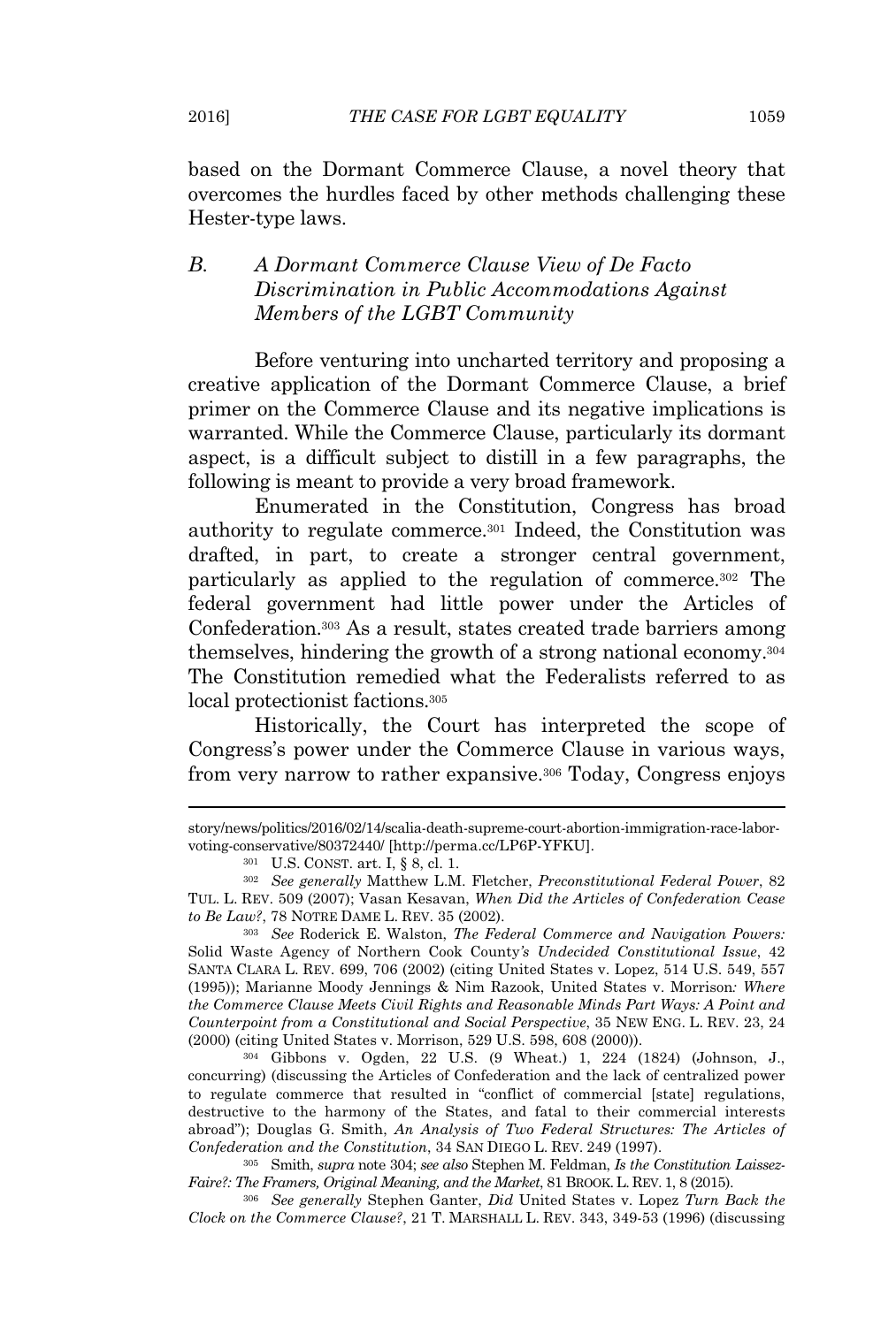based on the Dormant Commerce Clause, a novel theory that overcomes the hurdles faced by other methods challenging these Hester-type laws.

### B. *A Dormant Commerce Clause View of De Facto Discrimination in Public Accommodations Against Members of the LGBT Community*

Before venturing into uncharted territory and proposing a creative application of the Dormant Commerce Clause, a brief primer on the Commerce Clause and its negative implications is warranted. While the Commerce Clause, particularly its dormant aspect, is a difficult subject to distill in a few paragraphs, the following is meant to provide a very broad framework.

Enumerated in the Constitution, Congress has broad authority to regulate commerce.[301] Indeed, the Constitution was drafted, in part, to create a stronger central government, particularly as applied to the regulation of commerce.[302] The federal government had little power under the Articles of Confederation.[303] As a result, states created trade barriers among themselves, hindering the growth of a strong national economy.[304] The Constitution remedied what the Federalists referred to as local protectionist factions.[305]

Historically, the Court has interpreted the scope of Congress's power under the Commerce Clause in various ways, from very narrow to rather expansive.[306] Today, Congress enjoys

---

story/news/politics/2016/02/14/scalia-death-supreme-court-abortion-immigration-race-labor-voting-conservative/80372440/ [http://perma.cc/LP6P-YFKU].

[301] U.S. CONST. art. I, § 8, cl. 1.

[302] *See generally* Matthew L.M. Fletcher, *Preconstitutional Federal Power*, 82 TUL. L. REV. 509 (2007); Vasan Kesavan, *When Did the Articles of Confederation Cease to Be Law?*, 78 NOTRE DAME L. REV. 35 (2002).

[303] *See* Roderick E. Walston, *The Federal Commerce and Navigation Powers:* Solid Waste Agency of Northern Cook County*'s Undecided Constitutional Issue*, 42 SANTA CLARA L. REV. 699, 706 (2002) (citing United States v. Lopez, 514 U.S. 549, 557 (1995)); Marianne Moody Jennings & Nim Razook, United States v. Morrison*: Where the Commerce Clause Meets Civil Rights and Reasonable Minds Part Ways: A Point and Counterpoint from a Constitutional and Social Perspective*, 35 NEW ENG. L. REV. 23, 24 (2000) (citing United States v. Morrison, 529 U.S. 598, 608 (2000)).

[304] Gibbons v. Ogden, 22 U.S. (9 Wheat.) 1, 224 (1824) (Johnson, J., concurring) (discussing the Articles of Confederation and the lack of centralized power to regulate commerce that resulted in "conflict of commercial [state] regulations, destructive to the harmony of the States, and fatal to their commercial interests abroad"); Douglas G. Smith, *An Analysis of Two Federal Structures: The Articles of Confederation and the Constitution*, 34 SAN DIEGO L. REV. 249 (1997).

[305] Smith, *supra* note 304; *see also* Stephen M. Feldman, *Is the Constitution Laissez-Faire?: The Framers, Original Meaning, and the Market*, 81 BROOK. L. REV. 1, 8 (2015).

[306] *See generally* Stephen Ganter, *Did* United States v. Lopez *Turn Back the Clock on the Commerce Clause?*, 21 T. MARSHALL L. REV. 343, 349-53 (1996) (discussing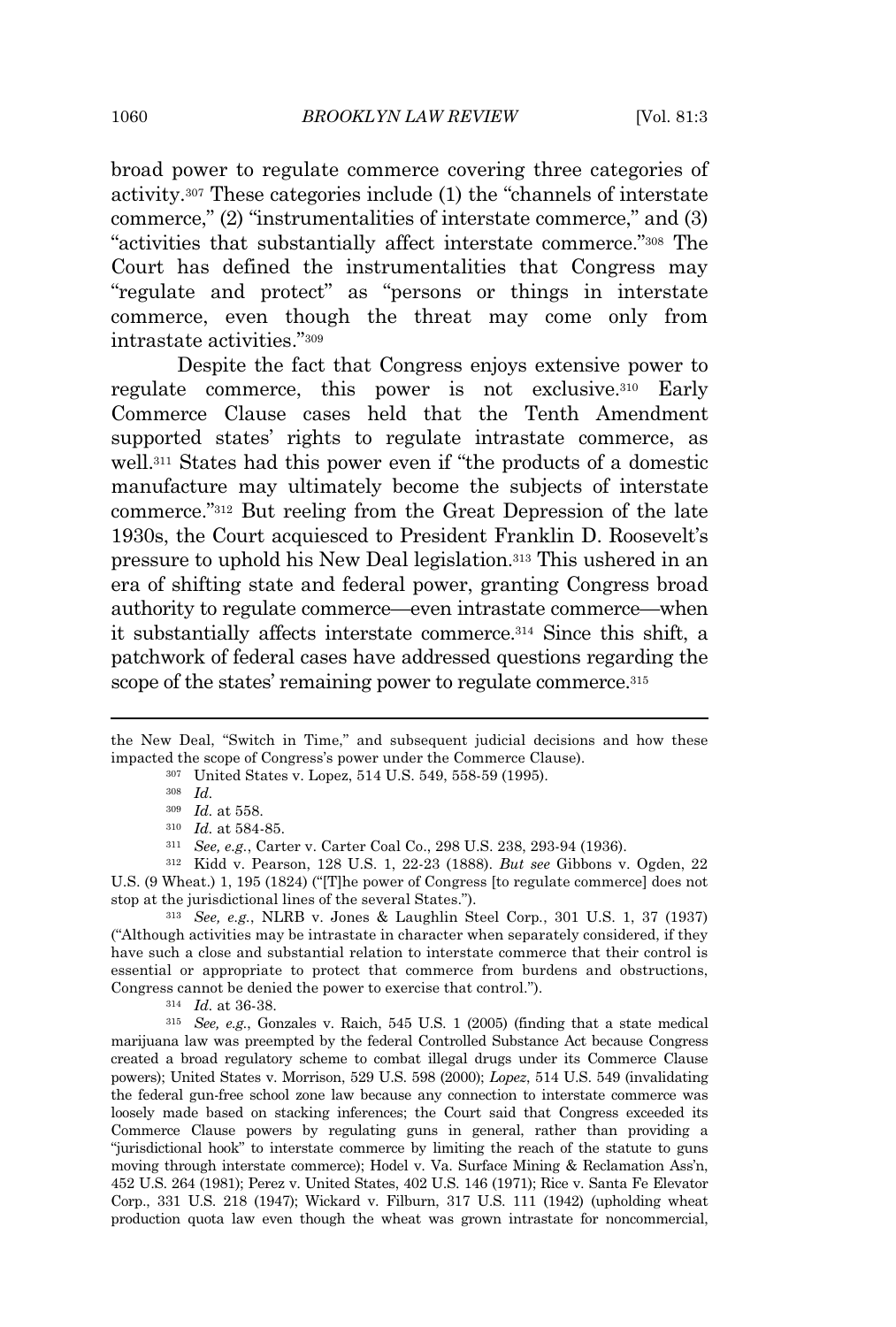broad power to regulate commerce covering three categories of activity.[307] These categories include (1) the "channels of interstate commerce," (2) "instrumentalities of interstate commerce," and (3) "activities that substantially affect interstate commerce."[308] The Court has defined the instrumentalities that Congress may "regulate and protect" as "persons or things in interstate commerce, even though the threat may come only from intrastate activities."[309]

Despite the fact that Congress enjoys extensive power to regulate commerce, this power is not exclusive.[310] Early Commerce Clause cases held that the Tenth Amendment supported states' rights to regulate intrastate commerce, as well.[311] States had this power even if "the products of a domestic manufacture may ultimately become the subjects of interstate commerce."[312] But reeling from the Great Depression of the late 1930s, the Court acquiesced to President Franklin D. Roosevelt's pressure to uphold his New Deal legislation.[313] This ushered in an era of shifting state and federal power, granting Congress broad authority to regulate commerce—even intrastate commerce—when it substantially affects interstate commerce.[314] Since this shift, a patchwork of federal cases have addressed questions regarding the scope of the states' remaining power to regulate commerce.[315]

---

the New Deal, "Switch in Time," and subsequent judicial decisions and how these impacted the scope of Congress's power under the Commerce Clause).

[307] United States v. Lopez, 514 U.S. 549, 558-59 (1995).

[308] *Id.*

[309] *Id.* at 558.

[310] *Id.* at 584-85.

[311] *See, e.g.*, Carter v. Carter Coal Co., 298 U.S. 238, 293-94 (1936).

[312] Kidd v. Pearson, 128 U.S. 1, 22-23 (1888). *But see* Gibbons v. Ogden, 22 U.S. (9 Wheat.) 1, 195 (1824) ("[T]he power of Congress [to regulate commerce] does not stop at the jurisdictional lines of the several States.").

[313] *See, e.g.*, NLRB v. Jones & Laughlin Steel Corp., 301 U.S. 1, 37 (1937) ("Although activities may be intrastate in character when separately considered, if they have such a close and substantial relation to interstate commerce that their control is essential or appropriate to protect that commerce from burdens and obstructions, Congress cannot be denied the power to exercise that control.").

[314] *Id.* at 36-38.

[315] *See, e.g.*, Gonzales v. Raich, 545 U.S. 1 (2005) (finding that a state medical marijuana law was preempted by the federal Controlled Substance Act because Congress created a broad regulatory scheme to combat illegal drugs under its Commerce Clause powers); United States v. Morrison, 529 U.S. 598 (2000); *Lopez*, 514 U.S. 549 (invalidating the federal gun-free school zone law because any connection to interstate commerce was loosely made based on stacking inferences; the Court said that Congress exceeded its Commerce Clause powers by regulating guns in general, rather than providing a "jurisdictional hook" to interstate commerce by limiting the reach of the statute to guns moving through interstate commerce); Hodel v. Va. Surface Mining & Reclamation Ass'n, 452 U.S. 264 (1981); Perez v. United States, 402 U.S. 146 (1971); Rice v. Santa Fe Elevator Corp., 331 U.S. 218 (1947); Wickard v. Filburn, 317 U.S. 111 (1942) (upholding wheat production quota law even though the wheat was grown intrastate for noncommercial,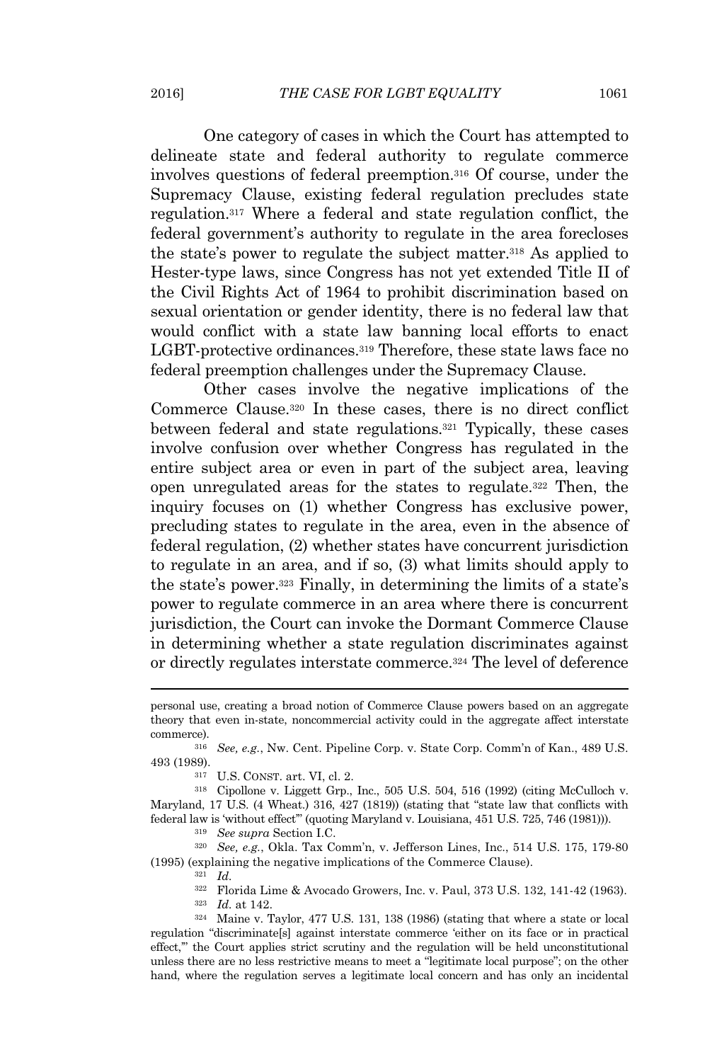One category of cases in which the Court has attempted to delineate state and federal authority to regulate commerce involves questions of federal preemption.[316] Of course, under the Supremacy Clause, existing federal regulation precludes state regulation.[317] Where a federal and state regulation conflict, the federal government's authority to regulate in the area forecloses the state's power to regulate the subject matter.[318] As applied to Hester-type laws, since Congress has not yet extended Title II of the Civil Rights Act of 1964 to prohibit discrimination based on sexual orientation or gender identity, there is no federal law that would conflict with a state law banning local efforts to enact LGBT-protective ordinances.[319] Therefore, these state laws face no federal preemption challenges under the Supremacy Clause.

Other cases involve the negative implications of the Commerce Clause.[320] In these cases, there is no direct conflict between federal and state regulations.[321] Typically, these cases involve confusion over whether Congress has regulated in the entire subject area or even in part of the subject area, leaving open unregulated areas for the states to regulate.[322] Then, the inquiry focuses on (1) whether Congress has exclusive power, precluding states to regulate in the area, even in the absence of federal regulation, (2) whether states have concurrent jurisdiction to regulate in an area, and if so, (3) what limits should apply to the state's power.[323] Finally, in determining the limits of a state's power to regulate commerce in an area where there is concurrent jurisdiction, the Court can invoke the Dormant Commerce Clause in determining whether a state regulation discriminates against or directly regulates interstate commerce.[324] The level of deference

---

personal use, creating a broad notion of Commerce Clause powers based on an aggregate theory that even in-state, noncommercial activity could in the aggregate affect interstate commerce).

[316] *See, e.g.*, Nw. Cent. Pipeline Corp. v. State Corp. Comm'n of Kan., 489 U.S. 493 (1989).

[317] U.S. CONST. art. VI, cl. 2.

[318] Cipollone v. Liggett Grp., Inc., 505 U.S. 504, 516 (1992) (citing McCulloch v. Maryland, 17 U.S. (4 Wheat.) 316, 427 (1819)) (stating that "state law that conflicts with federal law is 'without effect'" (quoting Maryland v. Louisiana, 451 U.S. 725, 746 (1981))).

[319] *See supra* Section I.C.

[320] *See, e.g.*, Okla. Tax Comm'n, v. Jefferson Lines, Inc., 514 U.S. 175, 179-80 (1995) (explaining the negative implications of the Commerce Clause).

[321] *Id.*

[322] Florida Lime & Avocado Growers, Inc. v. Paul, 373 U.S. 132, 141-42 (1963).

[323] *Id.* at 142.

[324] Maine v. Taylor, 477 U.S. 131, 138 (1986) (stating that where a state or local regulation "discriminate[s] against interstate commerce 'either on its face or in practical effect,'" the Court applies strict scrutiny and the regulation will be held unconstitutional unless there are no less restrictive means to meet a "legitimate local purpose"; on the other hand, where the regulation serves a legitimate local concern and has only an incidental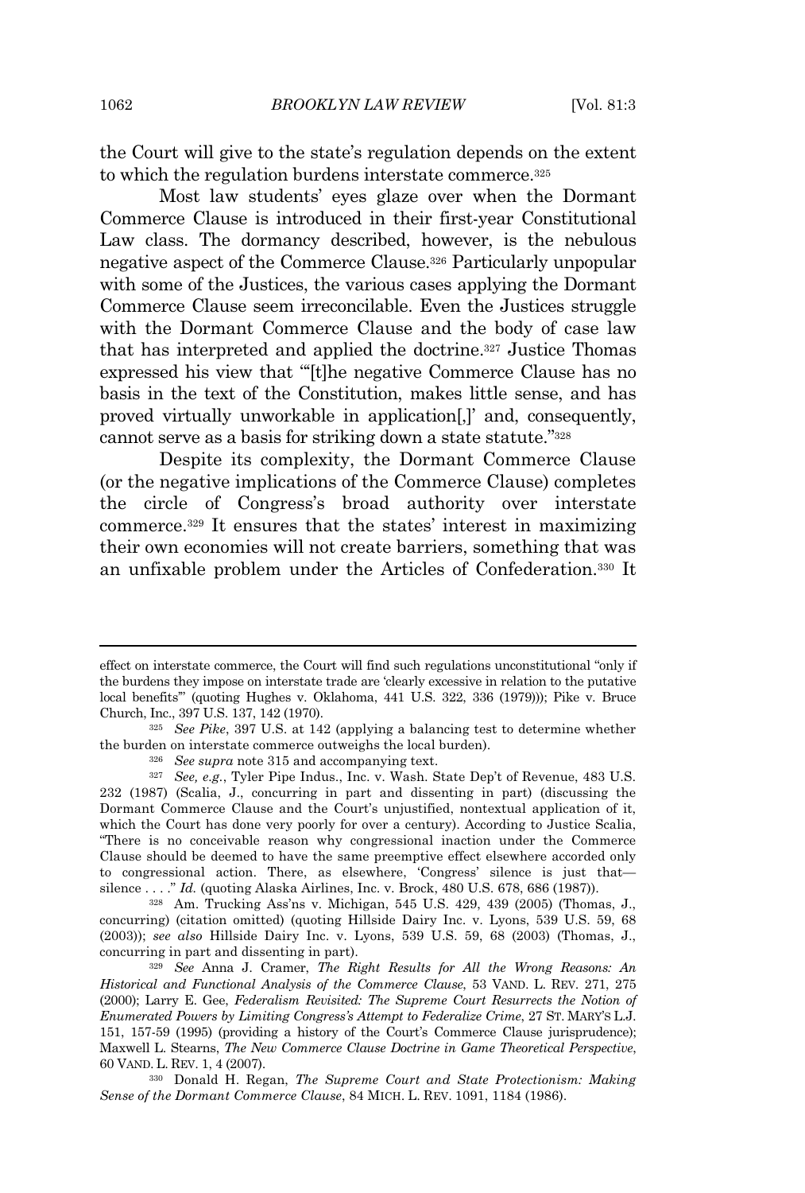the Court will give to the state's regulation depends on the extent to which the regulation burdens interstate commerce.[325]

Most law students' eyes glaze over when the Dormant Commerce Clause is introduced in their first-year Constitutional Law class. The dormancy described, however, is the nebulous negative aspect of the Commerce Clause.[326] Particularly unpopular with some of the Justices, the various cases applying the Dormant Commerce Clause seem irreconcilable. Even the Justices struggle with the Dormant Commerce Clause and the body of case law that has interpreted and applied the doctrine.[327] Justice Thomas expressed his view that "'[t]he negative Commerce Clause has no basis in the text of the Constitution, makes little sense, and has proved virtually unworkable in application[,]' and, consequently, cannot serve as a basis for striking down a state statute."[328]

Despite its complexity, the Dormant Commerce Clause (or the negative implications of the Commerce Clause) completes the circle of Congress's broad authority over interstate commerce.[329] It ensures that the states' interest in maximizing their own economies will not create barriers, something that was an unfixable problem under the Articles of Confederation.[330] It

---

effect on interstate commerce, the Court will find such regulations unconstitutional "only if the burdens they impose on interstate trade are 'clearly excessive in relation to the putative local benefits'" (quoting Hughes v. Oklahoma, 441 U.S. 322, 336 (1979))); Pike v. Bruce Church, Inc., 397 U.S. 137, 142 (1970).

[325] *See Pike*, 397 U.S. at 142 (applying a balancing test to determine whether the burden on interstate commerce outweighs the local burden).

[326] *See supra* note 315 and accompanying text.

[327] *See, e.g.*, Tyler Pipe Indus., Inc. v. Wash. State Dep't of Revenue, 483 U.S. 232 (1987) (Scalia, J., concurring in part and dissenting in part) (discussing the Dormant Commerce Clause and the Court's unjustified, nontextual application of it, which the Court has done very poorly for over a century). According to Justice Scalia, "There is no conceivable reason why congressional inaction under the Commerce Clause should be deemed to have the same preemptive effect elsewhere accorded only to congressional action. There, as elsewhere, 'Congress' silence is just that—silence . . . .'" *Id.* (quoting Alaska Airlines, Inc. v. Brock, 480 U.S. 678, 686 (1987)).

[328] Am. Trucking Ass'ns v. Michigan, 545 U.S. 429, 439 (2005) (Thomas, J., concurring) (citation omitted) (quoting Hillside Dairy Inc. v. Lyons, 539 U.S. 59, 68 (2003)); *see also* Hillside Dairy Inc. v. Lyons, 539 U.S. 59, 68 (2003) (Thomas, J., concurring in part and dissenting in part).

[329] *See* Anna J. Cramer, *The Right Results for All the Wrong Reasons: An Historical and Functional Analysis of the Commerce Clause*, 53 VAND. L. REV. 271, 275 (2000); Larry E. Gee, *Federalism Revisited: The Supreme Court Resurrects the Notion of Enumerated Powers by Limiting Congress's Attempt to Federalize Crime*, 27 ST. MARY'S L.J. 151, 157-59 (1995) (providing a history of the Court's Commerce Clause jurisprudence); Maxwell L. Stearns, *The New Commerce Clause Doctrine in Game Theoretical Perspective*, 60 VAND. L. REV. 1, 4 (2007).

[330] Donald H. Regan, *The Supreme Court and State Protectionism: Making Sense of the Dormant Commerce Clause*, 84 MICH. L. REV. 1091, 1184 (1986).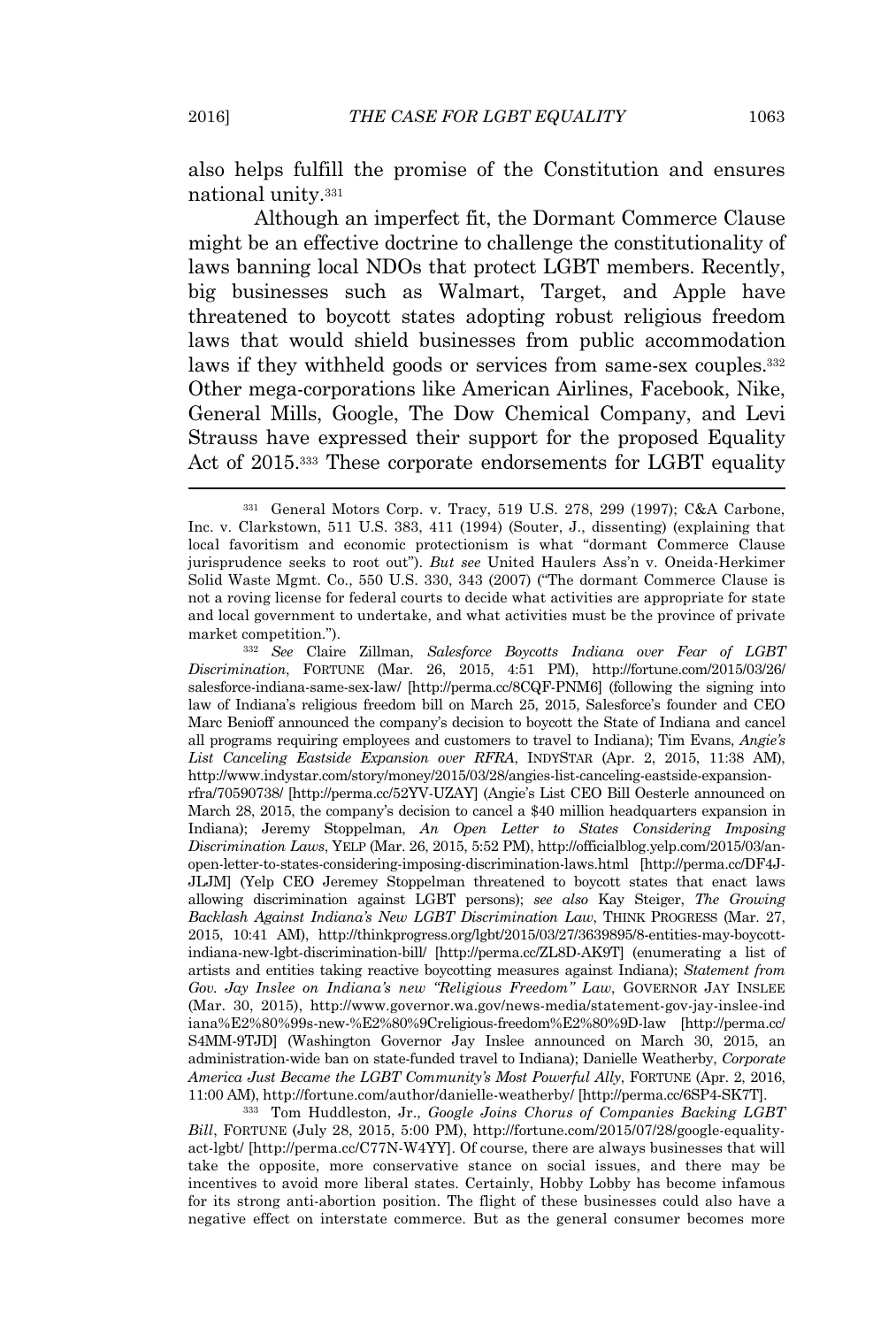also helps fulfill the promise of the Constitution and ensures national unity.[331]

Although an imperfect fit, the Dormant Commerce Clause might be an effective doctrine to challenge the constitutionality of laws banning local NDOs that protect LGBT members. Recently, big businesses such as Walmart, Target, and Apple have threatened to boycott states adopting robust religious freedom laws that would shield businesses from public accommodation laws if they withheld goods or services from same-sex couples.[332] Other mega-corporations like American Airlines, Facebook, Nike, General Mills, Google, The Dow Chemical Company, and Levi Strauss have expressed their support for the proposed Equality Act of 2015.[333] These corporate endorsements for LGBT equality

---

[331] General Motors Corp. v. Tracy, 519 U.S. 278, 299 (1997); C&A Carbone, Inc. v. Clarkstown, 511 U.S. 383, 411 (1994) (Souter, J., dissenting) (explaining that local favoritism and economic protectionism is what "dormant Commerce Clause jurisprudence seeks to root out"). *But see* United Haulers Ass'n v. Oneida-Herkimer Solid Waste Mgmt. Co., 550 U.S. 330, 343 (2007) ("The dormant Commerce Clause is not a roving license for federal courts to decide what activities are appropriate for state and local government to undertake, and what activities must be the province of private market competition.").

[332] *See* Claire Zillman, *Salesforce Boycotts Indiana over Fear of LGBT Discrimination*, FORTUNE (Mar. 26, 2015, 4:51 PM), http://fortune.com/2015/03/26/salesforce-indiana-same-sex-law/ [http://perma.cc/8CQF-PNM6] (following the signing into law of Indiana's religious freedom bill on March 25, 2015, Salesforce's founder and CEO Marc Benioff announced the company's decision to boycott the State of Indiana and cancel all programs requiring employees and customers to travel to Indiana); Tim Evans, *Angie's List Canceling Eastside Expansion over RFRA*, INDYSTAR (Apr. 2, 2015, 11:38 AM), http://www.indystar.com/story/money/2015/03/28/angies-list-canceling-eastside-expansion-rfra/70590738/ [http://perma.cc/52YV-UZAY] (Angie's List CEO Bill Oesterle announced on March 28, 2015, the company's decision to cancel a $40 million headquarters expansion in Indiana); Jeremy Stoppelman, *An Open Letter to States Considering Imposing Discrimination Laws*, YELP (Mar. 26, 2015, 5:52 PM), http://officialblog.yelp.com/2015/03/an-open-letter-to-states-considering-imposing-discrimination-laws.html [http://perma.cc/DF4J-JLJM] (Yelp CEO Jeremey Stoppelman threatened to boycott states that enact laws allowing discrimination against LGBT persons); *see also* Kay Steiger, *The Growing Backlash Against Indiana's New LGBT Discrimination Law*, THINK PROGRESS (Mar. 27, 2015, 10:41 AM), http://thinkprogress.org/lgbt/2015/03/27/3639895/8-entities-may-boycott-indiana-new-lgbt-discrimination-bill/ [http://perma.cc/ZL8D-AK9T] (enumerating a list of artists and entities taking reactive boycotting measures against Indiana); *Statement from Gov. Jay Inslee on Indiana's new "Religious Freedom" Law*, GOVERNOR JAY INSLEE (Mar. 30, 2015), http://www.governor.wa.gov/news-media/statement-gov-jay-inslee-indiana%E2%80%99s-new-%E2%80%9Creligious-freedom%E2%80%9D-law [http://perma.cc/S4MM-9TJD] (Washington Governor Jay Inslee announced on March 30, 2015, an administration-wide ban on state-funded travel to Indiana); Danielle Weatherby, *Corporate America Just Became the LGBT Community's Most Powerful Ally*, FORTUNE (Apr. 2, 2016, 11:00 AM), http://fortune.com/author/danielle-weatherby/ [http://perma.cc/6SP4-SK7T].

[333] Tom Huddleston, Jr., *Google Joins Chorus of Companies Backing LGBT Bill*, FORTUNE (July 28, 2015, 5:00 PM), http://fortune.com/2015/07/28/google-equality-act-lgbt/ [http://perma.cc/C77N-W4YY]. Of course, there are always businesses that will take the opposite, more conservative stance on social issues, and there may be incentives to avoid more liberal states. Certainly, Hobby Lobby has become infamous for its strong anti-abortion position. The flight of these businesses could also have a negative effect on interstate commerce. But as the general consumer becomes more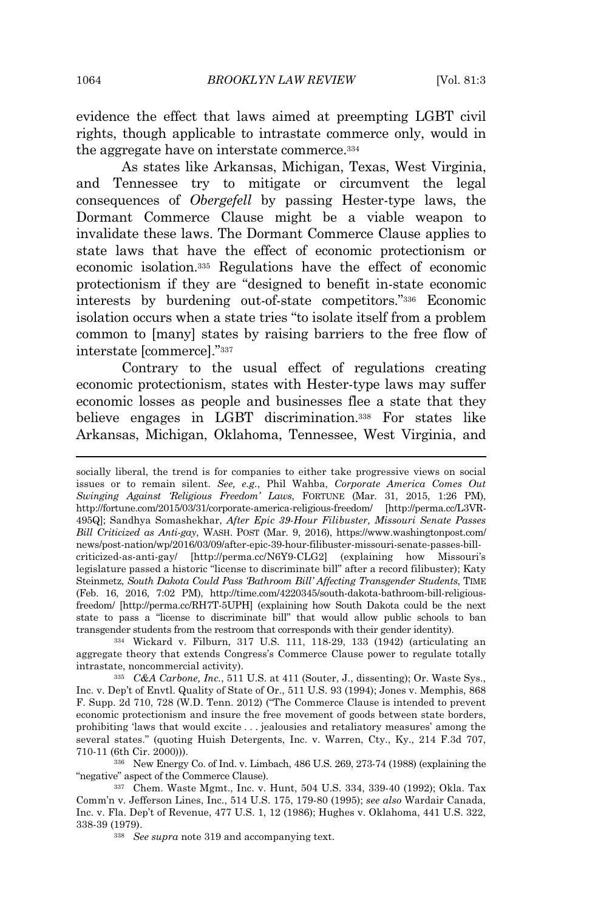evidence the effect that laws aimed at preempting LGBT civil rights, though applicable to intrastate commerce only, would in the aggregate have on interstate commerce.[334]

As states like Arkansas, Michigan, Texas, West Virginia, and Tennessee try to mitigate or circumvent the legal consequences of *Obergefell* by passing Hester-type laws, the Dormant Commerce Clause might be a viable weapon to invalidate these laws. The Dormant Commerce Clause applies to state laws that have the effect of economic protectionism or economic isolation.[335] Regulations have the effect of economic protectionism if they are "designed to benefit in-state economic interests by burdening out-of-state competitors."[336] Economic isolation occurs when a state tries "to isolate itself from a problem common to [many] states by raising barriers to the free flow of interstate [commerce]."[337]

Contrary to the usual effect of regulations creating economic protectionism, states with Hester-type laws may suffer economic losses as people and businesses flee a state that they believe engages in LGBT discrimination.[338] For states like Arkansas, Michigan, Oklahoma, Tennessee, West Virginia, and

---

socially liberal, the trend is for companies to either take progressive views on social issues or to remain silent. *See, e.g.*, Phil Wahba, *Corporate America Comes Out Swinging Against 'Religious Freedom' Laws*, FORTUNE (Mar. 31, 2015, 1:26 PM), http://fortune.com/2015/03/31/corporate-america-religious-freedom/ [http://perma.cc/L3VR-495Q]; Sandhya Somashekhar, *After Epic 39-Hour Filibuster, Missouri Senate Passes Bill Criticized as Anti-gay*, WASH. POST (Mar. 9, 2016), https://www.washingtonpost.com/news/post-nation/wp/2016/03/09/after-epic-39-hour-filibuster-missouri-senate-passes-bill-criticized-as-anti-gay/ [http://perma.cc/N6Y9-CLG2] (explaining how Missouri's legislature passed a historic "license to discriminate bill" after a record filibuster); Katy Steinmetz, *South Dakota Could Pass 'Bathroom Bill' Affecting Transgender Students*, TIME (Feb. 16, 2016, 7:02 PM), http://time.com/4220345/south-dakota-bathroom-bill-religious-freedom/ [http://perma.cc/RH7T-5UPH] (explaining how South Dakota could be the next state to pass a "license to discriminate bill" that would allow public schools to ban transgender students from the restroom that corresponds with their gender identity).

[334] Wickard v. Filburn, 317 U.S. 111, 118-29, 133 (1942) (articulating an aggregate theory that extends Congress's Commerce Clause power to regulate totally intrastate, noncommercial activity).

[335] *C&A Carbone, Inc.*, 511 U.S. at 411 (Souter, J., dissenting); Or. Waste Sys., Inc. v. Dep't of Envtl. Quality of State of Or., 511 U.S. 93 (1994); Jones v. Memphis, 868 F. Supp. 2d 710, 728 (W.D. Tenn. 2012) ("The Commerce Clause is intended to prevent economic protectionism and insure the free movement of goods between state borders, prohibiting 'laws that would excite . . . jealousies and retaliatory measures' among the several states." (quoting Huish Detergents, Inc. v. Warren, Cty., Ky., 214 F.3d 707, 710-11 (6th Cir. 2000))).

[336] New Energy Co. of Ind. v. Limbach, 486 U.S. 269, 273-74 (1988) (explaining the "negative" aspect of the Commerce Clause).

[337] Chem. Waste Mgmt., Inc. v. Hunt, 504 U.S. 334, 339-40 (1992); Okla. Tax Comm'n v. Jefferson Lines, Inc., 514 U.S. 175, 179-80 (1995); *see also* Wardair Canada, Inc. v. Fla. Dep't of Revenue, 477 U.S. 1, 12 (1986); Hughes v. Oklahoma, 441 U.S. 322, 338-39 (1979).

[338] *See supra* note 319 and accompanying text.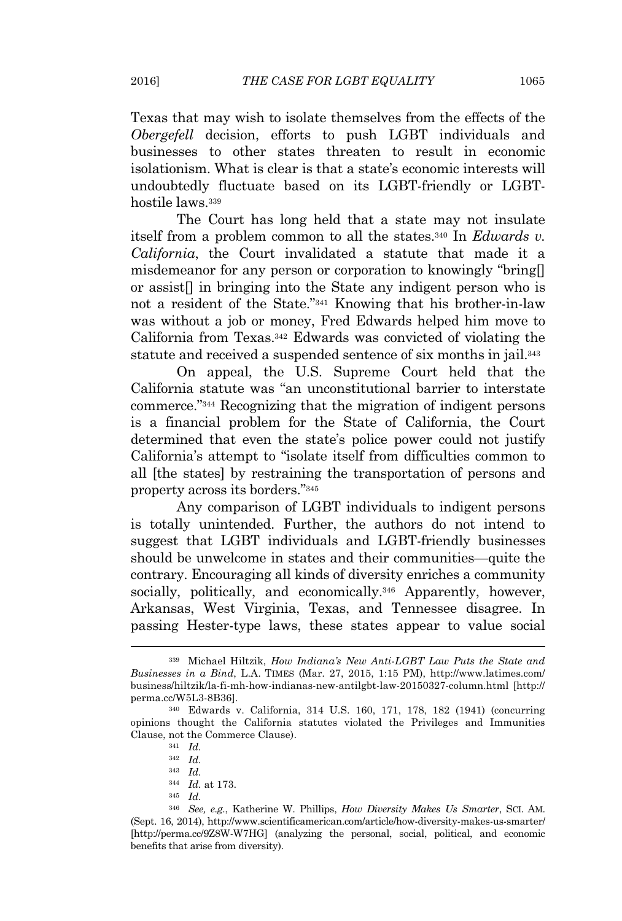Texas that may wish to isolate themselves from the effects of the *Obergefell* decision, efforts to push LGBT individuals and businesses to other states threaten to result in economic isolationism. What is clear is that a state's economic interests will undoubtedly fluctuate based on its LGBT-friendly or LGBT-hostile laws.[339]

The Court has long held that a state may not insulate itself from a problem common to all the states.[340] In *Edwards v. California*, the Court invalidated a statute that made it a misdemeanor for any person or corporation to knowingly "bring[] or assist[] in bringing into the State any indigent person who is not a resident of the State."[341] Knowing that his brother-in-law was without a job or money, Fred Edwards helped him move to California from Texas.[342] Edwards was convicted of violating the statute and received a suspended sentence of six months in jail.[343]

On appeal, the U.S. Supreme Court held that the California statute was "an unconstitutional barrier to interstate commerce."[344] Recognizing that the migration of indigent persons is a financial problem for the State of California, the Court determined that even the state's police power could not justify California's attempt to "isolate itself from difficulties common to all [the states] by restraining the transportation of persons and property across its borders."[345]

Any comparison of LGBT individuals to indigent persons is totally unintended. Further, the authors do not intend to suggest that LGBT individuals and LGBT-friendly businesses should be unwelcome in states and their communities—quite the contrary. Encouraging all kinds of diversity enriches a community socially, politically, and economically.[346] Apparently, however, Arkansas, West Virginia, Texas, and Tennessee disagree. In passing Hester-type laws, these states appear to value social

---

[339] Michael Hiltzik, *How Indiana's New Anti-LGBT Law Puts the State and Businesses in a Bind*, L.A. TIMES (Mar. 27, 2015, 1:15 PM), http://www.latimes.com/business/hiltzik/la-fi-mh-how-indianas-new-antilgbt-law-20150327-column.html [http://perma.cc/W5L3-8B36].

[340] Edwards v. California, 314 U.S. 160, 171, 178, 182 (1941) (concurring opinions thought the California statutes violated the Privileges and Immunities Clause, not the Commerce Clause).

[341] *Id.*

[342] *Id.*

[343] *Id.*

[344] *Id.* at 173.

[345] *Id.*

[346] *See, e.g.*, Katherine W. Phillips, *How Diversity Makes Us Smarter*, SCI. AM. (Sept. 16, 2014), http://www.scientificamerican.com/article/how-diversity-makes-us-smarter/ [http://perma.cc/9Z8W-W7HG] (analyzing the personal, social, political, and economic benefits that arise from diversity).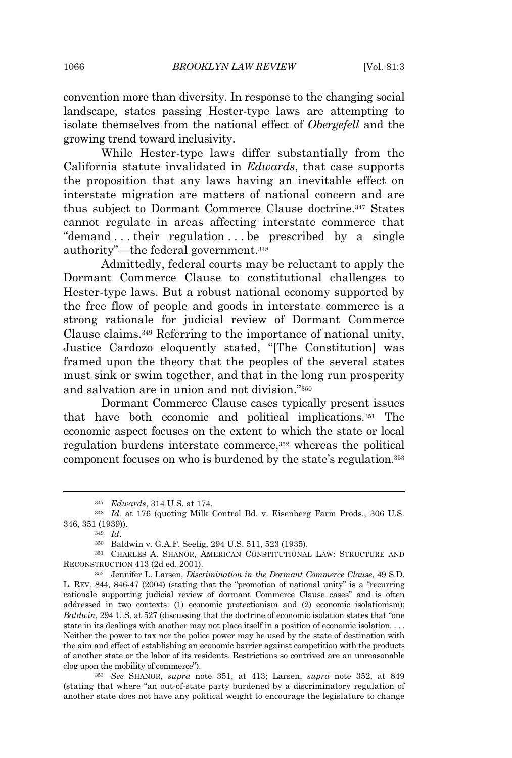convention more than diversity. In response to the changing social landscape, states passing Hester-type laws are attempting to isolate themselves from the national effect of *Obergefell* and the growing trend toward inclusivity.

While Hester-type laws differ substantially from the California statute invalidated in *Edwards*, that case supports the proposition that any laws having an inevitable effect on interstate migration are matters of national concern and are thus subject to Dormant Commerce Clause doctrine.[347] States cannot regulate in areas affecting interstate commerce that "demand . . . their regulation . . . be prescribed by a single authority"—the federal government.[348]

Admittedly, federal courts may be reluctant to apply the Dormant Commerce Clause to constitutional challenges to Hester-type laws. But a robust national economy supported by the free flow of people and goods in interstate commerce is a strong rationale for judicial review of Dormant Commerce Clause claims.[349] Referring to the importance of national unity, Justice Cardozo eloquently stated, "[The Constitution] was framed upon the theory that the peoples of the several states must sink or swim together, and that in the long run prosperity and salvation are in union and not division."[350]

Dormant Commerce Clause cases typically present issues that have both economic and political implications.[351] The economic aspect focuses on the extent to which the state or local regulation burdens interstate commerce,[352] whereas the political component focuses on who is burdened by the state's regulation.[353]

---

[347] *Edwards*, 314 U.S. at 174.

[348] *Id.* at 176 (quoting Milk Control Bd. v. Eisenberg Farm Prods., 306 U.S. 346, 351 (1939)).

[349] *Id.*

[350] Baldwin v. G.A.F. Seelig, 294 U.S. 511, 523 (1935).

[351] CHARLES A. SHANOR, AMERICAN CONSTITUTIONAL LAW: STRUCTURE AND RECONSTRUCTION 413 (2d ed. 2001).

[352] Jennifer L. Larsen, *Discrimination in the Dormant Commerce Clause*, 49 S.D. L. REV. 844, 846-47 (2004) (stating that the "promotion of national unity" is a "recurring rationale supporting judicial review of dormant Commerce Clause cases" and is often addressed in two contexts: (1) economic protectionism and (2) economic isolationism); *Baldwin*, 294 U.S. at 527 (discussing that the doctrine of economic isolation states that "one state in its dealings with another may not place itself in a position of economic isolation. . . . Neither the power to tax nor the police power may be used by the state of destination with the aim and effect of establishing an economic barrier against competition with the products of another state or the labor of its residents. Restrictions so contrived are an unreasonable clog upon the mobility of commerce").

[353] *See* SHANOR, *supra* note 351, at 413; Larsen, *supra* note 352, at 849 (stating that where "an out-of-state party burdened by a discriminatory regulation of another state does not have any political weight to encourage the legislature to change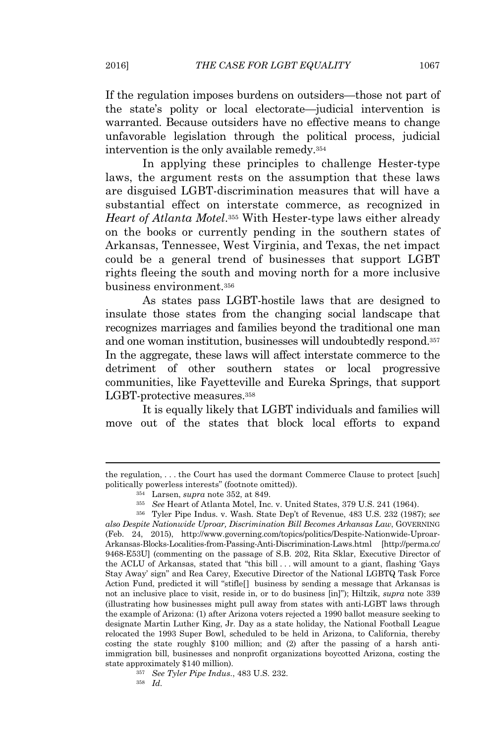If the regulation imposes burdens on outsiders—those not part of the state's polity or local electorate—judicial intervention is warranted. Because outsiders have no effective means to change unfavorable legislation through the political process, judicial intervention is the only available remedy.[354]

In applying these principles to challenge Hester-type laws, the argument rests on the assumption that these laws are disguised LGBT-discrimination measures that will have a substantial effect on interstate commerce, as recognized in *Heart of Atlanta Motel*.[355] With Hester-type laws either already on the books or currently pending in the southern states of Arkansas, Tennessee, West Virginia, and Texas, the net impact could be a general trend of businesses that support LGBT rights fleeing the south and moving north for a more inclusive business environment.[356]

As states pass LGBT-hostile laws that are designed to insulate those states from the changing social landscape that recognizes marriages and families beyond the traditional one man and one woman institution, businesses will undoubtedly respond.[357] In the aggregate, these laws will affect interstate commerce to the detriment of other southern states or local progressive communities, like Fayetteville and Eureka Springs, that support LGBT-protective measures.[358]

It is equally likely that LGBT individuals and families will move out of the states that block local efforts to expand

---

the regulation, . . . the Court has used the dormant Commerce Clause to protect [such] politically powerless interests" (footnote omitted)).

[354] Larsen, *supra* note 352, at 849.

[355] *See* Heart of Atlanta Motel, Inc. v. United States, 379 U.S. 241 (1964).

[356] Tyler Pipe Indus. v. Wash. State Dep't of Revenue, 483 U.S. 232 (1987); *see also Despite Nationwide Uproar, Discrimination Bill Becomes Arkansas Law*, GOVERNING (Feb. 24, 2015), http://www.governing.com/topics/politics/Despite-Nationwide-Uproar-Arkansas-Blocks-Localities-from-Passing-Anti-Discrimination-Laws.html [http://perma.cc/9468-E53U] (commenting on the passage of S.B. 202, Rita Sklar, Executive Director of the ACLU of Arkansas, stated that "this bill . . . will amount to a giant, flashing 'Gays Stay Away' sign" and Rea Carey, Executive Director of the National LGBTQ Task Force Action Fund, predicted it will "stifle[] business by sending a message that Arkansas is not an inclusive place to visit, reside in, or to do business [in]"); Hiltzik, *supra* note 339 (illustrating how businesses might pull away from states with anti-LGBT laws through the example of Arizona: (1) after Arizona voters rejected a 1990 ballot measure seeking to designate Martin Luther King, Jr. Day as a state holiday, the National Football League relocated the 1993 Super Bowl, scheduled to be held in Arizona, to California, thereby costing the state roughly $100 million; and (2) after the passing of a harsh anti-immigration bill, businesses and nonprofit organizations boycotted Arizona, costing the state approximately $140 million).

[357] *See Tyler Pipe Indus.*, 483 U.S. 232.

[358] *Id.*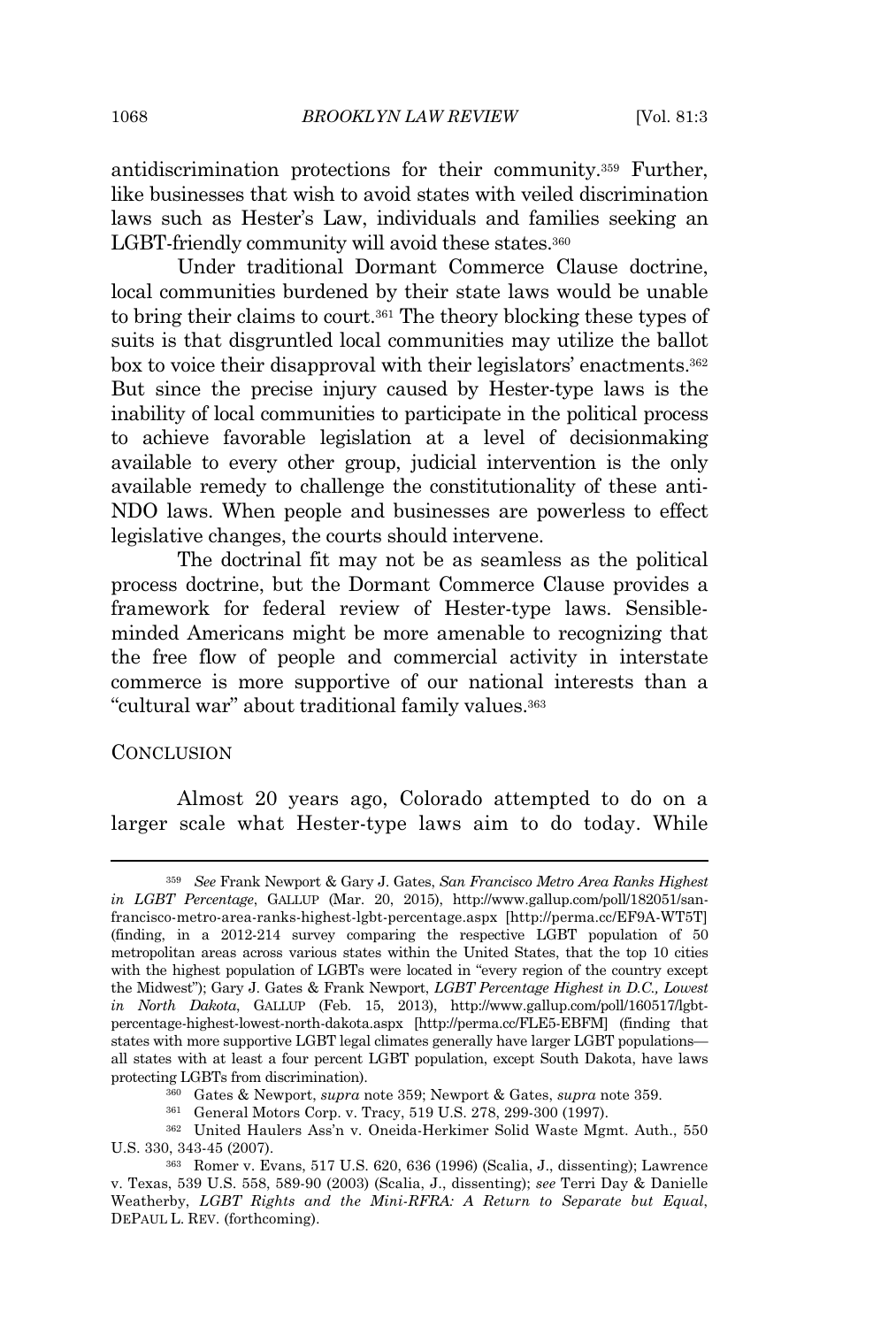antidiscrimination protections for their community.[359] Further, like businesses that wish to avoid states with veiled discrimination laws such as Hester's Law, individuals and families seeking an LGBT-friendly community will avoid these states.[360]

Under traditional Dormant Commerce Clause doctrine, local communities burdened by their state laws would be unable to bring their claims to court.[361] The theory blocking these types of suits is that disgruntled local communities may utilize the ballot box to voice their disapproval with their legislators' enactments.[362] But since the precise injury caused by Hester-type laws is the inability of local communities to participate in the political process to achieve favorable legislation at a level of decisionmaking available to every other group, judicial intervention is the only available remedy to challenge the constitutionality of these anti-NDO laws. When people and businesses are powerless to effect legislative changes, the courts should intervene.

The doctrinal fit may not be as seamless as the political process doctrine, but the Dormant Commerce Clause provides a framework for federal review of Hester-type laws. Sensible-minded Americans might be more amenable to recognizing that the free flow of people and commercial activity in interstate commerce is more supportive of our national interests than a "cultural war" about traditional family values.[363]

## CONCLUSION

Almost 20 years ago, Colorado attempted to do on a larger scale what Hester-type laws aim to do today. While

---

[359] *See* Frank Newport & Gary J. Gates, *San Francisco Metro Area Ranks Highest in LGBT Percentage*, GALLUP (Mar. 20, 2015), http://www.gallup.com/poll/182051/san-francisco-metro-area-ranks-highest-lgbt-percentage.aspx [http://perma.cc/EF9A-WT5T] (finding, in a 2012-214 survey comparing the respective LGBT population of 50 metropolitan areas across various states within the United States, that the top 10 cities with the highest population of LGBTs were located in "every region of the country except the Midwest"); Gary J. Gates & Frank Newport, *LGBT Percentage Highest in D.C., Lowest in North Dakota*, GALLUP (Feb. 15, 2013), http://www.gallup.com/poll/160517/lgbt-percentage-highest-lowest-north-dakota.aspx [http://perma.cc/FLE5-EBFM] (finding that states with more supportive LGBT legal climates generally have larger LGBT populations—all states with at least a four percent LGBT population, except South Dakota, have laws protecting LGBTs from discrimination).

[360] Gates & Newport, *supra* note 359; Newport & Gates, *supra* note 359.

[361] General Motors Corp. v. Tracy, 519 U.S. 278, 299-300 (1997).

[362] United Haulers Ass'n v. Oneida-Herkimer Solid Waste Mgmt. Auth., 550 U.S. 330, 343-45 (2007).

[363] Romer v. Evans, 517 U.S. 620, 636 (1996) (Scalia, J., dissenting); Lawrence v. Texas, 539 U.S. 558, 589-90 (2003) (Scalia, J., dissenting); *see* Terri Day & Danielle Weatherby, *LGBT Rights and the Mini-RFRA: A Return to Separate but Equal*, DEPAUL L. REV. (forthcoming).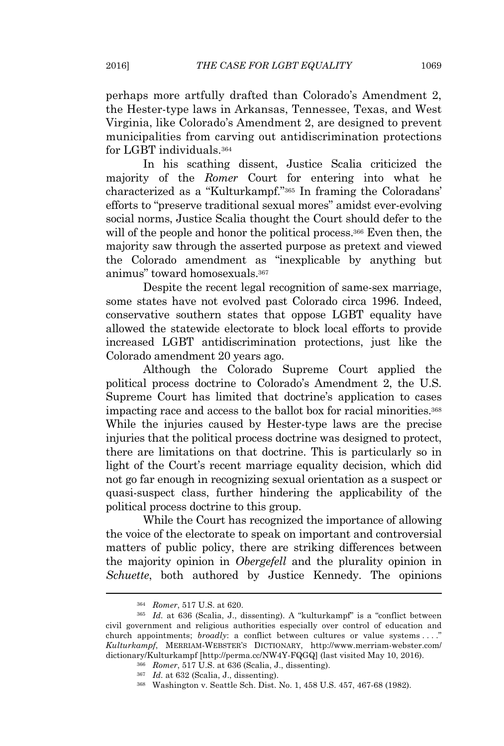perhaps more artfully drafted than Colorado's Amendment 2, the Hester-type laws in Arkansas, Tennessee, Texas, and West Virginia, like Colorado's Amendment 2, are designed to prevent municipalities from carving out antidiscrimination protections for LGBT individuals.[364]

In his scathing dissent, Justice Scalia criticized the majority of the *Romer* Court for entering into what he characterized as a "Kulturkampf."[365] In framing the Coloradans' efforts to "preserve traditional sexual mores" amidst ever-evolving social norms, Justice Scalia thought the Court should defer to the will of the people and honor the political process.[366] Even then, the majority saw through the asserted purpose as pretext and viewed the Colorado amendment as "inexplicable by anything but animus" toward homosexuals.[367]

Despite the recent legal recognition of same-sex marriage, some states have not evolved past Colorado circa 1996. Indeed, conservative southern states that oppose LGBT equality have allowed the statewide electorate to block local efforts to provide increased LGBT antidiscrimination protections, just like the Colorado amendment 20 years ago.

Although the Colorado Supreme Court applied the political process doctrine to Colorado's Amendment 2, the U.S. Supreme Court has limited that doctrine's application to cases impacting race and access to the ballot box for racial minorities.[368] While the injuries caused by Hester-type laws are the precise injuries that the political process doctrine was designed to protect, there are limitations on that doctrine. This is particularly so in light of the Court's recent marriage equality decision, which did not go far enough in recognizing sexual orientation as a suspect or quasi-suspect class, further hindering the applicability of the political process doctrine to this group.

While the Court has recognized the importance of allowing the voice of the electorate to speak on important and controversial matters of public policy, there are striking differences between the majority opinion in *Obergefell* and the plurality opinion in *Schuette*, both authored by Justice Kennedy. The opinions

---

[364] *Romer*, 517 U.S. at 620.

[365] *Id.* at 636 (Scalia, J., dissenting). A "kulturkampf" is a "conflict between civil government and religious authorities especially over control of education and church appointments; *broadly*: a conflict between cultures or value systems . . . ." *Kulturkampf*, MERRIAM-WEBSTER'S DICTIONARY, http://www.merriam-webster.com/dictionary/Kulturkampf [http://perma.cc/NW4Y-FQGQ] (last visited May 10, 2016).

[366] *Romer*, 517 U.S. at 636 (Scalia, J., dissenting).

[367] *Id.* at 632 (Scalia, J., dissenting).

[368] Washington v. Seattle Sch. Dist. No. 1, 458 U.S. 457, 467-68 (1982).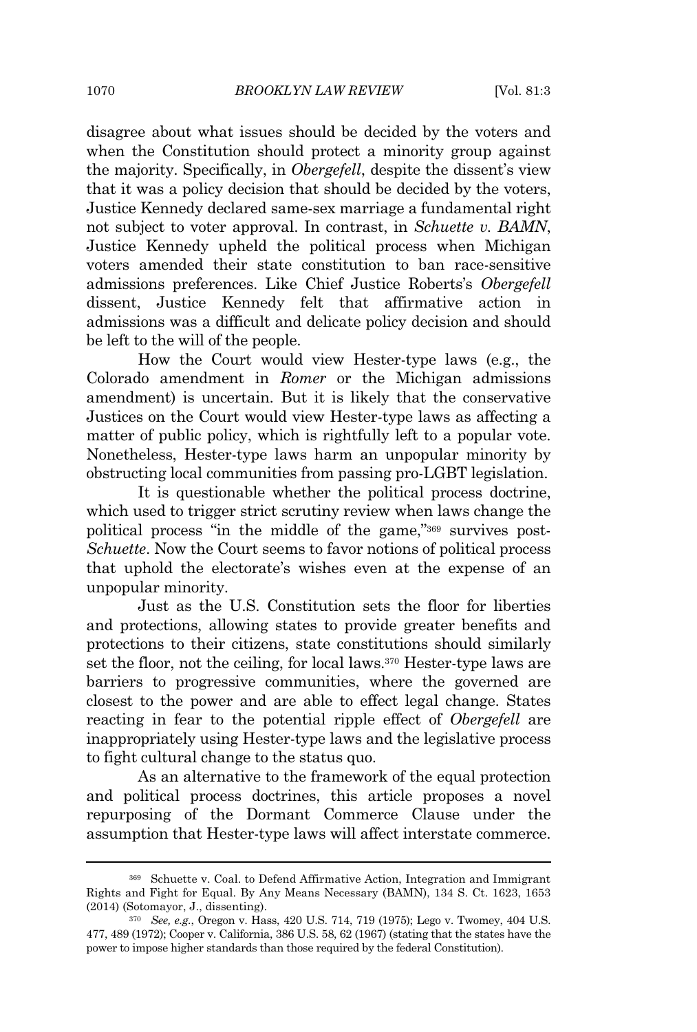disagree about what issues should be decided by the voters and when the Constitution should protect a minority group against the majority. Specifically, in *Obergefell*, despite the dissent's view that it was a policy decision that should be decided by the voters, Justice Kennedy declared same-sex marriage a fundamental right not subject to voter approval. In contrast, in *Schuette v. BAMN*, Justice Kennedy upheld the political process when Michigan voters amended their state constitution to ban race-sensitive admissions preferences. Like Chief Justice Roberts's *Obergefell* dissent, Justice Kennedy felt that affirmative action in admissions was a difficult and delicate policy decision and should be left to the will of the people.

How the Court would view Hester-type laws (e.g., the Colorado amendment in *Romer* or the Michigan admissions amendment) is uncertain. But it is likely that the conservative Justices on the Court would view Hester-type laws as affecting a matter of public policy, which is rightfully left to a popular vote. Nonetheless, Hester-type laws harm an unpopular minority by obstructing local communities from passing pro-LGBT legislation.

It is questionable whether the political process doctrine, which used to trigger strict scrutiny review when laws change the political process "in the middle of the game,"[369] survives post-*Schuette*. Now the Court seems to favor notions of political process that uphold the electorate's wishes even at the expense of an unpopular minority.

Just as the U.S. Constitution sets the floor for liberties and protections, allowing states to provide greater benefits and protections to their citizens, state constitutions should similarly set the floor, not the ceiling, for local laws.[370] Hester-type laws are barriers to progressive communities, where the governed are closest to the power and are able to effect legal change. States reacting in fear to the potential ripple effect of *Obergefell* are inappropriately using Hester-type laws and the legislative process to fight cultural change to the status quo.

As an alternative to the framework of the equal protection and political process doctrines, this article proposes a novel repurposing of the Dormant Commerce Clause under the assumption that Hester-type laws will affect interstate commerce.

---

[369] Schuette v. Coal. to Defend Affirmative Action, Integration and Immigrant Rights and Fight for Equal. By Any Means Necessary (BAMN), 134 S. Ct. 1623, 1653 (2014) (Sotomayor, J., dissenting).

[370] *See, e.g.*, Oregon v. Hass, 420 U.S. 714, 719 (1975); Lego v. Twomey, 404 U.S. 477, 489 (1972); Cooper v. California, 386 U.S. 58, 62 (1967) (stating that the states have the power to impose higher standards than those required by the federal Constitution).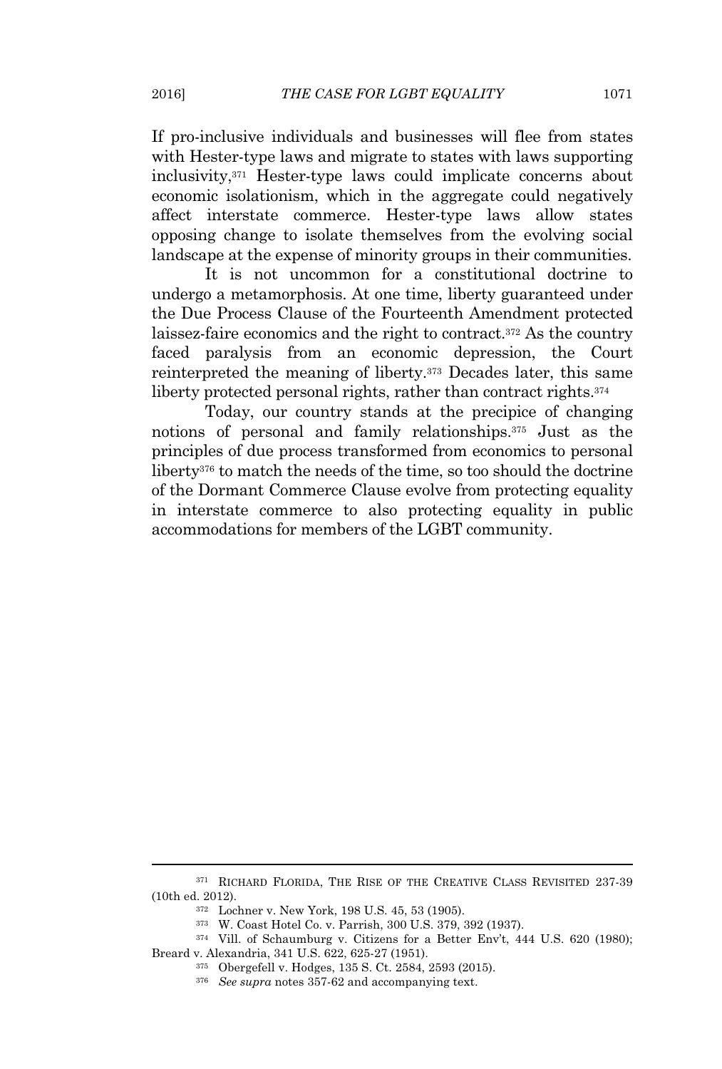If pro-inclusive individuals and businesses will flee from states with Hester-type laws and migrate to states with laws supporting inclusivity,[371] Hester-type laws could implicate concerns about economic isolationism, which in the aggregate could negatively affect interstate commerce. Hester-type laws allow states opposing change to isolate themselves from the evolving social landscape at the expense of minority groups in their communities.

It is not uncommon for a constitutional doctrine to undergo a metamorphosis. At one time, liberty guaranteed under the Due Process Clause of the Fourteenth Amendment protected laissez-faire economics and the right to contract.[372] As the country faced paralysis from an economic depression, the Court reinterpreted the meaning of liberty.[373] Decades later, this same liberty protected personal rights, rather than contract rights.[374]

Today, our country stands at the precipice of changing notions of personal and family relationships.[375] Just as the principles of due process transformed from economics to personal liberty[376] to match the needs of the time, so too should the doctrine of the Dormant Commerce Clause evolve from protecting equality in interstate commerce to also protecting equality in public accommodations for members of the LGBT community.

---

[371] RICHARD FLORIDA, THE RISE OF THE CREATIVE CLASS REVISITED 237-39 (10th ed. 2012).

[372] Lochner v. New York, 198 U.S. 45, 53 (1905).

[373] W. Coast Hotel Co. v. Parrish, 300 U.S. 379, 392 (1937).

[374] Vill. of Schaumburg v. Citizens for a Better Env't, 444 U.S. 620 (1980); Breard v. Alexandria, 341 U.S. 622, 625-27 (1951).

[375] Obergefell v. Hodges, 135 S. Ct. 2584, 2593 (2015).

[376] *See supra* notes 357-62 and accompanying text.